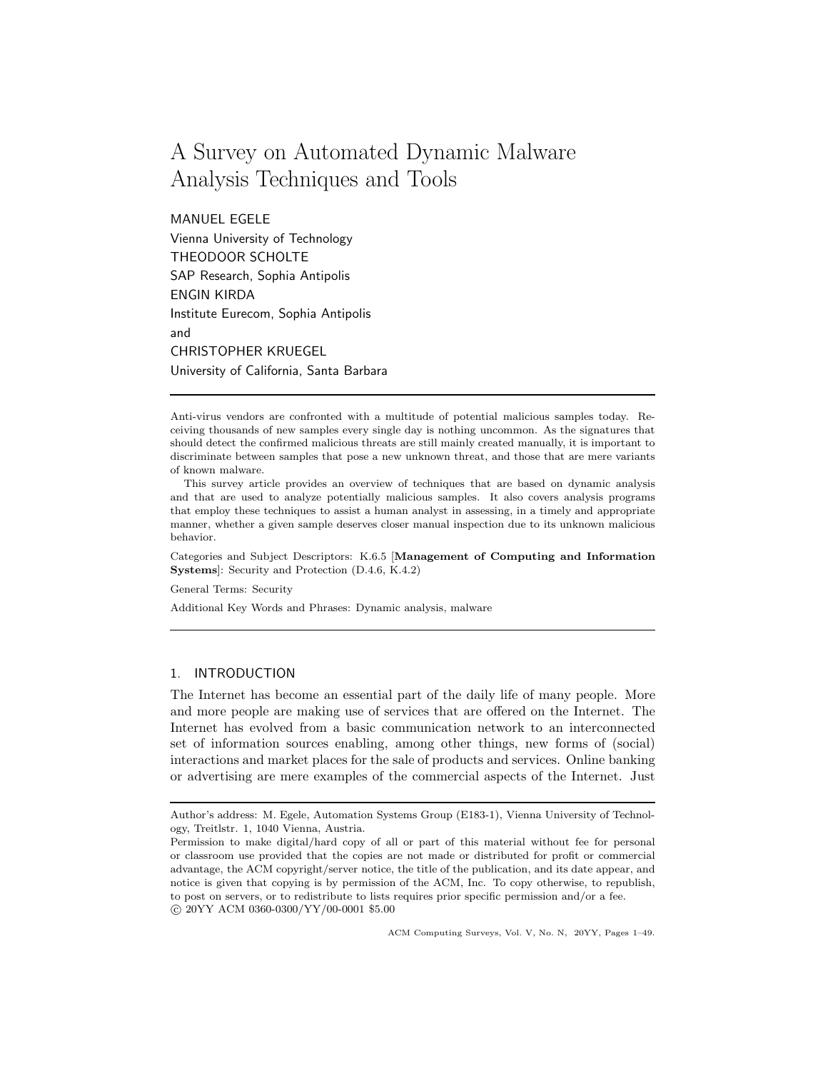# A Survey on Automated Dynamic Malware Analysis Techniques and Tools

MANUEL EGELE
Vienna University of Technology
THEODOOR SCHOLTE
SAP Research, Sophia Antipolis
ENGIN KIRDA
Institute Eurecom, Sophia Antipolis
and
CHRISTOPHER KRUEGEL
University of California, Santa Barbara

---

Anti-virus vendors are confronted with a multitude of potential malicious samples today. Receiving thousands of new samples every single day is nothing uncommon. As the signatures that should detect the confirmed malicious threats are still mainly created manually, it is important to discriminate between samples that pose a new unknown threat, and those that are mere variants of known malware.

This survey article provides an overview of techniques that are based on dynamic analysis and that are used to analyze potentially malicious samples. It also covers analysis programs that employ these techniques to assist a human analyst in assessing, in a timely and appropriate manner, whether a given sample deserves closer manual inspection due to its unknown malicious behavior.

Categories and Subject Descriptors: K.6.5 [**Management of Computing and Information Systems**]: Security and Protection (D.4.6, K.4.2)

General Terms: Security

Additional Key Words and Phrases: Dynamic analysis, malware

---

## 1. INTRODUCTION

The Internet has become an essential part of the daily life of many people. More and more people are making use of services that are offered on the Internet. The Internet has evolved from a basic communication network to an interconnected set of information sources enabling, among other things, new forms of (social) interactions and market places for the sale of products and services. Online banking or advertising are mere examples of the commercial aspects of the Internet. Just

---

Author's address: M. Egele, Automation Systems Group (E183-1), Vienna University of Technology, Treitlstr. 1, 1040 Vienna, Austria.

Permission to make digital/hard copy of all or part of this material without fee for personal or classroom use provided that the copies are not made or distributed for profit or commercial advantage, the ACM copyright/server notice, the title of the publication, and its date appear, and notice is given that copying is by permission of the ACM, Inc. To copy otherwise, to republish, to post on servers, or to redistribute to lists requires prior specific permission and/or a fee.
© 20YY ACM 0360-0300/YY/00-0001 $5.00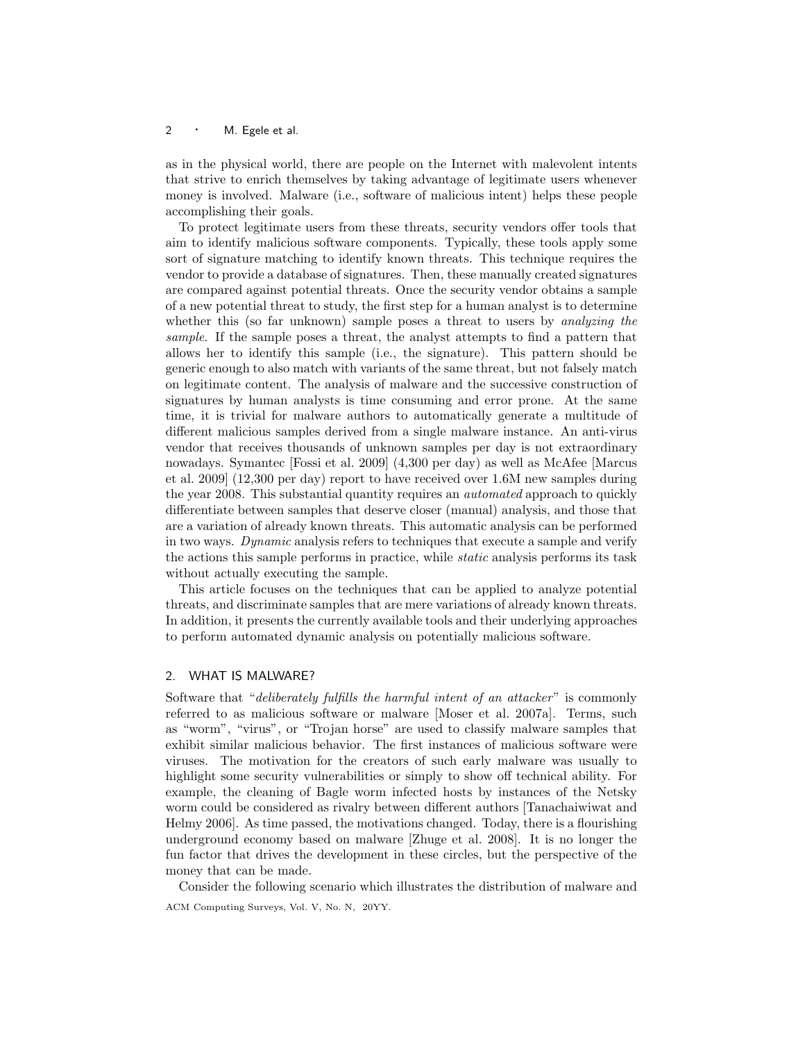as in the physical world, there are people on the Internet with malevolent intents that strive to enrich themselves by taking advantage of legitimate users whenever money is involved. Malware (i.e., software of malicious intent) helps these people accomplishing their goals.

To protect legitimate users from these threats, security vendors offer tools that aim to identify malicious software components. Typically, these tools apply some sort of signature matching to identify known threats. This technique requires the vendor to provide a database of signatures. Then, these manually created signatures are compared against potential threats. Once the security vendor obtains a sample of a new potential threat to study, the first step for a human analyst is to determine whether this (so far unknown) sample poses a threat to users by *analyzing the sample*. If the sample poses a threat, the analyst attempts to find a pattern that allows her to identify this sample (i.e., the signature). This pattern should be generic enough to also match with variants of the same threat, but not falsely match on legitimate content. The analysis of malware and the successive construction of signatures by human analysts is time consuming and error prone. At the same time, it is trivial for malware authors to automatically generate a multitude of different malicious samples derived from a single malware instance. An anti-virus vendor that receives thousands of unknown samples per day is not extraordinary nowadays. Symantec [Fossi et al. 2009] (4,300 per day) as well as McAfee [Marcus et al. 2009] (12,300 per day) report to have received over 1.6M new samples during the year 2008. This substantial quantity requires an *automated* approach to quickly differentiate between samples that deserve closer (manual) analysis, and those that are a variation of already known threats. This automatic analysis can be performed in two ways. *Dynamic* analysis refers to techniques that execute a sample and verify the actions this sample performs in practice, while *static* analysis performs its task without actually executing the sample.

This article focuses on the techniques that can be applied to analyze potential threats, and discriminate samples that are mere variations of already known threats. In addition, it presents the currently available tools and their underlying approaches to perform automated dynamic analysis on potentially malicious software.

## 2. WHAT IS MALWARE?

Software that "*deliberately fulfills the harmful intent of an attacker*" is commonly referred to as malicious software or malware [Moser et al. 2007a]. Terms, such as "worm", "virus", or "Trojan horse" are used to classify malware samples that exhibit similar malicious behavior. The first instances of malicious software were viruses. The motivation for the creators of such early malware was usually to highlight some security vulnerabilities or simply to show off technical ability. For example, the cleaning of Bagle worm infected hosts by instances of the Netsky worm could be considered as rivalry between different authors [Tanachaiwiwat and Helmy 2006]. As time passed, the motivations changed. Today, there is a flourishing underground economy based on malware [Zhuge et al. 2008]. It is no longer the fun factor that drives the development in these circles, but the perspective of the money that can be made.

Consider the following scenario which illustrates the distribution of malware and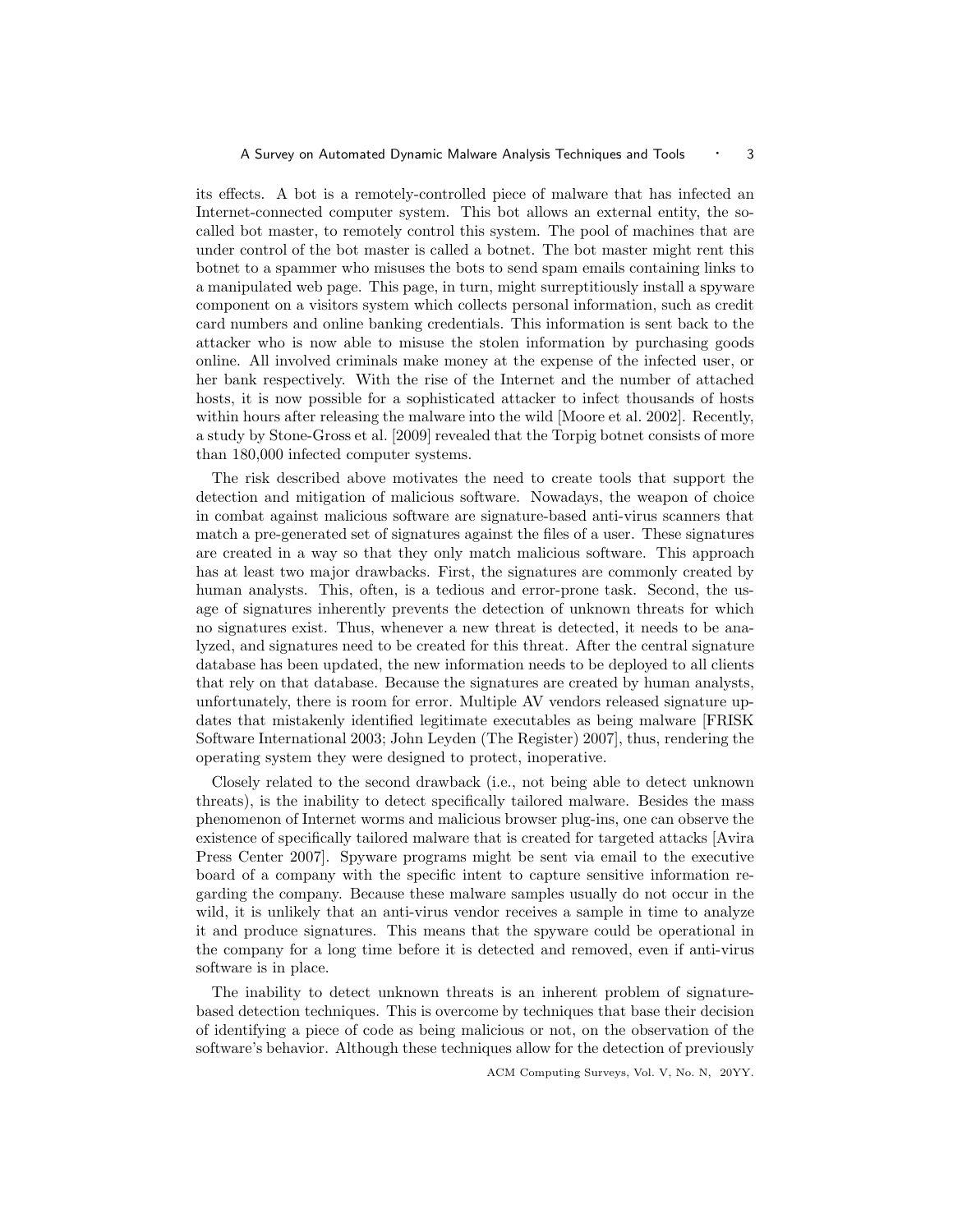its effects. A bot is a remotely-controlled piece of malware that has infected an Internet-connected computer system. This bot allows an external entity, the so-called bot master, to remotely control this system. The pool of machines that are under control of the bot master is called a botnet. The bot master might rent this botnet to a spammer who misuses the bots to send spam emails containing links to a manipulated web page. This page, in turn, might surreptitiously install a spyware component on a visitors system which collects personal information, such as credit card numbers and online banking credentials. This information is sent back to the attacker who is now able to misuse the stolen information by purchasing goods online. All involved criminals make money at the expense of the infected user, or her bank respectively. With the rise of the Internet and the number of attached hosts, it is now possible for a sophisticated attacker to infect thousands of hosts within hours after releasing the malware into the wild [Moore et al. 2002]. Recently, a study by Stone-Gross et al. [2009] revealed that the Torpig botnet consists of more than 180,000 infected computer systems.

The risk described above motivates the need to create tools that support the detection and mitigation of malicious software. Nowadays, the weapon of choice in combat against malicious software are signature-based anti-virus scanners that match a pre-generated set of signatures against the files of a user. These signatures are created in a way so that they only match malicious software. This approach has at least two major drawbacks. First, the signatures are commonly created by human analysts. This, often, is a tedious and error-prone task. Second, the usage of signatures inherently prevents the detection of unknown threats for which no signatures exist. Thus, whenever a new threat is detected, it needs to be analyzed, and signatures need to be created for this threat. After the central signature database has been updated, the new information needs to be deployed to all clients that rely on that database. Because the signatures are created by human analysts, unfortunately, there is room for error. Multiple AV vendors released signature updates that mistakenly identified legitimate executables as being malware [FRISK Software International 2003; John Leyden (The Register) 2007], thus, rendering the operating system they were designed to protect, inoperative.

Closely related to the second drawback (i.e., not being able to detect unknown threats), is the inability to detect specifically tailored malware. Besides the mass phenomenon of Internet worms and malicious browser plug-ins, one can observe the existence of specifically tailored malware that is created for targeted attacks [Avira Press Center 2007]. Spyware programs might be sent via email to the executive board of a company with the specific intent to capture sensitive information regarding the company. Because these malware samples usually do not occur in the wild, it is unlikely that an anti-virus vendor receives a sample in time to analyze it and produce signatures. This means that the spyware could be operational in the company for a long time before it is detected and removed, even if anti-virus software is in place.

The inability to detect unknown threats is an inherent problem of signature-based detection techniques. This is overcome by techniques that base their decision of identifying a piece of code as being malicious or not, on the observation of the software's behavior. Although these techniques allow for the detection of previously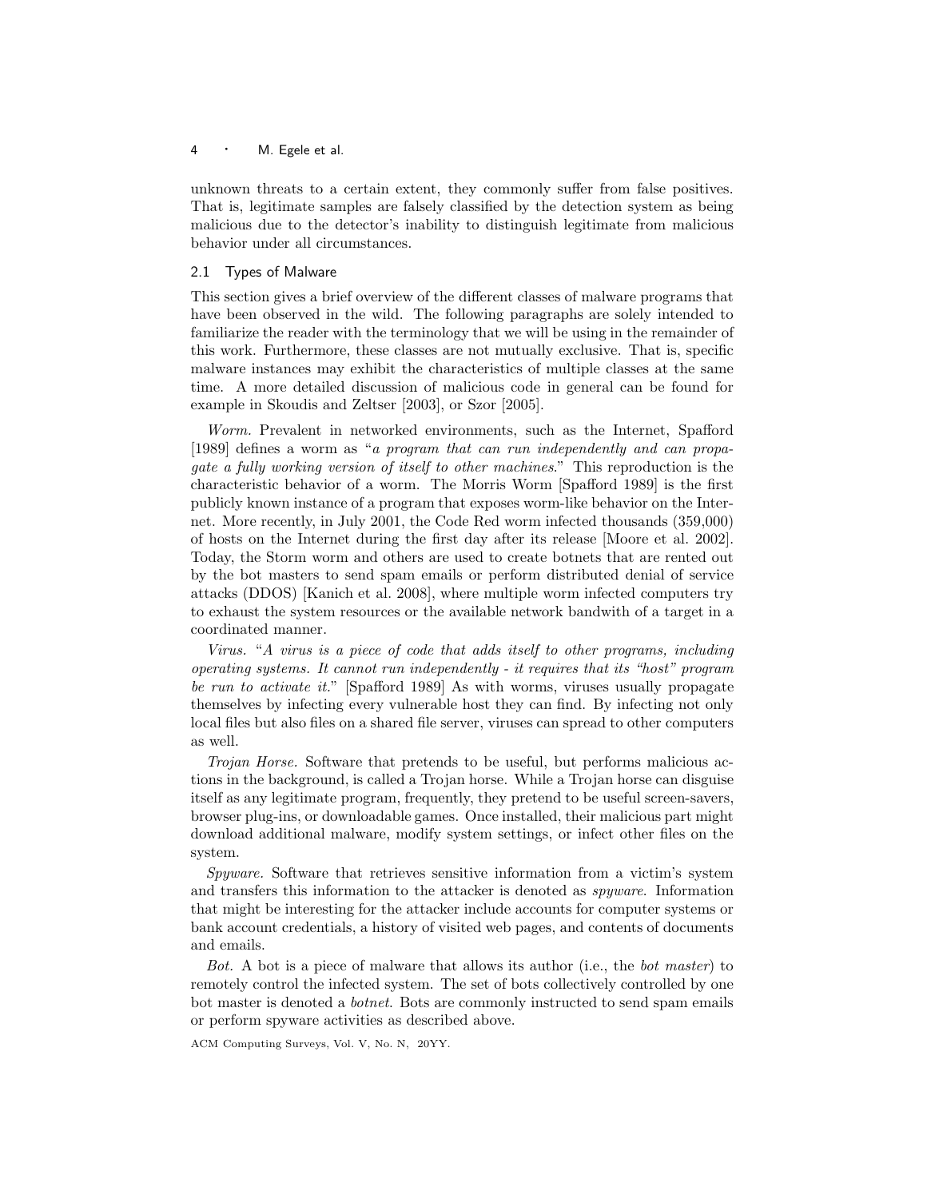unknown threats to a certain extent, they commonly suffer from false positives. That is, legitimate samples are falsely classified by the detection system as being malicious due to the detector's inability to distinguish legitimate from malicious behavior under all circumstances.

### 2.1 Types of Malware

This section gives a brief overview of the different classes of malware programs that have been observed in the wild. The following paragraphs are solely intended to familiarize the reader with the terminology that we will be using in the remainder of this work. Furthermore, these classes are not mutually exclusive. That is, specific malware instances may exhibit the characteristics of multiple classes at the same time. A more detailed discussion of malicious code in general can be found for example in Skoudis and Zeltser [2003], or Szor [2005].

*Worm.* Prevalent in networked environments, such as the Internet, Spafford [1989] defines a worm as "*a program that can run independently and can propagate a fully working version of itself to other machines*." This reproduction is the characteristic behavior of a worm. The Morris Worm [Spafford 1989] is the first publicly known instance of a program that exposes worm-like behavior on the Internet. More recently, in July 2001, the Code Red worm infected thousands (359,000) of hosts on the Internet during the first day after its release [Moore et al. 2002]. Today, the Storm worm and others are used to create botnets that are rented out by the bot masters to send spam emails or perform distributed denial of service attacks (DDOS) [Kanich et al. 2008], where multiple worm infected computers try to exhaust the system resources or the available network bandwith of a target in a coordinated manner.

*Virus.* "*A virus is a piece of code that adds itself to other programs, including operating systems. It cannot run independently - it requires that its "host" program be run to activate it.*" [Spafford 1989] As with worms, viruses usually propagate themselves by infecting every vulnerable host they can find. By infecting not only local files but also files on a shared file server, viruses can spread to other computers as well.

*Trojan Horse.* Software that pretends to be useful, but performs malicious actions in the background, is called a Trojan horse. While a Trojan horse can disguise itself as any legitimate program, frequently, they pretend to be useful screen-savers, browser plug-ins, or downloadable games. Once installed, their malicious part might download additional malware, modify system settings, or infect other files on the system.

*Spyware.* Software that retrieves sensitive information from a victim's system and transfers this information to the attacker is denoted as *spyware*. Information that might be interesting for the attacker include accounts for computer systems or bank account credentials, a history of visited web pages, and contents of documents and emails.

*Bot.* A bot is a piece of malware that allows its author (i.e., the *bot master*) to remotely control the infected system. The set of bots collectively controlled by one bot master is denoted a *botnet*. Bots are commonly instructed to send spam emails or perform spyware activities as described above.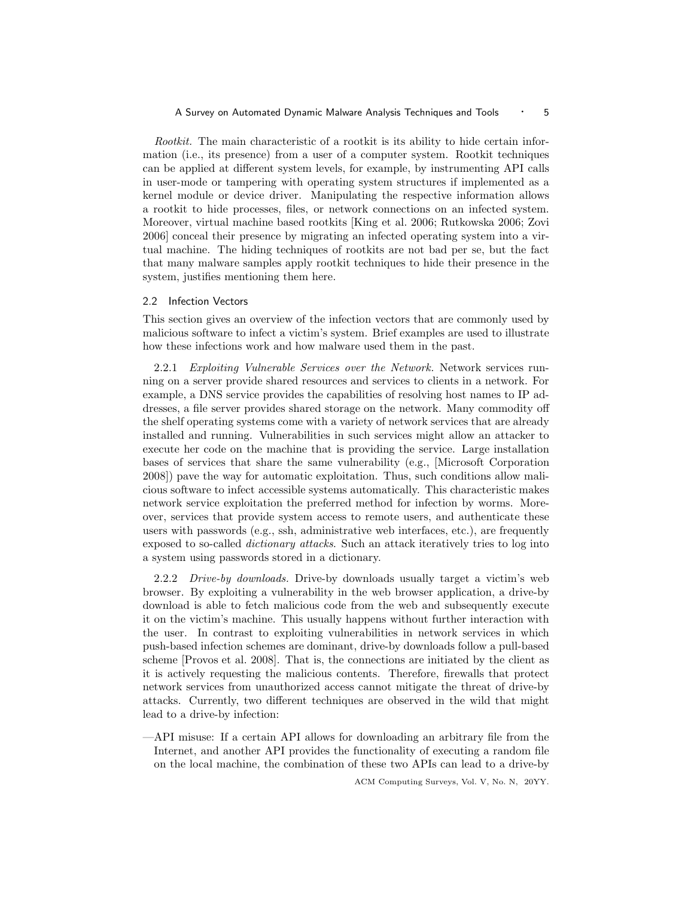*Rootkit.* The main characteristic of a rootkit is its ability to hide certain information (i.e., its presence) from a user of a computer system. Rootkit techniques can be applied at different system levels, for example, by instrumenting API calls in user-mode or tampering with operating system structures if implemented as a kernel module or device driver. Manipulating the respective information allows a rootkit to hide processes, files, or network connections on an infected system. Moreover, virtual machine based rootkits [King et al. 2006; Rutkowska 2006; Zovi 2006] conceal their presence by migrating an infected operating system into a virtual machine. The hiding techniques of rootkits are not bad per se, but the fact that many malware samples apply rootkit techniques to hide their presence in the system, justifies mentioning them here.

## 2.2 Infection Vectors

This section gives an overview of the infection vectors that are commonly used by malicious software to infect a victim's system. Brief examples are used to illustrate how these infections work and how malware used them in the past.

2.2.1 *Exploiting Vulnerable Services over the Network.* Network services running on a server provide shared resources and services to clients in a network. For example, a DNS service provides the capabilities of resolving host names to IP addresses, a file server provides shared storage on the network. Many commodity off the shelf operating systems come with a variety of network services that are already installed and running. Vulnerabilities in such services might allow an attacker to execute her code on the machine that is providing the service. Large installation bases of services that share the same vulnerability (e.g., [Microsoft Corporation 2008]) pave the way for automatic exploitation. Thus, such conditions allow malicious software to infect accessible systems automatically. This characteristic makes network service exploitation the preferred method for infection by worms. Moreover, services that provide system access to remote users, and authenticate these users with passwords (e.g., ssh, administrative web interfaces, etc.), are frequently exposed to so-called *dictionary attacks*. Such an attack iteratively tries to log into a system using passwords stored in a dictionary.

2.2.2 *Drive-by downloads.* Drive-by downloads usually target a victim's web browser. By exploiting a vulnerability in the web browser application, a drive-by download is able to fetch malicious code from the web and subsequently execute it on the victim's machine. This usually happens without further interaction with the user. In contrast to exploiting vulnerabilities in network services in which push-based infection schemes are dominant, drive-by downloads follow a pull-based scheme [Provos et al. 2008]. That is, the connections are initiated by the client as it is actively requesting the malicious contents. Therefore, firewalls that protect network services from unauthorized access cannot mitigate the threat of drive-by attacks. Currently, two different techniques are observed in the wild that might lead to a drive-by infection:

—API misuse: If a certain API allows for downloading an arbitrary file from the Internet, and another API provides the functionality of executing a random file on the local machine, the combination of these two APIs can lead to a drive-by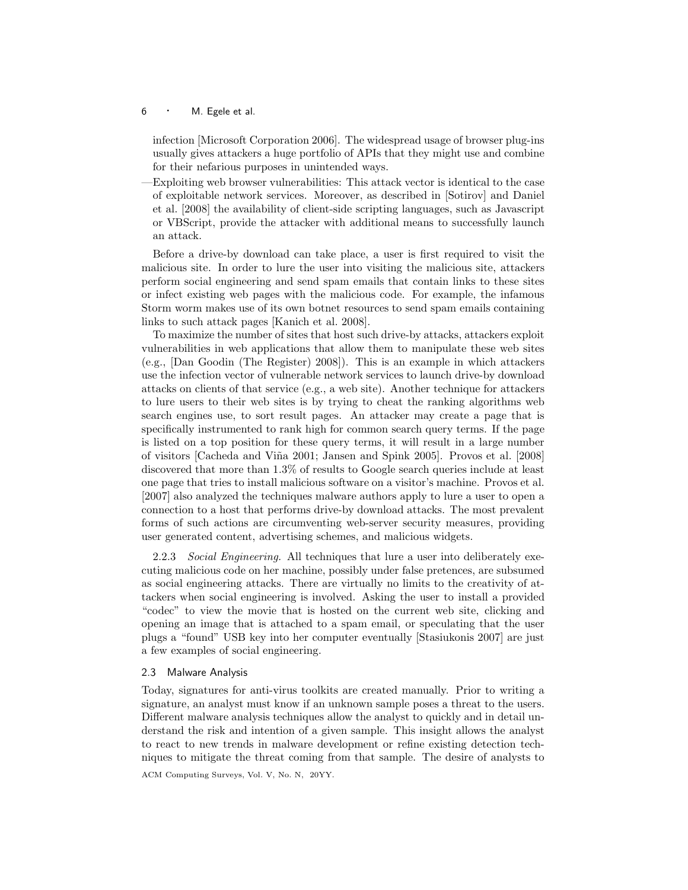infection [Microsoft Corporation 2006]. The widespread usage of browser plug-ins usually gives attackers a huge portfolio of APIs that they might use and combine for their nefarious purposes in unintended ways.

—Exploiting web browser vulnerabilities: This attack vector is identical to the case of exploitable network services. Moreover, as described in [Sotirov] and Daniel et al. [2008] the availability of client-side scripting languages, such as Javascript or VBScript, provide the attacker with additional means to successfully launch an attack.

Before a drive-by download can take place, a user is first required to visit the malicious site. In order to lure the user into visiting the malicious site, attackers perform social engineering and send spam emails that contain links to these sites or infect existing web pages with the malicious code. For example, the infamous Storm worm makes use of its own botnet resources to send spam emails containing links to such attack pages [Kanich et al. 2008].

To maximize the number of sites that host such drive-by attacks, attackers exploit vulnerabilities in web applications that allow them to manipulate these web sites (e.g., [Dan Goodin (The Register) 2008]). This is an example in which attackers use the infection vector of vulnerable network services to launch drive-by download attacks on clients of that service (e.g., a web site). Another technique for attackers to lure users to their web sites is by trying to cheat the ranking algorithms web search engines use, to sort result pages. An attacker may create a page that is specifically instrumented to rank high for common search query terms. If the page is listed on a top position for these query terms, it will result in a large number of visitors [Cacheda and Viña 2001; Jansen and Spink 2005]. Provos et al. [2008] discovered that more than 1.3% of results to Google search queries include at least one page that tries to install malicious software on a visitor's machine. Provos et al. [2007] also analyzed the techniques malware authors apply to lure a user to open a connection to a host that performs drive-by download attacks. The most prevalent forms of such actions are circumventing web-server security measures, providing user generated content, advertising schemes, and malicious widgets.

2.2.3 *Social Engineering.* All techniques that lure a user into deliberately executing malicious code on her machine, possibly under false pretences, are subsumed as social engineering attacks. There are virtually no limits to the creativity of attackers when social engineering is involved. Asking the user to install a provided "codec" to view the movie that is hosted on the current web site, clicking and opening an image that is attached to a spam email, or speculating that the user plugs a "found" USB key into her computer eventually [Stasiukonis 2007] are just a few examples of social engineering.

### 2.3 Malware Analysis

Today, signatures for anti-virus toolkits are created manually. Prior to writing a signature, an analyst must know if an unknown sample poses a threat to the users. Different malware analysis techniques allow the analyst to quickly and in detail understand the risk and intention of a given sample. This insight allows the analyst to react to new trends in malware development or refine existing detection techniques to mitigate the threat coming from that sample. The desire of analysts to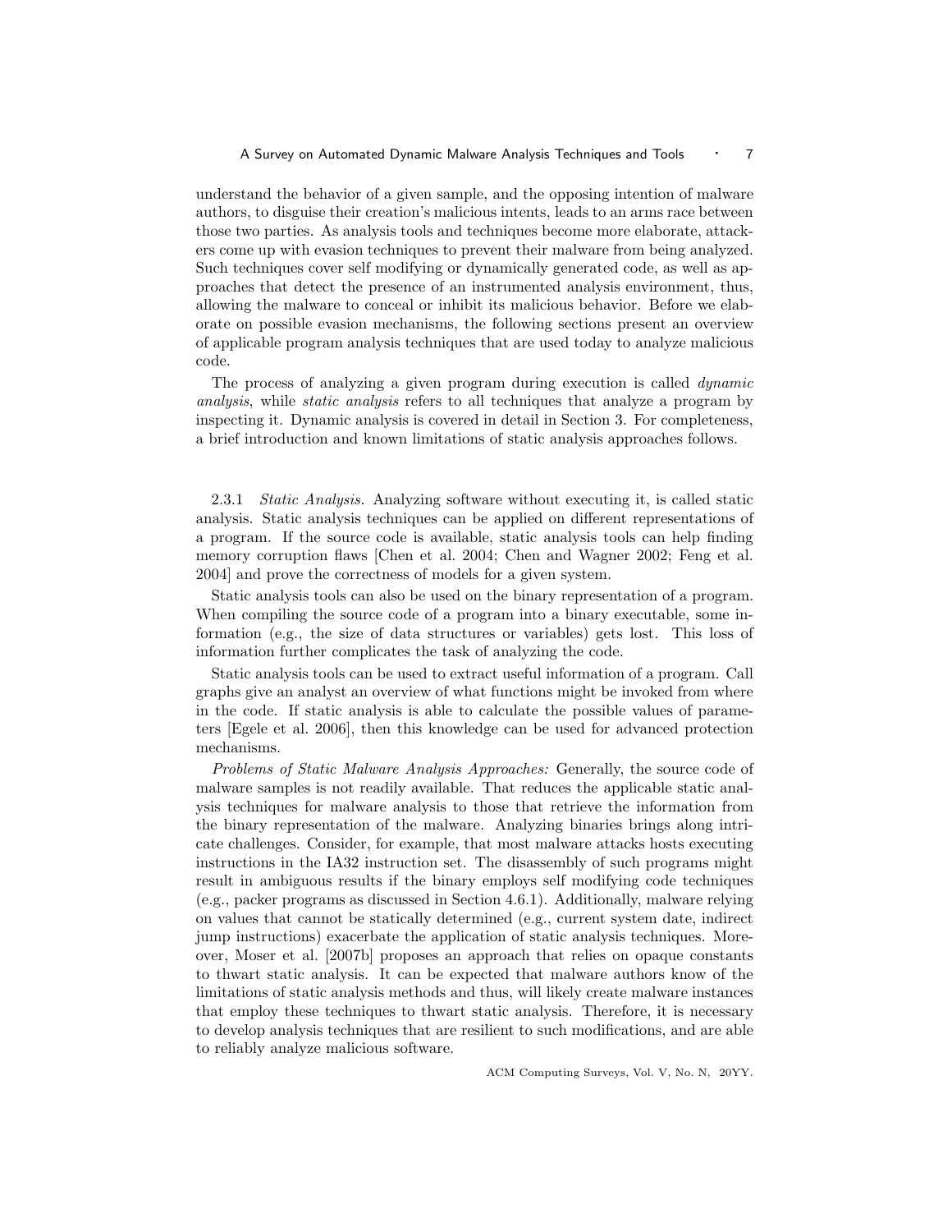understand the behavior of a given sample, and the opposing intention of malware authors, to disguise their creation's malicious intents, leads to an arms race between those two parties. As analysis tools and techniques become more elaborate, attackers come up with evasion techniques to prevent their malware from being analyzed. Such techniques cover self modifying or dynamically generated code, as well as approaches that detect the presence of an instrumented analysis environment, thus, allowing the malware to conceal or inhibit its malicious behavior. Before we elaborate on possible evasion mechanisms, the following sections present an overview of applicable program analysis techniques that are used today to analyze malicious code.

The process of analyzing a given program during execution is called *dynamic analysis*, while *static analysis* refers to all techniques that analyze a program by inspecting it. Dynamic analysis is covered in detail in Section 3. For completeness, a brief introduction and known limitations of static analysis approaches follows.

2.3.1 *Static Analysis.* Analyzing software without executing it, is called static analysis. Static analysis techniques can be applied on different representations of a program. If the source code is available, static analysis tools can help finding memory corruption flaws [Chen et al. 2004; Chen and Wagner 2002; Feng et al. 2004] and prove the correctness of models for a given system.

Static analysis tools can also be used on the binary representation of a program. When compiling the source code of a program into a binary executable, some information (e.g., the size of data structures or variables) gets lost. This loss of information further complicates the task of analyzing the code.

Static analysis tools can be used to extract useful information of a program. Call graphs give an analyst an overview of what functions might be invoked from where in the code. If static analysis is able to calculate the possible values of parameters [Egele et al. 2006], then this knowledge can be used for advanced protection mechanisms.

*Problems of Static Malware Analysis Approaches:* Generally, the source code of malware samples is not readily available. That reduces the applicable static analysis techniques for malware analysis to those that retrieve the information from the binary representation of the malware. Analyzing binaries brings along intricate challenges. Consider, for example, that most malware attacks hosts executing instructions in the IA32 instruction set. The disassembly of such programs might result in ambiguous results if the binary employs self modifying code techniques (e.g., packer programs as discussed in Section 4.6.1). Additionally, malware relying on values that cannot be statically determined (e.g., current system date, indirect jump instructions) exacerbate the application of static analysis techniques. Moreover, Moser et al. [2007b] proposes an approach that relies on opaque constants to thwart static analysis. It can be expected that malware authors know of the limitations of static analysis methods and thus, will likely create malware instances that employ these techniques to thwart static analysis. Therefore, it is necessary to develop analysis techniques that are resilient to such modifications, and are able to reliably analyze malicious software.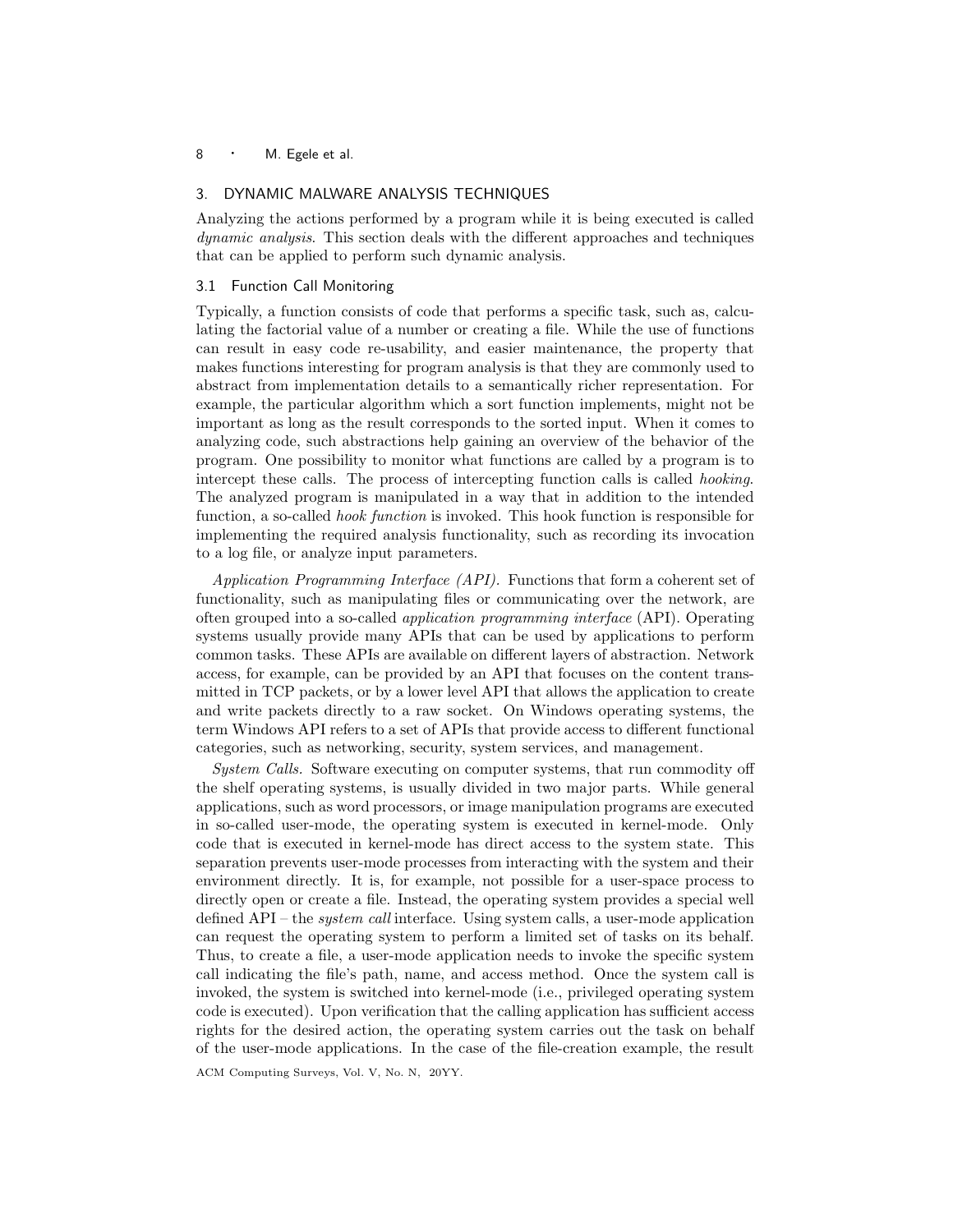## 3. DYNAMIC MALWARE ANALYSIS TECHNIQUES

Analyzing the actions performed by a program while it is being executed is called *dynamic analysis*. This section deals with the different approaches and techniques that can be applied to perform such dynamic analysis.

### 3.1 Function Call Monitoring

Typically, a function consists of code that performs a specific task, such as, calculating the factorial value of a number or creating a file. While the use of functions can result in easy code re-usability, and easier maintenance, the property that makes functions interesting for program analysis is that they are commonly used to abstract from implementation details to a semantically richer representation. For example, the particular algorithm which a sort function implements, might not be important as long as the result corresponds to the sorted input. When it comes to analyzing code, such abstractions help gaining an overview of the behavior of the program. One possibility to monitor what functions are called by a program is to intercept these calls. The process of intercepting function calls is called *hooking*. The analyzed program is manipulated in a way that in addition to the intended function, a so-called *hook function* is invoked. This hook function is responsible for implementing the required analysis functionality, such as recording its invocation to a log file, or analyze input parameters.

*Application Programming Interface (API).* Functions that form a coherent set of functionality, such as manipulating files or communicating over the network, are often grouped into a so-called *application programming interface* (API). Operating systems usually provide many APIs that can be used by applications to perform common tasks. These APIs are available on different layers of abstraction. Network access, for example, can be provided by an API that focuses on the content transmitted in TCP packets, or by a lower level API that allows the application to create and write packets directly to a raw socket. On Windows operating systems, the term Windows API refers to a set of APIs that provide access to different functional categories, such as networking, security, system services, and management.

*System Calls.* Software executing on computer systems, that run commodity off the shelf operating systems, is usually divided in two major parts. While general applications, such as word processors, or image manipulation programs are executed in so-called user-mode, the operating system is executed in kernel-mode. Only code that is executed in kernel-mode has direct access to the system state. This separation prevents user-mode processes from interacting with the system and their environment directly. It is, for example, not possible for a user-space process to directly open or create a file. Instead, the operating system provides a special well defined API – the *system call* interface. Using system calls, a user-mode application can request the operating system to perform a limited set of tasks on its behalf. Thus, to create a file, a user-mode application needs to invoke the specific system call indicating the file's path, name, and access method. Once the system call is invoked, the system is switched into kernel-mode (i.e., privileged operating system code is executed). Upon verification that the calling application has sufficient access rights for the desired action, the operating system carries out the task on behalf of the user-mode applications. In the case of the file-creation example, the result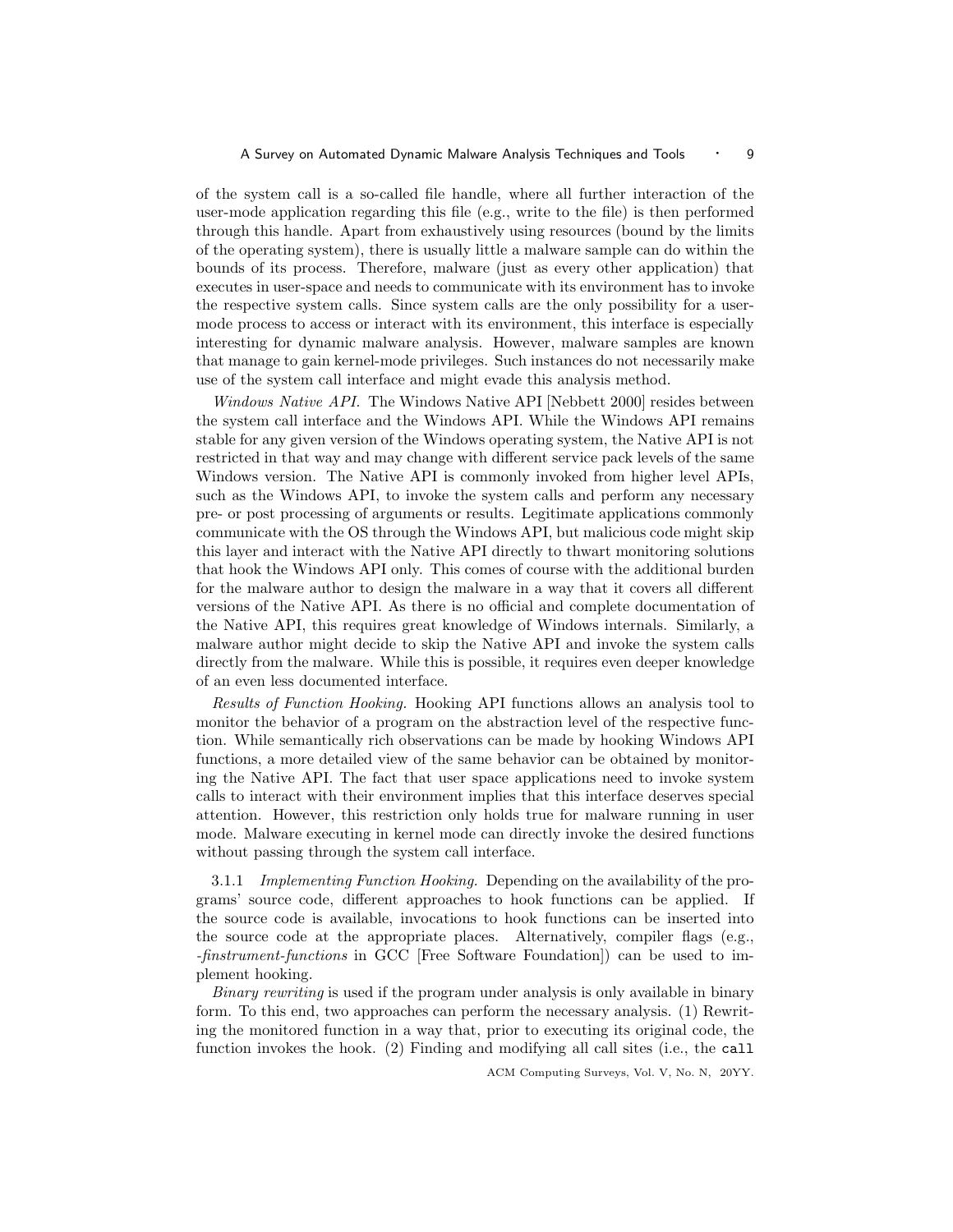of the system call is a so-called file handle, where all further interaction of the user-mode application regarding this file (e.g., write to the file) is then performed through this handle. Apart from exhaustively using resources (bound by the limits of the operating system), there is usually little a malware sample can do within the bounds of its process. Therefore, malware (just as every other application) that executes in user-space and needs to communicate with its environment has to invoke the respective system calls. Since system calls are the only possibility for a user-mode process to access or interact with its environment, this interface is especially interesting for dynamic malware analysis. However, malware samples are known that manage to gain kernel-mode privileges. Such instances do not necessarily make use of the system call interface and might evade this analysis method.

*Windows Native API.* The Windows Native API [Nebbett 2000] resides between the system call interface and the Windows API. While the Windows API remains stable for any given version of the Windows operating system, the Native API is not restricted in that way and may change with different service pack levels of the same Windows version. The Native API is commonly invoked from higher level APIs, such as the Windows API, to invoke the system calls and perform any necessary pre- or post processing of arguments or results. Legitimate applications commonly communicate with the OS through the Windows API, but malicious code might skip this layer and interact with the Native API directly to thwart monitoring solutions that hook the Windows API only. This comes of course with the additional burden for the malware author to design the malware in a way that it covers all different versions of the Native API. As there is no official and complete documentation of the Native API, this requires great knowledge of Windows internals. Similarly, a malware author might decide to skip the Native API and invoke the system calls directly from the malware. While this is possible, it requires even deeper knowledge of an even less documented interface.

*Results of Function Hooking.* Hooking API functions allows an analysis tool to monitor the behavior of a program on the abstraction level of the respective function. While semantically rich observations can be made by hooking Windows API functions, a more detailed view of the same behavior can be obtained by monitoring the Native API. The fact that user space applications need to invoke system calls to interact with their environment implies that this interface deserves special attention. However, this restriction only holds true for malware running in user mode. Malware executing in kernel mode can directly invoke the desired functions without passing through the system call interface.

3.1.1 *Implementing Function Hooking.* Depending on the availability of the programs' source code, different approaches to hook functions can be applied. If the source code is available, invocations to hook functions can be inserted into the source code at the appropriate places. Alternatively, compiler flags (e.g., *-finstrument-functions* in GCC [Free Software Foundation]) can be used to implement hooking.

*Binary rewriting* is used if the program under analysis is only available in binary form. To this end, two approaches can perform the necessary analysis. (1) Rewriting the monitored function in a way that, prior to executing its original code, the function invokes the hook. (2) Finding and modifying all call sites (i.e., the `call`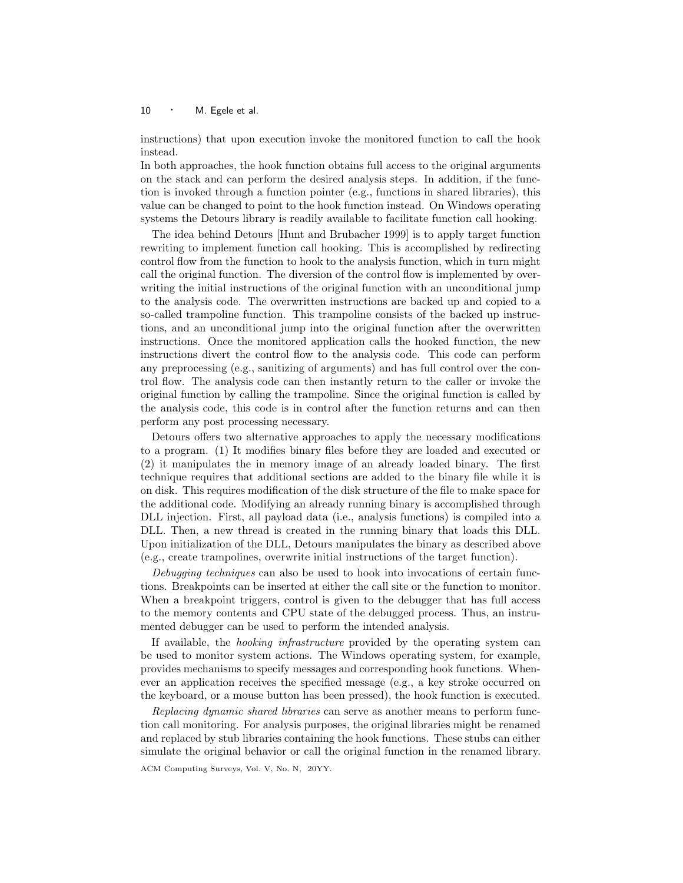instructions) that upon execution invoke the monitored function to call the hook instead.
In both approaches, the hook function obtains full access to the original arguments on the stack and can perform the desired analysis steps. In addition, if the function is invoked through a function pointer (e.g., functions in shared libraries), this value can be changed to point to the hook function instead. On Windows operating systems the Detours library is readily available to facilitate function call hooking.

The idea behind Detours [Hunt and Brubacher 1999] is to apply target function rewriting to implement function call hooking. This is accomplished by redirecting control flow from the function to hook to the analysis function, which in turn might call the original function. The diversion of the control flow is implemented by overwriting the initial instructions of the original function with an unconditional jump to the analysis code. The overwritten instructions are backed up and copied to a so-called trampoline function. This trampoline consists of the backed up instructions, and an unconditional jump into the original function after the overwritten instructions. Once the monitored application calls the hooked function, the new instructions divert the control flow to the analysis code. This code can perform any preprocessing (e.g., sanitizing of arguments) and has full control over the control flow. The analysis code can then instantly return to the caller or invoke the original function by calling the trampoline. Since the original function is called by the analysis code, this code is in control after the function returns and can then perform any post processing necessary.

Detours offers two alternative approaches to apply the necessary modifications to a program. (1) It modifies binary files before they are loaded and executed or (2) it manipulates the in memory image of an already loaded binary. The first technique requires that additional sections are added to the binary file while it is on disk. This requires modification of the disk structure of the file to make space for the additional code. Modifying an already running binary is accomplished through DLL injection. First, all payload data (i.e., analysis functions) is compiled into a DLL. Then, a new thread is created in the running binary that loads this DLL. Upon initialization of the DLL, Detours manipulates the binary as described above (e.g., create trampolines, overwrite initial instructions of the target function).

*Debugging techniques* can also be used to hook into invocations of certain functions. Breakpoints can be inserted at either the call site or the function to monitor. When a breakpoint triggers, control is given to the debugger that has full access to the memory contents and CPU state of the debugged process. Thus, an instrumented debugger can be used to perform the intended analysis.

If available, the *hooking infrastructure* provided by the operating system can be used to monitor system actions. The Windows operating system, for example, provides mechanisms to specify messages and corresponding hook functions. Whenever an application receives the specified message (e.g., a key stroke occurred on the keyboard, or a mouse button has been pressed), the hook function is executed.

*Replacing dynamic shared libraries* can serve as another means to perform function call monitoring. For analysis purposes, the original libraries might be renamed and replaced by stub libraries containing the hook functions. These stubs can either simulate the original behavior or call the original function in the renamed library.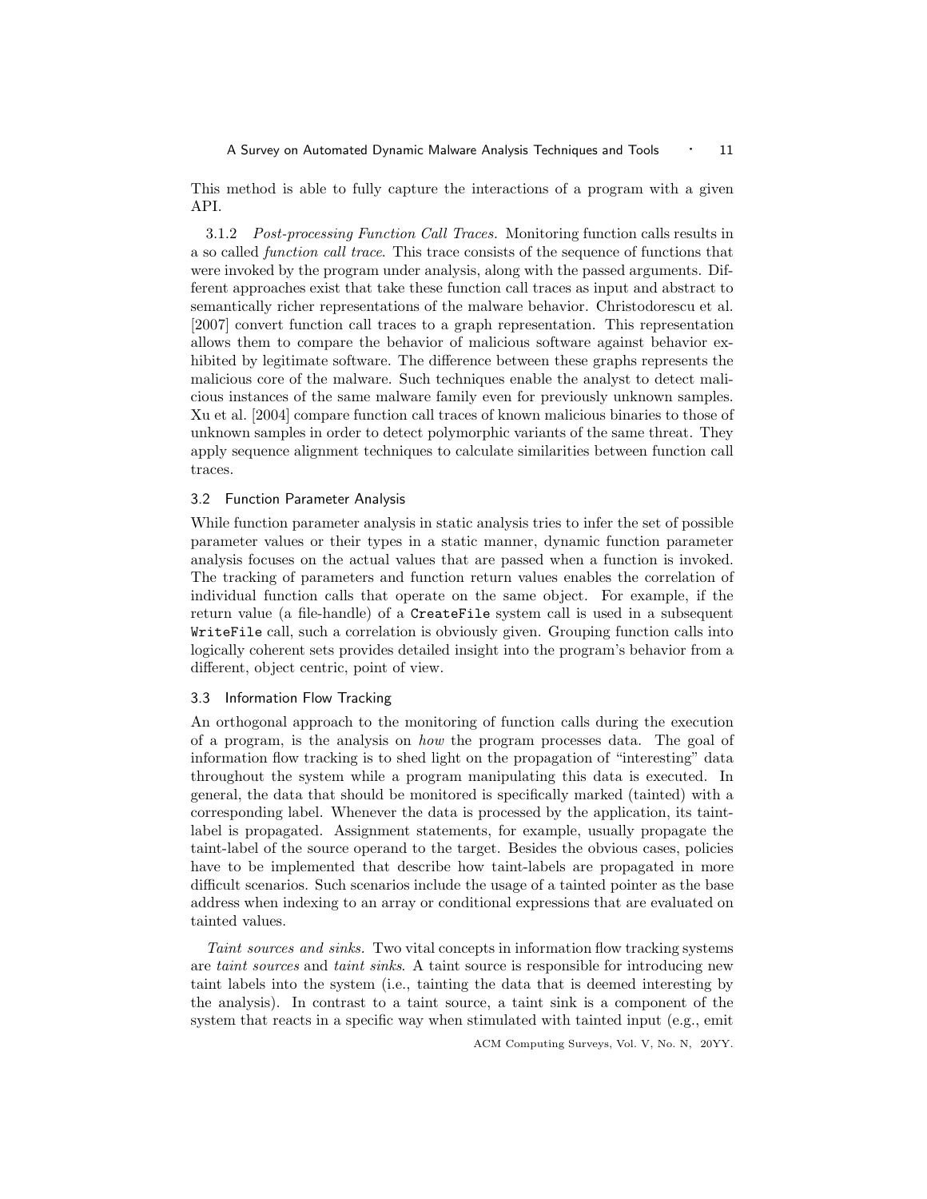This method is able to fully capture the interactions of a program with a given API.

#### 3.1.2 *Post-processing Function Call Traces.*

Monitoring function calls results in a so called *function call trace*. This trace consists of the sequence of functions that were invoked by the program under analysis, along with the passed arguments. Different approaches exist that take these function call traces as input and abstract to semantically richer representations of the malware behavior. Christodorescu et al. [2007] convert function call traces to a graph representation. This representation allows them to compare the behavior of malicious software against behavior exhibited by legitimate software. The difference between these graphs represents the malicious core of the malware. Such techniques enable the analyst to detect malicious instances of the same malware family even for previously unknown samples. Xu et al. [2004] compare function call traces of known malicious binaries to those of unknown samples in order to detect polymorphic variants of the same threat. They apply sequence alignment techniques to calculate similarities between function call traces.

### 3.2 Function Parameter Analysis

While function parameter analysis in static analysis tries to infer the set of possible parameter values or their types in a static manner, dynamic function parameter analysis focuses on the actual values that are passed when a function is invoked. The tracking of parameters and function return values enables the correlation of individual function calls that operate on the same object. For example, if the return value (a file-handle) of a `CreateFile` system call is used in a subsequent `WriteFile` call, such a correlation is obviously given. Grouping function calls into logically coherent sets provides detailed insight into the program's behavior from a different, object centric, point of view.

### 3.3 Information Flow Tracking

An orthogonal approach to the monitoring of function calls during the execution of a program, is the analysis on *how* the program processes data. The goal of information flow tracking is to shed light on the propagation of "interesting" data throughout the system while a program manipulating this data is executed. In general, the data that should be monitored is specifically marked (tainted) with a corresponding label. Whenever the data is processed by the application, its taint-label is propagated. Assignment statements, for example, usually propagate the taint-label of the source operand to the target. Besides the obvious cases, policies have to be implemented that describe how taint-labels are propagated in more difficult scenarios. Such scenarios include the usage of a tainted pointer as the base address when indexing to an array or conditional expressions that are evaluated on tainted values.

*Taint sources and sinks.* Two vital concepts in information flow tracking systems are *taint sources* and *taint sinks*. A taint source is responsible for introducing new taint labels into the system (i.e., tainting the data that is deemed interesting by the analysis). In contrast to a taint source, a taint sink is a component of the system that reacts in a specific way when stimulated with tainted input (e.g., emit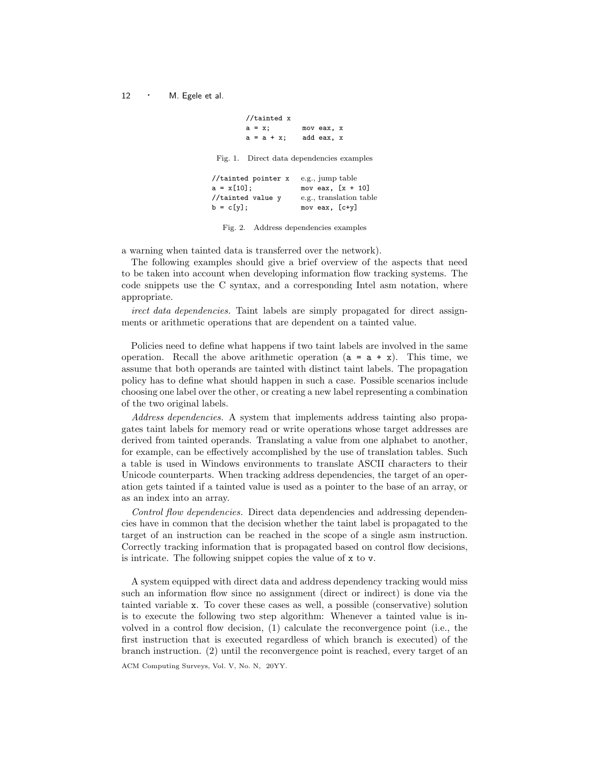```
//tainted x
a = x;          mov eax, x
a = a + x;      add eax, x
```

Fig. 1. Direct data dependencies examples

```
//tainted pointer x   e.g., jump table
a = x[10];            mov eax, [x + 10]
//tainted value y     e.g., translation table
b = c[y];             mov eax, [c+y]
```

Fig. 2. Address dependencies examples

a warning when tainted data is transferred over the network).

The following examples should give a brief overview of the aspects that need to be taken into account when developing information flow tracking systems. The code snippets use the C syntax, and a corresponding Intel asm notation, where appropriate.

*irect data dependencies.* Taint labels are simply propagated for direct assignments or arithmetic operations that are dependent on a tainted value.

Policies need to define what happens if two taint labels are involved in the same operation. Recall the above arithmetic operation (`a = a + x`). This time, we assume that both operands are tainted with distinct taint labels. The propagation policy has to define what should happen in such a case. Possible scenarios include choosing one label over the other, or creating a new label representing a combination of the two original labels.

*Address dependencies.* A system that implements address tainting also propagates taint labels for memory read or write operations whose target addresses are derived from tainted operands. Translating a value from one alphabet to another, for example, can be effectively accomplished by the use of translation tables. Such a table is used in Windows environments to translate ASCII characters to their Unicode counterparts. When tracking address dependencies, the target of an operation gets tainted if a tainted value is used as a pointer to the base of an array, or as an index into an array.

*Control flow dependencies.* Direct data dependencies and addressing dependencies have in common that the decision whether the taint label is propagated to the target of an instruction can be reached in the scope of a single asm instruction. Correctly tracking information that is propagated based on control flow decisions, is intricate. The following snippet copies the value of `x` to `v`.

A system equipped with direct data and address dependency tracking would miss such an information flow since no assignment (direct or indirect) is done via the tainted variable `x`. To cover these cases as well, a possible (conservative) solution is to execute the following two step algorithm: Whenever a tainted value is involved in a control flow decision, (1) calculate the reconvergence point (i.e., the first instruction that is executed regardless of which branch is executed) of the branch instruction. (2) until the reconvergence point is reached, every target of an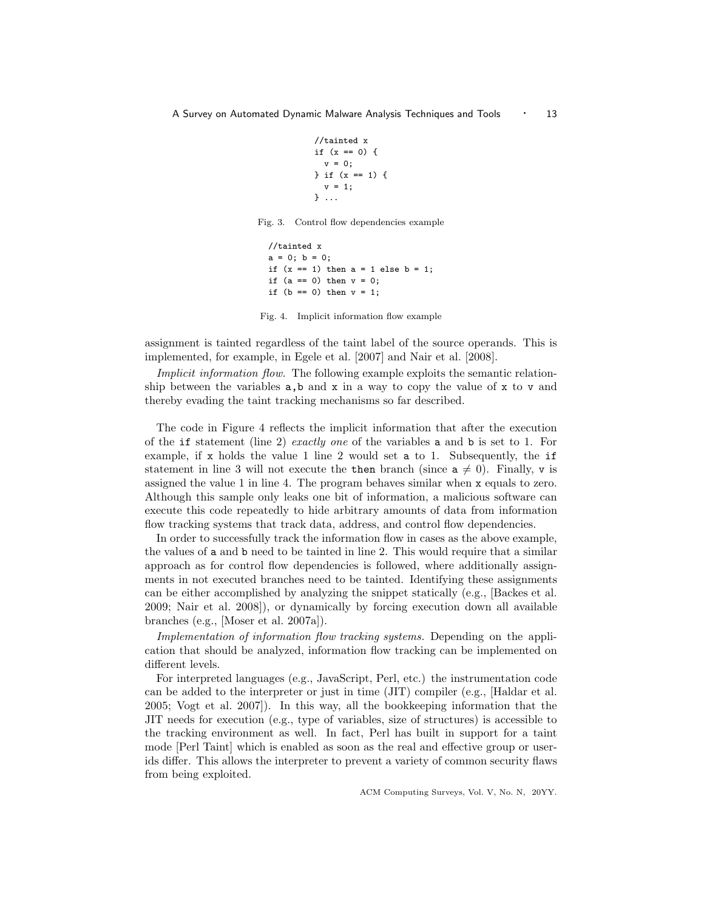```
//tainted x
if (x == 0) {
  v = 0;
} if (x == 1) {
  v = 1;
} ...
```

Fig. 3. Control flow dependencies example

```
//tainted x
a = 0; b = 0;
if (x == 1) then a = 1 else b = 1;
if (a == 0) then v = 0;
if (b == 0) then v = 1;
```

Fig. 4. Implicit information flow example

assignment is tainted regardless of the taint label of the source operands. This is implemented, for example, in Egele et al. [2007] and Nair et al. [2008].

*Implicit information flow.* The following example exploits the semantic relationship between the variables a,b and x in a way to copy the value of x to v and thereby evading the taint tracking mechanisms so far described.

The code in Figure 4 reflects the implicit information that after the execution of the if statement (line 2) *exactly one* of the variables a and b is set to 1. For example, if x holds the value 1 line 2 would set a to 1. Subsequently, the if statement in line 3 will not execute the **then** branch (since $a \neq 0$). Finally, v is assigned the value 1 in line 4. The program behaves similar when x equals to zero. Although this sample only leaks one bit of information, a malicious software can execute this code repeatedly to hide arbitrary amounts of data from information flow tracking systems that track data, address, and control flow dependencies.

In order to successfully track the information flow in cases as the above example, the values of a and b need to be tainted in line 2. This would require that a similar approach as for control flow dependencies is followed, where additionally assignments in not executed branches need to be tainted. Identifying these assignments can be either accomplished by analyzing the snippet statically (e.g., [Backes et al. 2009; Nair et al. 2008]), or dynamically by forcing execution down all available branches (e.g., [Moser et al. 2007a]).

*Implementation of information flow tracking systems.* Depending on the application that should be analyzed, information flow tracking can be implemented on different levels.

For interpreted languages (e.g., JavaScript, Perl, etc.) the instrumentation code can be added to the interpreter or just in time (JIT) compiler (e.g., [Haldar et al. 2005; Vogt et al. 2007]). In this way, all the bookkeeping information that the JIT needs for execution (e.g., type of variables, size of structures) is accessible to the tracking environment as well. In fact, Perl has built in support for a taint mode [Perl Taint] which is enabled as soon as the real and effective group or user-ids differ. This allows the interpreter to prevent a variety of common security flaws from being exploited.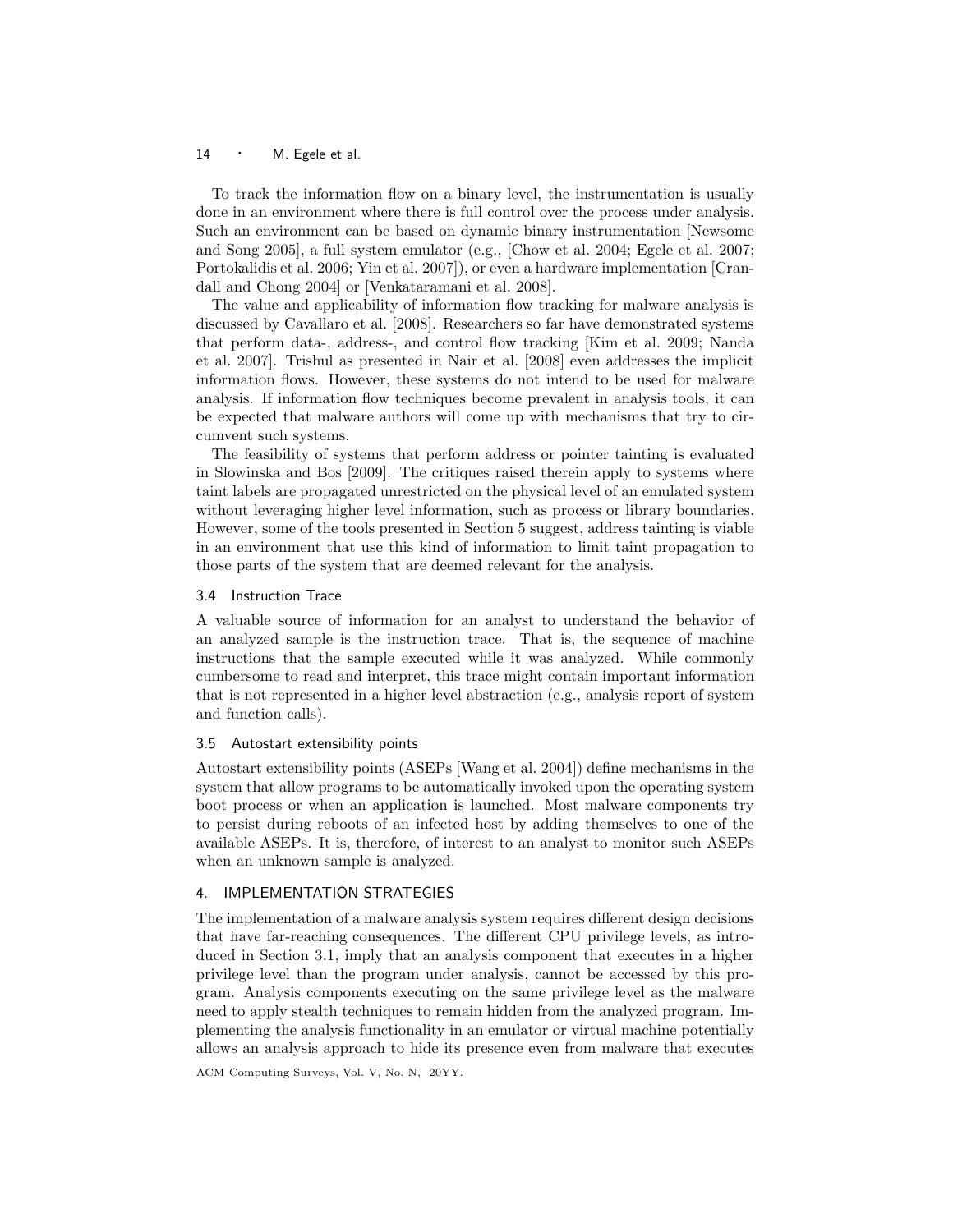To track the information flow on a binary level, the instrumentation is usually done in an environment where there is full control over the process under analysis. Such an environment can be based on dynamic binary instrumentation [Newsome and Song 2005], a full system emulator (e.g., [Chow et al. 2004; Egele et al. 2007; Portokalidis et al. 2006; Yin et al. 2007]), or even a hardware implementation [Crandall and Chong 2004] or [Venkataramani et al. 2008].

The value and applicability of information flow tracking for malware analysis is discussed by Cavallaro et al. [2008]. Researchers so far have demonstrated systems that perform data-, address-, and control flow tracking [Kim et al. 2009; Nanda et al. 2007]. Trishul as presented in Nair et al. [2008] even addresses the implicit information flows. However, these systems do not intend to be used for malware analysis. If information flow techniques become prevalent in analysis tools, it can be expected that malware authors will come up with mechanisms that try to circumvent such systems.

The feasibility of systems that perform address or pointer tainting is evaluated in Slowinska and Bos [2009]. The critiques raised therein apply to systems where taint labels are propagated unrestricted on the physical level of an emulated system without leveraging higher level information, such as process or library boundaries. However, some of the tools presented in Section 5 suggest, address tainting is viable in an environment that use this kind of information to limit taint propagation to those parts of the system that are deemed relevant for the analysis.

### 3.4 Instruction Trace

A valuable source of information for an analyst to understand the behavior of an analyzed sample is the instruction trace. That is, the sequence of machine instructions that the sample executed while it was analyzed. While commonly cumbersome to read and interpret, this trace might contain important information that is not represented in a higher level abstraction (e.g., analysis report of system and function calls).

### 3.5 Autostart extensibility points

Autostart extensibility points (ASEPs [Wang et al. 2004]) define mechanisms in the system that allow programs to be automatically invoked upon the operating system boot process or when an application is launched. Most malware components try to persist during reboots of an infected host by adding themselves to one of the available ASEPs. It is, therefore, of interest to an analyst to monitor such ASEPs when an unknown sample is analyzed.

## 4. IMPLEMENTATION STRATEGIES

The implementation of a malware analysis system requires different design decisions that have far-reaching consequences. The different CPU privilege levels, as introduced in Section 3.1, imply that an analysis component that executes in a higher privilege level than the program under analysis, cannot be accessed by this program. Analysis components executing on the same privilege level as the malware need to apply stealth techniques to remain hidden from the analyzed program. Implementing the analysis functionality in an emulator or virtual machine potentially allows an analysis approach to hide its presence even from malware that executes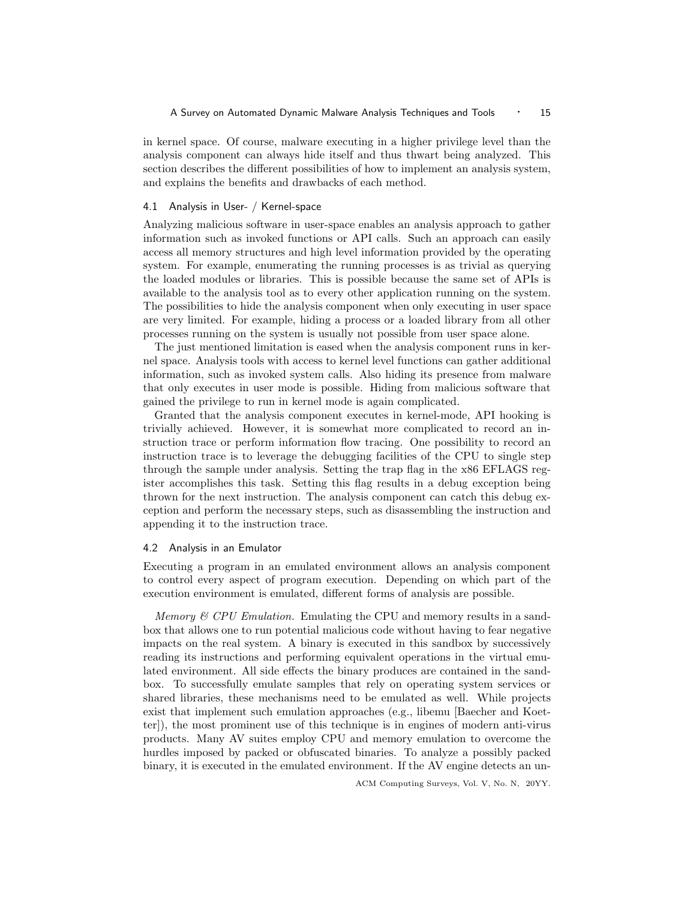in kernel space. Of course, malware executing in a higher privilege level than the analysis component can always hide itself and thus thwart being analyzed. This section describes the different possibilities of how to implement an analysis system, and explains the benefits and drawbacks of each method.

## 4.1 Analysis in User- / Kernel-space

Analyzing malicious software in user-space enables an analysis approach to gather information such as invoked functions or API calls. Such an approach can easily access all memory structures and high level information provided by the operating system. For example, enumerating the running processes is as trivial as querying the loaded modules or libraries. This is possible because the same set of APIs is available to the analysis tool as to every other application running on the system. The possibilities to hide the analysis component when only executing in user space are very limited. For example, hiding a process or a loaded library from all other processes running on the system is usually not possible from user space alone.

The just mentioned limitation is eased when the analysis component runs in kernel space. Analysis tools with access to kernel level functions can gather additional information, such as invoked system calls. Also hiding its presence from malware that only executes in user mode is possible. Hiding from malicious software that gained the privilege to run in kernel mode is again complicated.

Granted that the analysis component executes in kernel-mode, API hooking is trivially achieved. However, it is somewhat more complicated to record an instruction trace or perform information flow tracing. One possibility to record an instruction trace is to leverage the debugging facilities of the CPU to single step through the sample under analysis. Setting the trap flag in the x86 EFLAGS register accomplishes this task. Setting this flag results in a debug exception being thrown for the next instruction. The analysis component can catch this debug exception and perform the necessary steps, such as disassembling the instruction and appending it to the instruction trace.

## 4.2 Analysis in an Emulator

Executing a program in an emulated environment allows an analysis component to control every aspect of program execution. Depending on which part of the execution environment is emulated, different forms of analysis are possible.

*Memory & CPU Emulation.* Emulating the CPU and memory results in a sandbox that allows one to run potential malicious code without having to fear negative impacts on the real system. A binary is executed in this sandbox by successively reading its instructions and performing equivalent operations in the virtual emulated environment. All side effects the binary produces are contained in the sandbox. To successfully emulate samples that rely on operating system services or shared libraries, these mechanisms need to be emulated as well. While projects exist that implement such emulation approaches (e.g., libemu [Baecher and Koetter]), the most prominent use of this technique is in engines of modern anti-virus products. Many AV suites employ CPU and memory emulation to overcome the hurdles imposed by packed or obfuscated binaries. To analyze a possibly packed binary, it is executed in the emulated environment. If the AV engine detects an un-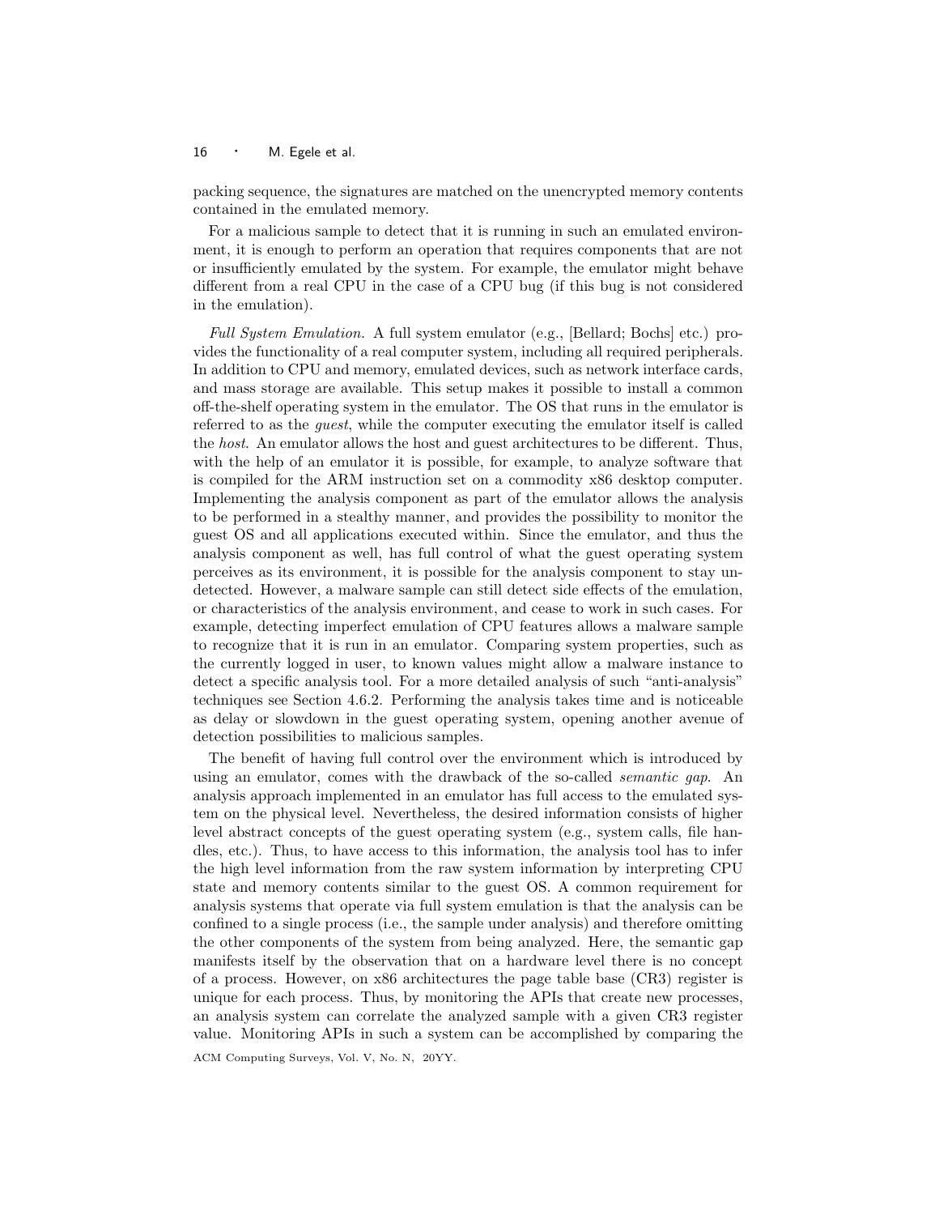packing sequence, the signatures are matched on the unencrypted memory contents contained in the emulated memory.

For a malicious sample to detect that it is running in such an emulated environment, it is enough to perform an operation that requires components that are not or insufficiently emulated by the system. For example, the emulator might behave different from a real CPU in the case of a CPU bug (if this bug is not considered in the emulation).

*Full System Emulation.* A full system emulator (e.g., [Bellard; Bochs] etc.) provides the functionality of a real computer system, including all required peripherals. In addition to CPU and memory, emulated devices, such as network interface cards, and mass storage are available. This setup makes it possible to install a common off-the-shelf operating system in the emulator. The OS that runs in the emulator is referred to as the *guest*, while the computer executing the emulator itself is called the *host*. An emulator allows the host and guest architectures to be different. Thus, with the help of an emulator it is possible, for example, to analyze software that is compiled for the ARM instruction set on a commodity x86 desktop computer. Implementing the analysis component as part of the emulator allows the analysis to be performed in a stealthy manner, and provides the possibility to monitor the guest OS and all applications executed within. Since the emulator, and thus the analysis component as well, has full control of what the guest operating system perceives as its environment, it is possible for the analysis component to stay undetected. However, a malware sample can still detect side effects of the emulation, or characteristics of the analysis environment, and cease to work in such cases. For example, detecting imperfect emulation of CPU features allows a malware sample to recognize that it is run in an emulator. Comparing system properties, such as the currently logged in user, to known values might allow a malware instance to detect a specific analysis tool. For a more detailed analysis of such "anti-analysis" techniques see Section 4.6.2. Performing the analysis takes time and is noticeable as delay or slowdown in the guest operating system, opening another avenue of detection possibilities to malicious samples.

The benefit of having full control over the environment which is introduced by using an emulator, comes with the drawback of the so-called *semantic gap*. An analysis approach implemented in an emulator has full access to the emulated system on the physical level. Nevertheless, the desired information consists of higher level abstract concepts of the guest operating system (e.g., system calls, file handles, etc.). Thus, to have access to this information, the analysis tool has to infer the high level information from the raw system information by interpreting CPU state and memory contents similar to the guest OS. A common requirement for analysis systems that operate via full system emulation is that the analysis can be confined to a single process (i.e., the sample under analysis) and therefore omitting the other components of the system from being analyzed. Here, the semantic gap manifests itself by the observation that on a hardware level there is no concept of a process. However, on x86 architectures the page table base (CR3) register is unique for each process. Thus, by monitoring the APIs that create new processes, an analysis system can correlate the analyzed sample with a given CR3 register value. Monitoring APIs in such a system can be accomplished by comparing the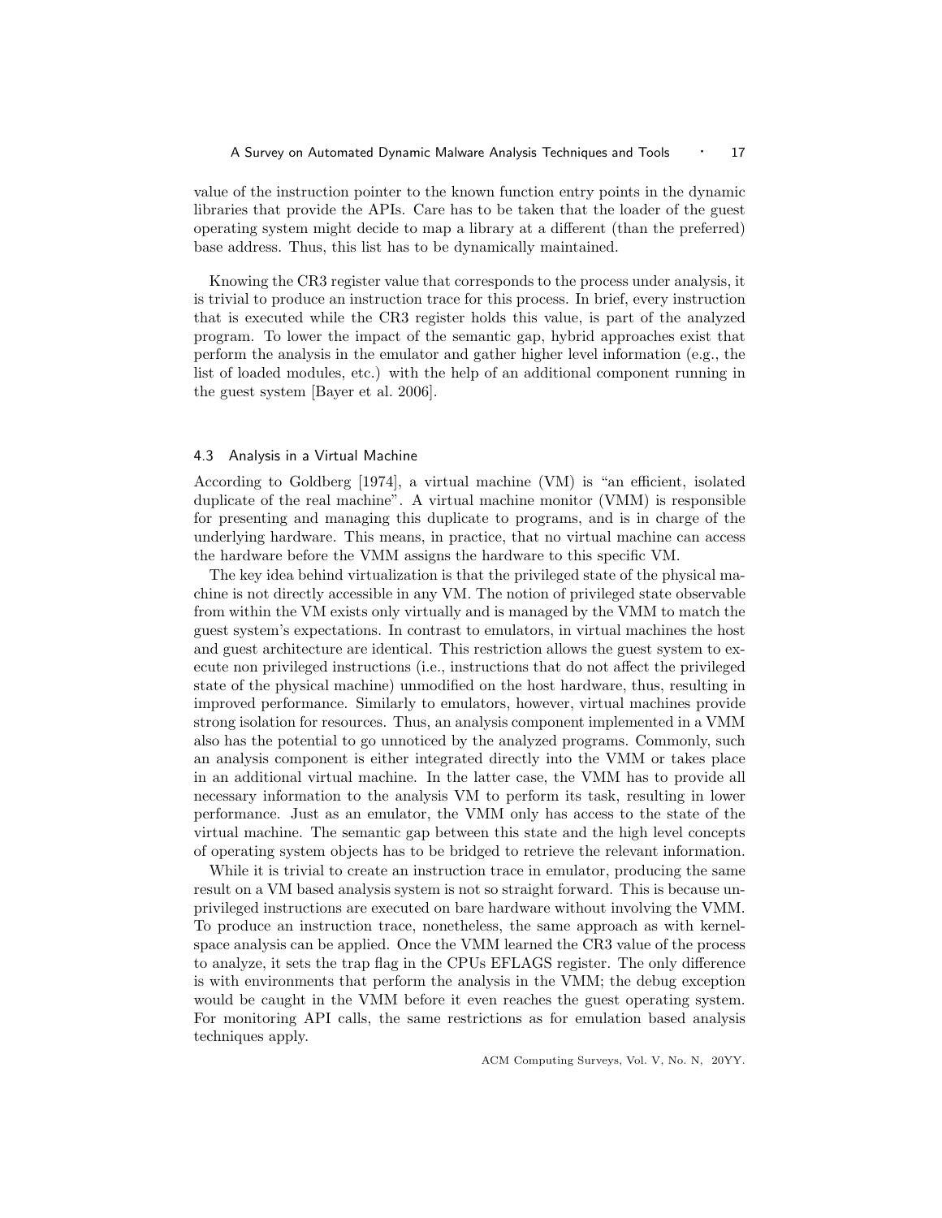value of the instruction pointer to the known function entry points in the dynamic libraries that provide the APIs. Care has to be taken that the loader of the guest operating system might decide to map a library at a different (than the preferred) base address. Thus, this list has to be dynamically maintained.

Knowing the CR3 register value that corresponds to the process under analysis, it is trivial to produce an instruction trace for this process. In brief, every instruction that is executed while the CR3 register holds this value, is part of the analyzed program. To lower the impact of the semantic gap, hybrid approaches exist that perform the analysis in the emulator and gather higher level information (e.g., the list of loaded modules, etc.) with the help of an additional component running in the guest system [Bayer et al. 2006].

### 4.3 Analysis in a Virtual Machine

According to Goldberg [1974], a virtual machine (VM) is "an efficient, isolated duplicate of the real machine". A virtual machine monitor (VMM) is responsible for presenting and managing this duplicate to programs, and is in charge of the underlying hardware. This means, in practice, that no virtual machine can access the hardware before the VMM assigns the hardware to this specific VM.

The key idea behind virtualization is that the privileged state of the physical machine is not directly accessible in any VM. The notion of privileged state observable from within the VM exists only virtually and is managed by the VMM to match the guest system's expectations. In contrast to emulators, in virtual machines the host and guest architecture are identical. This restriction allows the guest system to execute non privileged instructions (i.e., instructions that do not affect the privileged state of the physical machine) unmodified on the host hardware, thus, resulting in improved performance. Similarly to emulators, however, virtual machines provide strong isolation for resources. Thus, an analysis component implemented in a VMM also has the potential to go unnoticed by the analyzed programs. Commonly, such an analysis component is either integrated directly into the VMM or takes place in an additional virtual machine. In the latter case, the VMM has to provide all necessary information to the analysis VM to perform its task, resulting in lower performance. Just as an emulator, the VMM only has access to the state of the virtual machine. The semantic gap between this state and the high level concepts of operating system objects has to be bridged to retrieve the relevant information.

While it is trivial to create an instruction trace in emulator, producing the same result on a VM based analysis system is not so straight forward. This is because unprivileged instructions are executed on bare hardware without involving the VMM. To produce an instruction trace, nonetheless, the same approach as with kernel-space analysis can be applied. Once the VMM learned the CR3 value of the process to analyze, it sets the trap flag in the CPUs EFLAGS register. The only difference is with environments that perform the analysis in the VMM; the debug exception would be caught in the VMM before it even reaches the guest operating system. For monitoring API calls, the same restrictions as for emulation based analysis techniques apply.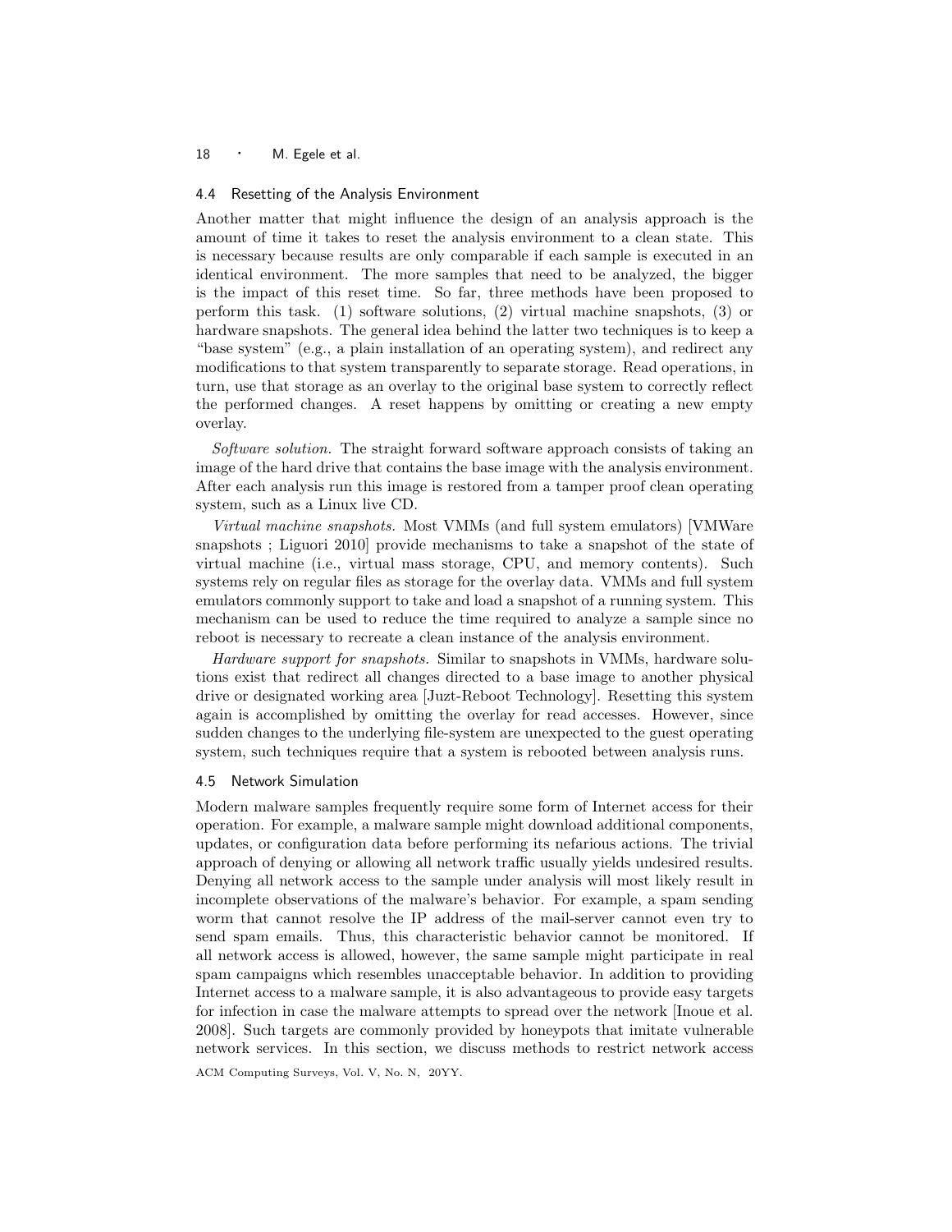### 4.4 Resetting of the Analysis Environment

Another matter that might influence the design of an analysis approach is the amount of time it takes to reset the analysis environment to a clean state. This is necessary because results are only comparable if each sample is executed in an identical environment. The more samples that need to be analyzed, the bigger is the impact of this reset time. So far, three methods have been proposed to perform this task. (1) software solutions, (2) virtual machine snapshots, (3) or hardware snapshots. The general idea behind the latter two techniques is to keep a "base system" (e.g., a plain installation of an operating system), and redirect any modifications to that system transparently to separate storage. Read operations, in turn, use that storage as an overlay to the original base system to correctly reflect the performed changes. A reset happens by omitting or creating a new empty overlay.

*Software solution.* The straight forward software approach consists of taking an image of the hard drive that contains the base image with the analysis environment. After each analysis run this image is restored from a tamper proof clean operating system, such as a Linux live CD.

*Virtual machine snapshots.* Most VMMs (and full system emulators) [VMWare snapshots ; Liguori 2010] provide mechanisms to take a snapshot of the state of virtual machine (i.e., virtual mass storage, CPU, and memory contents). Such systems rely on regular files as storage for the overlay data. VMMs and full system emulators commonly support to take and load a snapshot of a running system. This mechanism can be used to reduce the time required to analyze a sample since no reboot is necessary to recreate a clean instance of the analysis environment.

*Hardware support for snapshots.* Similar to snapshots in VMMs, hardware solutions exist that redirect all changes directed to a base image to another physical drive or designated working area [Juzt-Reboot Technology]. Resetting this system again is accomplished by omitting the overlay for read accesses. However, since sudden changes to the underlying file-system are unexpected to the guest operating system, such techniques require that a system is rebooted between analysis runs.

### 4.5 Network Simulation

Modern malware samples frequently require some form of Internet access for their operation. For example, a malware sample might download additional components, updates, or configuration data before performing its nefarious actions. The trivial approach of denying or allowing all network traffic usually yields undesired results. Denying all network access to the sample under analysis will most likely result in incomplete observations of the malware's behavior. For example, a spam sending worm that cannot resolve the IP address of the mail-server cannot even try to send spam emails. Thus, this characteristic behavior cannot be monitored. If all network access is allowed, however, the same sample might participate in real spam campaigns which resembles unacceptable behavior. In addition to providing Internet access to a malware sample, it is also advantageous to provide easy targets for infection in case the malware attempts to spread over the network [Inoue et al. 2008]. Such targets are commonly provided by honeypots that imitate vulnerable network services. In this section, we discuss methods to restrict network access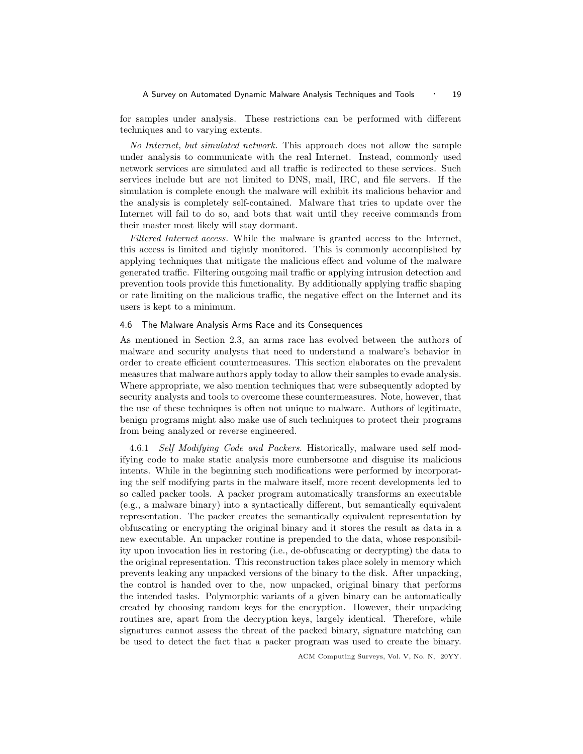for samples under analysis. These restrictions can be performed with different techniques and to varying extents.

*No Internet, but simulated network.* This approach does not allow the sample under analysis to communicate with the real Internet. Instead, commonly used network services are simulated and all traffic is redirected to these services. Such services include but are not limited to DNS, mail, IRC, and file servers. If the simulation is complete enough the malware will exhibit its malicious behavior and the analysis is completely self-contained. Malware that tries to update over the Internet will fail to do so, and bots that wait until they receive commands from their master most likely will stay dormant.

*Filtered Internet access.* While the malware is granted access to the Internet, this access is limited and tightly monitored. This is commonly accomplished by applying techniques that mitigate the malicious effect and volume of the malware generated traffic. Filtering outgoing mail traffic or applying intrusion detection and prevention tools provide this functionality. By additionally applying traffic shaping or rate limiting on the malicious traffic, the negative effect on the Internet and its users is kept to a minimum.

### 4.6 The Malware Analysis Arms Race and its Consequences

As mentioned in Section 2.3, an arms race has evolved between the authors of malware and security analysts that need to understand a malware's behavior in order to create efficient countermeasures. This section elaborates on the prevalent measures that malware authors apply today to allow their samples to evade analysis. Where appropriate, we also mention techniques that were subsequently adopted by security analysts and tools to overcome these countermeasures. Note, however, that the use of these techniques is often not unique to malware. Authors of legitimate, benign programs might also make use of such techniques to protect their programs from being analyzed or reverse engineered.

4.6.1 *Self Modifying Code and Packers.* Historically, malware used self modifying code to make static analysis more cumbersome and disguise its malicious intents. While in the beginning such modifications were performed by incorporating the self modifying parts in the malware itself, more recent developments led to so called packer tools. A packer program automatically transforms an executable (e.g., a malware binary) into a syntactically different, but semantically equivalent representation. The packer creates the semantically equivalent representation by obfuscating or encrypting the original binary and it stores the result as data in a new executable. An unpacker routine is prepended to the data, whose responsibility upon invocation lies in restoring (i.e., de-obfuscating or decrypting) the data to the original representation. This reconstruction takes place solely in memory which prevents leaking any unpacked versions of the binary to the disk. After unpacking, the control is handed over to the, now unpacked, original binary that performs the intended tasks. Polymorphic variants of a given binary can be automatically created by choosing random keys for the encryption. However, their unpacking routines are, apart from the decryption keys, largely identical. Therefore, while signatures cannot assess the threat of the packed binary, signature matching can be used to detect the fact that a packer program was used to create the binary.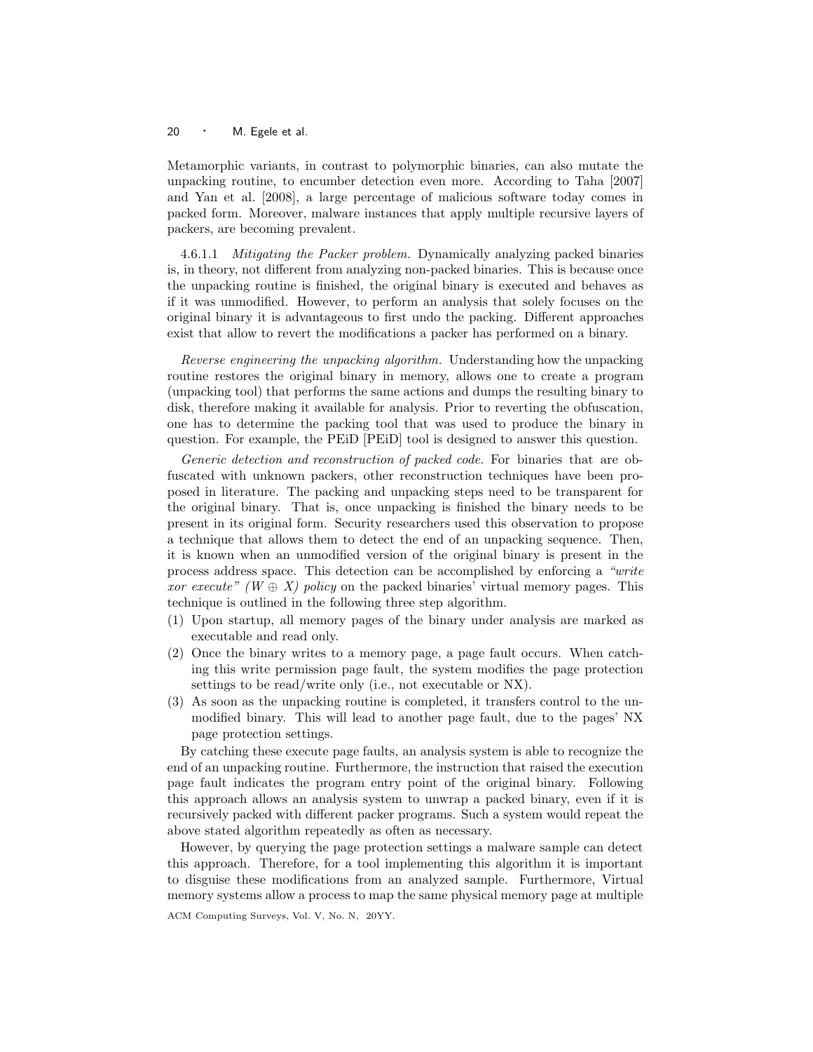Metamorphic variants, in contrast to polymorphic binaries, can also mutate the unpacking routine, to encumber detection even more. According to Taha [2007] and Yan et al. [2008], a large percentage of malicious software today comes in packed form. Moreover, malware instances that apply multiple recursive layers of packers, are becoming prevalent.

4.6.1.1 *Mitigating the Packer problem.* Dynamically analyzing packed binaries is, in theory, not different from analyzing non-packed binaries. This is because once the unpacking routine is finished, the original binary is executed and behaves as if it was unmodified. However, to perform an analysis that solely focuses on the original binary it is advantageous to first undo the packing. Different approaches exist that allow to revert the modifications a packer has performed on a binary.

*Reverse engineering the unpacking algorithm.* Understanding how the unpacking routine restores the original binary in memory, allows one to create a program (unpacking tool) that performs the same actions and dumps the resulting binary to disk, therefore making it available for analysis. Prior to reverting the obfuscation, one has to determine the packing tool that was used to produce the binary in question. For example, the PEiD [PEiD] tool is designed to answer this question.

*Generic detection and reconstruction of packed code.* For binaries that are obfuscated with unknown packers, other reconstruction techniques have been proposed in literature. The packing and unpacking steps need to be transparent for the original binary. That is, once unpacking is finished the binary needs to be present in its original form. Security researchers used this observation to propose a technique that allows them to detect the end of an unpacking sequence. Then, it is known when an unmodified version of the original binary is present in the process address space. This detection can be accomplished by enforcing a *"write xor execute" ($W \oplus X$) policy* on the packed binaries' virtual memory pages. This technique is outlined in the following three step algorithm.

(1) Upon startup, all memory pages of the binary under analysis are marked as executable and read only.
(2) Once the binary writes to a memory page, a page fault occurs. When catching this write permission page fault, the system modifies the page protection settings to be read/write only (i.e., not executable or NX).
(3) As soon as the unpacking routine is completed, it transfers control to the unmodified binary. This will lead to another page fault, due to the pages' NX page protection settings.

By catching these execute page faults, an analysis system is able to recognize the end of an unpacking routine. Furthermore, the instruction that raised the execution page fault indicates the program entry point of the original binary. Following this approach allows an analysis system to unwrap a packed binary, even if it is recursively packed with different packer programs. Such a system would repeat the above stated algorithm repeatedly as often as necessary.

However, by querying the page protection settings a malware sample can detect this approach. Therefore, for a tool implementing this algorithm it is important to disguise these modifications from an analyzed sample. Furthermore, Virtual memory systems allow a process to map the same physical memory page at multiple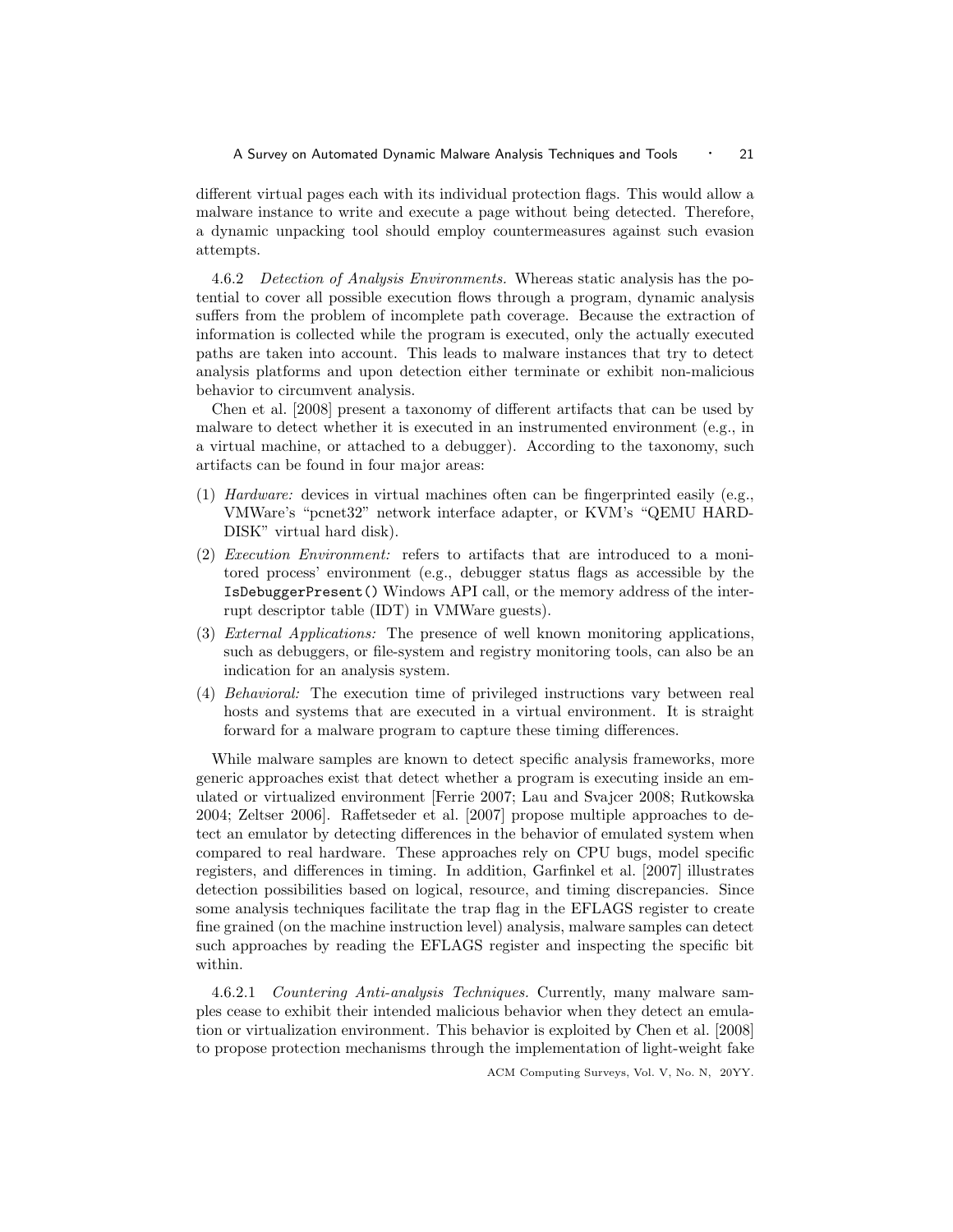different virtual pages each with its individual protection flags. This would allow a malware instance to write and execute a page without being detected. Therefore, a dynamic unpacking tool should employ countermeasures against such evasion attempts.

#### 4.6.2 *Detection of Analysis Environments.*

Whereas static analysis has the potential to cover all possible execution flows through a program, dynamic analysis suffers from the problem of incomplete path coverage. Because the extraction of information is collected while the program is executed, only the actually executed paths are taken into account. This leads to malware instances that try to detect analysis platforms and upon detection either terminate or exhibit non-malicious behavior to circumvent analysis.

Chen et al. [2008] present a taxonomy of different artifacts that can be used by malware to detect whether it is executed in an instrumented environment (e.g., in a virtual machine, or attached to a debugger). According to the taxonomy, such artifacts can be found in four major areas:

1. *Hardware:* devices in virtual machines often can be fingerprinted easily (e.g., VMWare's "pcnet32" network interface adapter, or KVM's "QEMU HARDDISK" virtual hard disk).
2. *Execution Environment:* refers to artifacts that are introduced to a monitored process' environment (e.g., debugger status flags as accessible by the `IsDebuggerPresent()` Windows API call, or the memory address of the interrupt descriptor table (IDT) in VMWare guests).
3. *External Applications:* The presence of well known monitoring applications, such as debuggers, or file-system and registry monitoring tools, can also be an indication for an analysis system.
4. *Behavioral:* The execution time of privileged instructions vary between real hosts and systems that are executed in a virtual environment. It is straight forward for a malware program to capture these timing differences.

While malware samples are known to detect specific analysis frameworks, more generic approaches exist that detect whether a program is executing inside an emulated or virtualized environment [Ferrie 2007; Lau and Svajcer 2008; Rutkowska 2004; Zeltser 2006]. Raffetseder et al. [2007] propose multiple approaches to detect an emulator by detecting differences in the behavior of emulated system when compared to real hardware. These approaches rely on CPU bugs, model specific registers, and differences in timing. In addition, Garfinkel et al. [2007] illustrates detection possibilities based on logical, resource, and timing discrepancies. Since some analysis techniques facilitate the trap flag in the EFLAGS register to create fine grained (on the machine instruction level) analysis, malware samples can detect such approaches by reading the EFLAGS register and inspecting the specific bit within.

##### 4.6.2.1 *Countering Anti-analysis Techniques.*

Currently, many malware samples cease to exhibit their intended malicious behavior when they detect an emulation or virtualization environment. This behavior is exploited by Chen et al. [2008] to propose protection mechanisms through the implementation of light-weight fake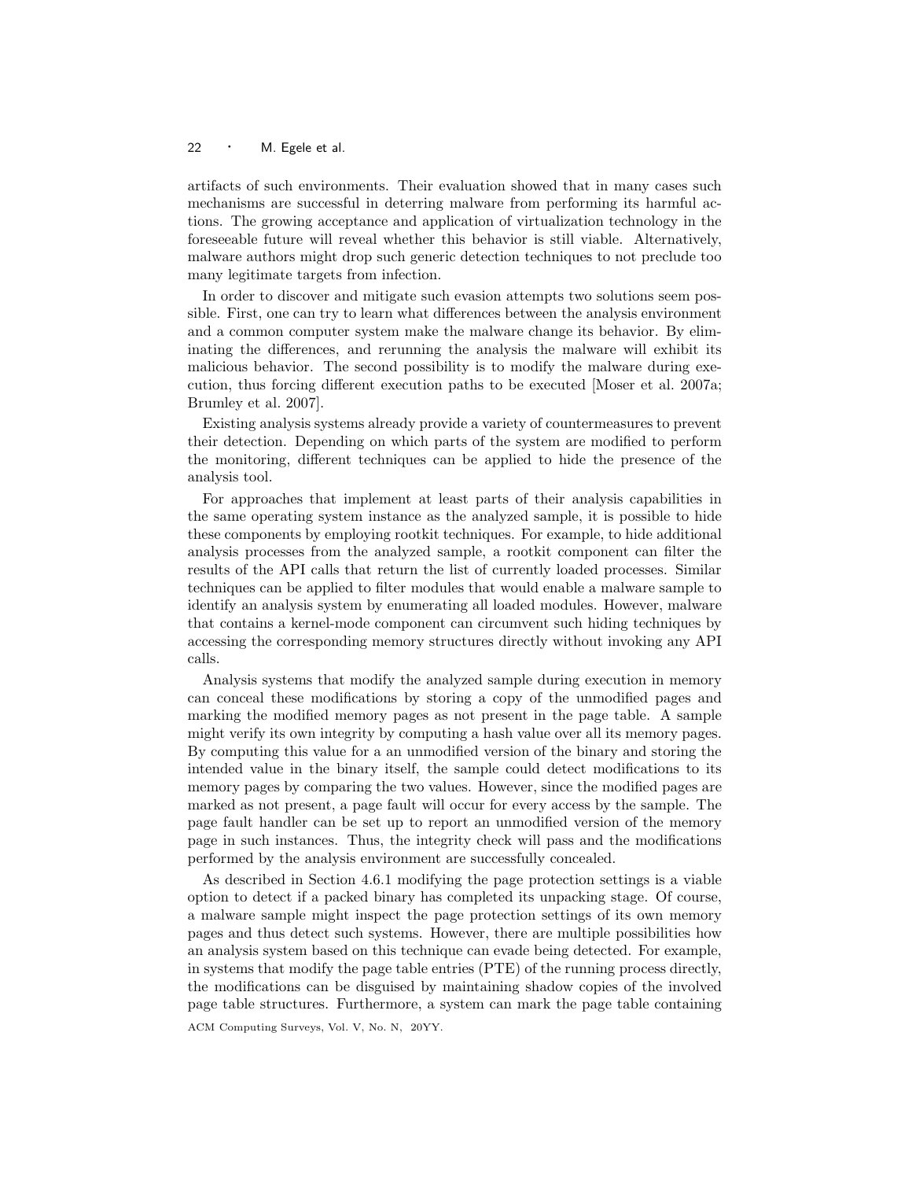artifacts of such environments. Their evaluation showed that in many cases such mechanisms are successful in deterring malware from performing its harmful actions. The growing acceptance and application of virtualization technology in the foreseeable future will reveal whether this behavior is still viable. Alternatively, malware authors might drop such generic detection techniques to not preclude too many legitimate targets from infection.

In order to discover and mitigate such evasion attempts two solutions seem possible. First, one can try to learn what differences between the analysis environment and a common computer system make the malware change its behavior. By eliminating the differences, and rerunning the analysis the malware will exhibit its malicious behavior. The second possibility is to modify the malware during execution, thus forcing different execution paths to be executed [Moser et al. 2007a; Brumley et al. 2007].

Existing analysis systems already provide a variety of countermeasures to prevent their detection. Depending on which parts of the system are modified to perform the monitoring, different techniques can be applied to hide the presence of the analysis tool.

For approaches that implement at least parts of their analysis capabilities in the same operating system instance as the analyzed sample, it is possible to hide these components by employing rootkit techniques. For example, to hide additional analysis processes from the analyzed sample, a rootkit component can filter the results of the API calls that return the list of currently loaded processes. Similar techniques can be applied to filter modules that would enable a malware sample to identify an analysis system by enumerating all loaded modules. However, malware that contains a kernel-mode component can circumvent such hiding techniques by accessing the corresponding memory structures directly without invoking any API calls.

Analysis systems that modify the analyzed sample during execution in memory can conceal these modifications by storing a copy of the unmodified pages and marking the modified memory pages as not present in the page table. A sample might verify its own integrity by computing a hash value over all its memory pages. By computing this value for a an unmodified version of the binary and storing the intended value in the binary itself, the sample could detect modifications to its memory pages by comparing the two values. However, since the modified pages are marked as not present, a page fault will occur for every access by the sample. The page fault handler can be set up to report an unmodified version of the memory page in such instances. Thus, the integrity check will pass and the modifications performed by the analysis environment are successfully concealed.

As described in Section 4.6.1 modifying the page protection settings is a viable option to detect if a packed binary has completed its unpacking stage. Of course, a malware sample might inspect the page protection settings of its own memory pages and thus detect such systems. However, there are multiple possibilities how an analysis system based on this technique can evade being detected. For example, in systems that modify the page table entries (PTE) of the running process directly, the modifications can be disguised by maintaining shadow copies of the involved page table structures. Furthermore, a system can mark the page table containing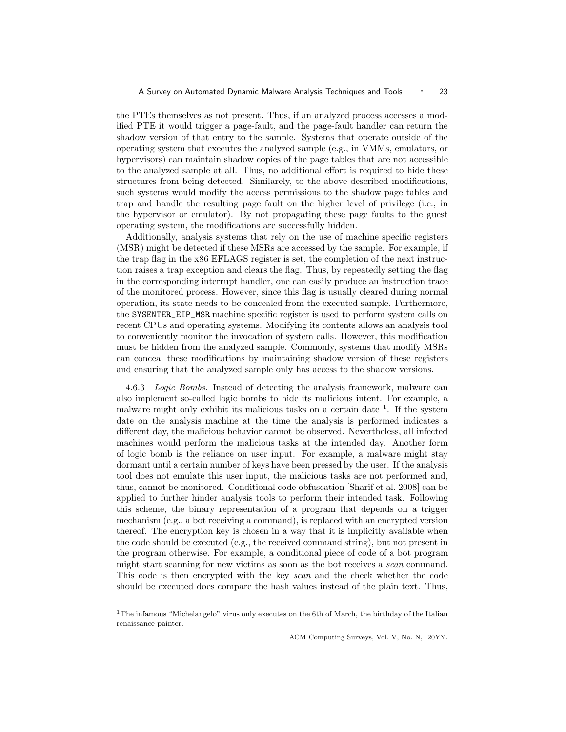the PTEs themselves as not present. Thus, if an analyzed process accesses a modified PTE it would trigger a page-fault, and the page-fault handler can return the shadow version of that entry to the sample. Systems that operate outside of the operating system that executes the analyzed sample (e.g., in VMMs, emulators, or hypervisors) can maintain shadow copies of the page tables that are not accessible to the analyzed sample at all. Thus, no additional effort is required to hide these structures from being detected. Similarely, to the above described modifications, such systems would modify the access permissions to the shadow page tables and trap and handle the resulting page fault on the higher level of privilege (i.e., in the hypervisor or emulator). By not propagating these page faults to the guest operating system, the modifications are successfully hidden.

Additionally, analysis systems that rely on the use of machine specific registers (MSR) might be detected if these MSRs are accessed by the sample. For example, if the trap flag in the x86 EFLAGS register is set, the completion of the next instruction raises a trap exception and clears the flag. Thus, by repeatedly setting the flag in the corresponding interrupt handler, one can easily produce an instruction trace of the monitored process. However, since this flag is usually cleared during normal operation, its state needs to be concealed from the executed sample. Furthermore, the `SYSENTER_EIP_MSR` machine specific register is used to perform system calls on recent CPUs and operating systems. Modifying its contents allows an analysis tool to conveniently monitor the invocation of system calls. However, this modification must be hidden from the analyzed sample. Commonly, systems that modify MSRs can conceal these modifications by maintaining shadow version of these registers and ensuring that the analyzed sample only has access to the shadow versions.

4.6.3 *Logic Bombs.* Instead of detecting the analysis framework, malware can also implement so-called logic bombs to hide its malicious intent. For example, a malware might only exhibit its malicious tasks on a certain date [1]. If the system date on the analysis machine at the time the analysis is performed indicates a different day, the malicious behavior cannot be observed. Nevertheless, all infected machines would perform the malicious tasks at the intended day. Another form of logic bomb is the reliance on user input. For example, a malware might stay dormant until a certain number of keys have been pressed by the user. If the analysis tool does not emulate this user input, the malicious tasks are not performed and, thus, cannot be monitored. Conditional code obfuscation [Sharif et al. 2008] can be applied to further hinder analysis tools to perform their intended task. Following this scheme, the binary representation of a program that depends on a trigger mechanism (e.g., a bot receiving a command), is replaced with an encrypted version thereof. The encryption key is chosen in a way that it is implicitly available when the code should be executed (e.g., the received command string), but not present in the program otherwise. For example, a conditional piece of code of a bot program might start scanning for new victims as soon as the bot receives a *scan* command. This code is then encrypted with the key *scan* and the check whether the code should be executed does compare the hash values instead of the plain text. Thus,

[1] The infamous "Michelangelo" virus only executes on the 6th of March, the birthday of the Italian renaissance painter.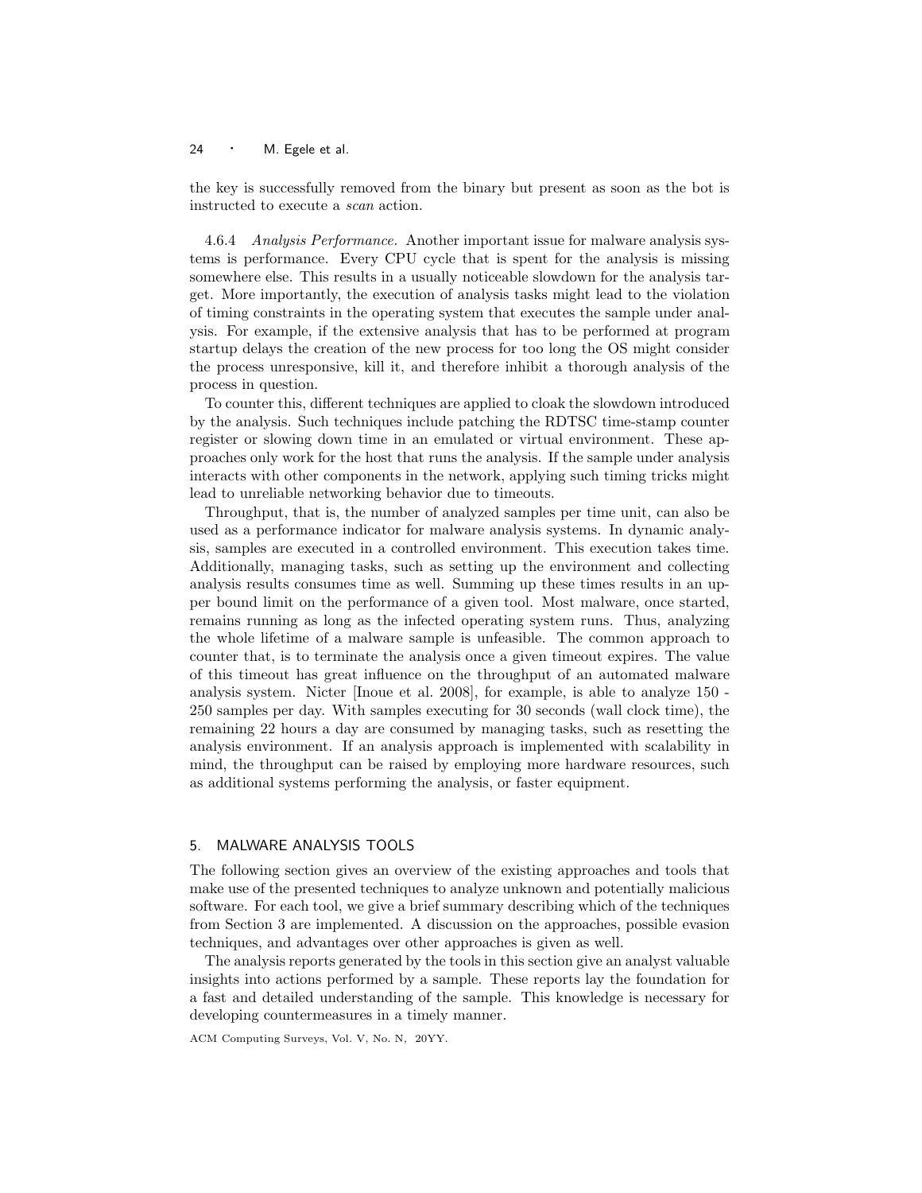the key is successfully removed from the binary but present as soon as the bot is instructed to execute a *scan* action.

4.6.4 *Analysis Performance.* Another important issue for malware analysis systems is performance. Every CPU cycle that is spent for the analysis is missing somewhere else. This results in a usually noticeable slowdown for the analysis target. More importantly, the execution of analysis tasks might lead to the violation of timing constraints in the operating system that executes the sample under analysis. For example, if the extensive analysis that has to be performed at program startup delays the creation of the new process for too long the OS might consider the process unresponsive, kill it, and therefore inhibit a thorough analysis of the process in question.

To counter this, different techniques are applied to cloak the slowdown introduced by the analysis. Such techniques include patching the RDTSC time-stamp counter register or slowing down time in an emulated or virtual environment. These approaches only work for the host that runs the analysis. If the sample under analysis interacts with other components in the network, applying such timing tricks might lead to unreliable networking behavior due to timeouts.

Throughput, that is, the number of analyzed samples per time unit, can also be used as a performance indicator for malware analysis systems. In dynamic analysis, samples are executed in a controlled environment. This execution takes time. Additionally, managing tasks, such as setting up the environment and collecting analysis results consumes time as well. Summing up these times results in an upper bound limit on the performance of a given tool. Most malware, once started, remains running as long as the infected operating system runs. Thus, analyzing the whole lifetime of a malware sample is unfeasible. The common approach to counter that, is to terminate the analysis once a given timeout expires. The value of this timeout has great influence on the throughput of an automated malware analysis system. Nicter [Inoue et al. 2008], for example, is able to analyze 150 - 250 samples per day. With samples executing for 30 seconds (wall clock time), the remaining 22 hours a day are consumed by managing tasks, such as resetting the analysis environment. If an analysis approach is implemented with scalability in mind, the throughput can be raised by employing more hardware resources, such as additional systems performing the analysis, or faster equipment.

## 5. MALWARE ANALYSIS TOOLS

The following section gives an overview of the existing approaches and tools that make use of the presented techniques to analyze unknown and potentially malicious software. For each tool, we give a brief summary describing which of the techniques from Section 3 are implemented. A discussion on the approaches, possible evasion techniques, and advantages over other approaches is given as well.

The analysis reports generated by the tools in this section give an analyst valuable insights into actions performed by a sample. These reports lay the foundation for a fast and detailed understanding of the sample. This knowledge is necessary for developing countermeasures in a timely manner.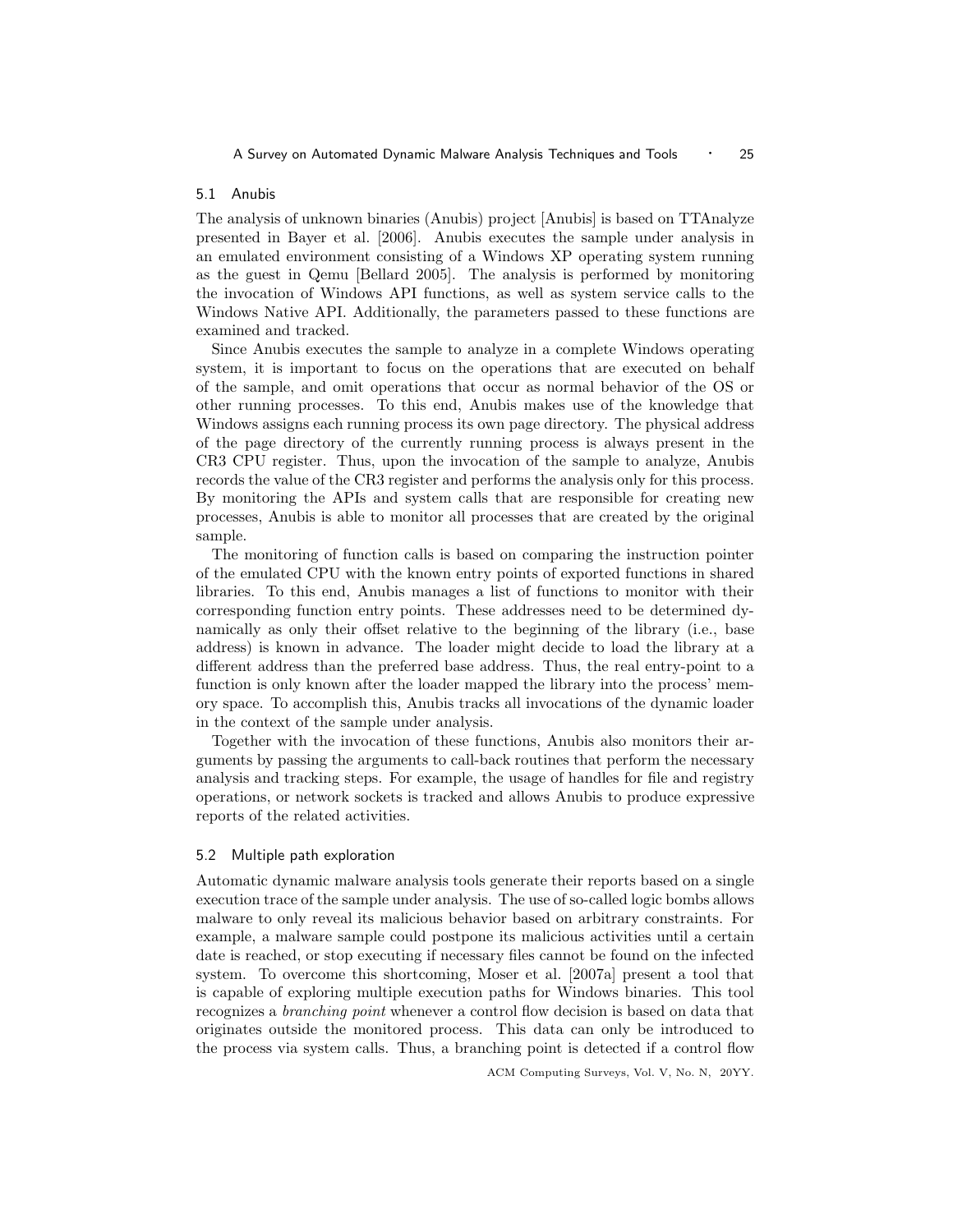## 5.1 Anubis

The analysis of unknown binaries (Anubis) project [Anubis] is based on TTAnalyze presented in Bayer et al. [2006]. Anubis executes the sample under analysis in an emulated environment consisting of a Windows XP operating system running as the guest in Qemu [Bellard 2005]. The analysis is performed by monitoring the invocation of Windows API functions, as well as system service calls to the Windows Native API. Additionally, the parameters passed to these functions are examined and tracked.

Since Anubis executes the sample to analyze in a complete Windows operating system, it is important to focus on the operations that are executed on behalf of the sample, and omit operations that occur as normal behavior of the OS or other running processes. To this end, Anubis makes use of the knowledge that Windows assigns each running process its own page directory. The physical address of the page directory of the currently running process is always present in the CR3 CPU register. Thus, upon the invocation of the sample to analyze, Anubis records the value of the CR3 register and performs the analysis only for this process. By monitoring the APIs and system calls that are responsible for creating new processes, Anubis is able to monitor all processes that are created by the original sample.

The monitoring of function calls is based on comparing the instruction pointer of the emulated CPU with the known entry points of exported functions in shared libraries. To this end, Anubis manages a list of functions to monitor with their corresponding function entry points. These addresses need to be determined dynamically as only their offset relative to the beginning of the library (i.e., base address) is known in advance. The loader might decide to load the library at a different address than the preferred base address. Thus, the real entry-point to a function is only known after the loader mapped the library into the process' memory space. To accomplish this, Anubis tracks all invocations of the dynamic loader in the context of the sample under analysis.

Together with the invocation of these functions, Anubis also monitors their arguments by passing the arguments to call-back routines that perform the necessary analysis and tracking steps. For example, the usage of handles for file and registry operations, or network sockets is tracked and allows Anubis to produce expressive reports of the related activities.

## 5.2 Multiple path exploration

Automatic dynamic malware analysis tools generate their reports based on a single execution trace of the sample under analysis. The use of so-called logic bombs allows malware to only reveal its malicious behavior based on arbitrary constraints. For example, a malware sample could postpone its malicious activities until a certain date is reached, or stop executing if necessary files cannot be found on the infected system. To overcome this shortcoming, Moser et al. [2007a] present a tool that is capable of exploring multiple execution paths for Windows binaries. This tool recognizes a *branching point* whenever a control flow decision is based on data that originates outside the monitored process. This data can only be introduced to the process via system calls. Thus, a branching point is detected if a control flow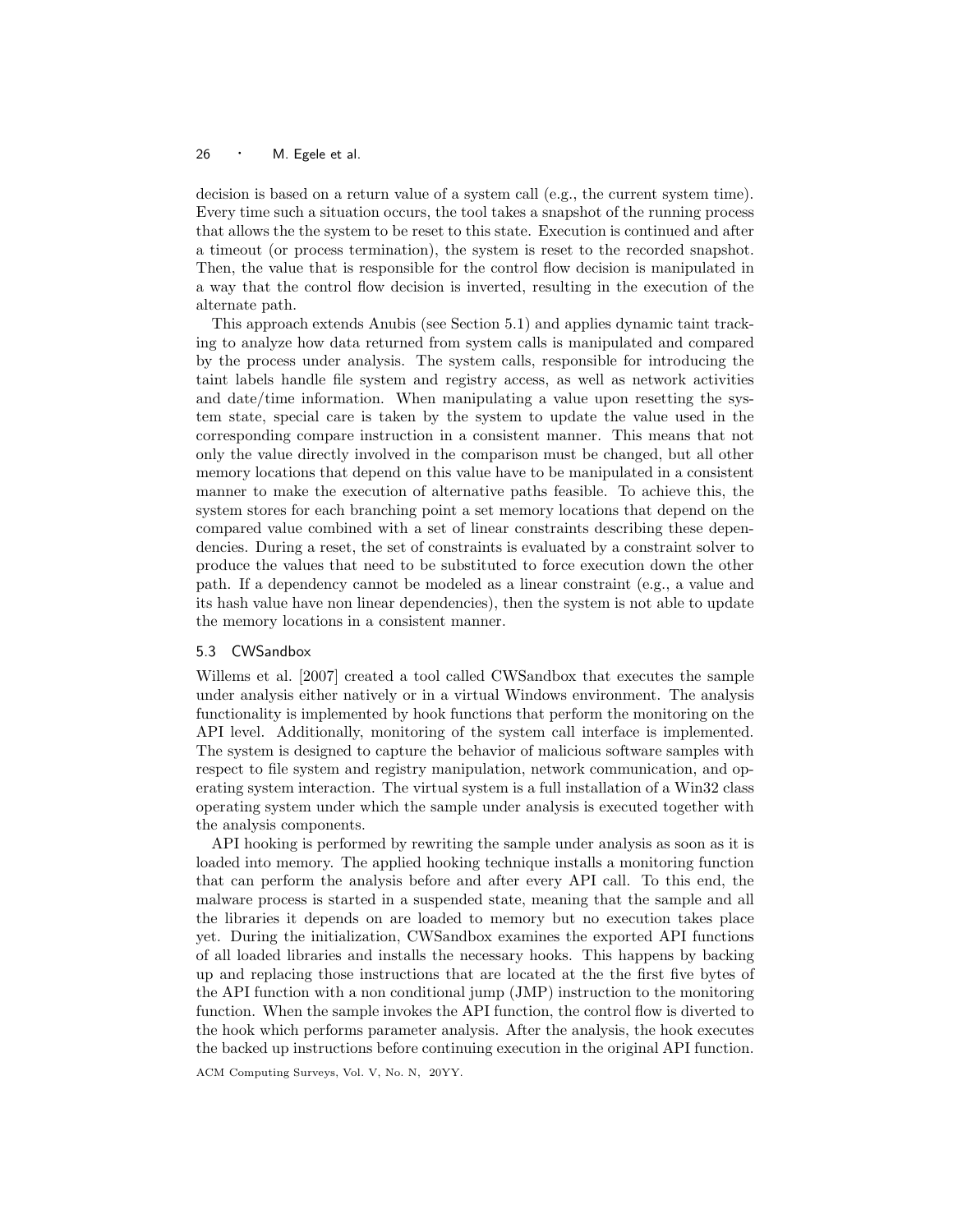decision is based on a return value of a system call (e.g., the current system time). Every time such a situation occurs, the tool takes a snapshot of the running process that allows the the system to be reset to this state. Execution is continued and after a timeout (or process termination), the system is reset to the recorded snapshot. Then, the value that is responsible for the control flow decision is manipulated in a way that the control flow decision is inverted, resulting in the execution of the alternate path.

This approach extends Anubis (see Section 5.1) and applies dynamic taint tracking to analyze how data returned from system calls is manipulated and compared by the process under analysis. The system calls, responsible for introducing the taint labels handle file system and registry access, as well as network activities and date/time information. When manipulating a value upon resetting the system state, special care is taken by the system to update the value used in the corresponding compare instruction in a consistent manner. This means that not only the value directly involved in the comparison must be changed, but all other memory locations that depend on this value have to be manipulated in a consistent manner to make the execution of alternative paths feasible. To achieve this, the system stores for each branching point a set memory locations that depend on the compared value combined with a set of linear constraints describing these dependencies. During a reset, the set of constraints is evaluated by a constraint solver to produce the values that need to be substituted to force execution down the other path. If a dependency cannot be modeled as a linear constraint (e.g., a value and its hash value have non linear dependencies), then the system is not able to update the memory locations in a consistent manner.

## 5.3 CWSandbox

Willems et al. [2007] created a tool called CWSandbox that executes the sample under analysis either natively or in a virtual Windows environment. The analysis functionality is implemented by hook functions that perform the monitoring on the API level. Additionally, monitoring of the system call interface is implemented. The system is designed to capture the behavior of malicious software samples with respect to file system and registry manipulation, network communication, and operating system interaction. The virtual system is a full installation of a Win32 class operating system under which the sample under analysis is executed together with the analysis components.

API hooking is performed by rewriting the sample under analysis as soon as it is loaded into memory. The applied hooking technique installs a monitoring function that can perform the analysis before and after every API call. To this end, the malware process is started in a suspended state, meaning that the sample and all the libraries it depends on are loaded to memory but no execution takes place yet. During the initialization, CWSandbox examines the exported API functions of all loaded libraries and installs the necessary hooks. This happens by backing up and replacing those instructions that are located at the the first five bytes of the API function with a non conditional jump (JMP) instruction to the monitoring function. When the sample invokes the API function, the control flow is diverted to the hook which performs parameter analysis. After the analysis, the hook executes the backed up instructions before continuing execution in the original API function.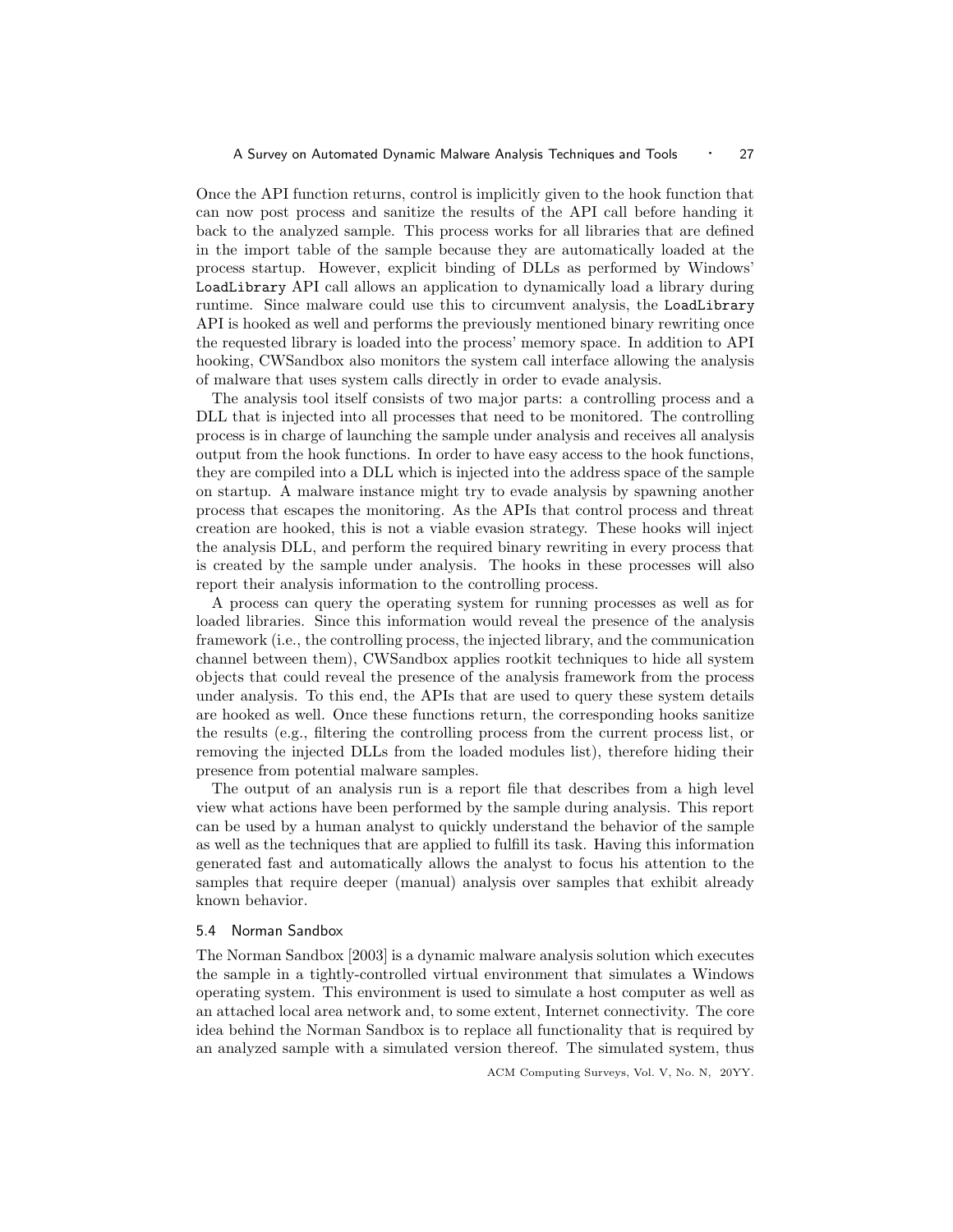Once the API function returns, control is implicitly given to the hook function that can now post process and sanitize the results of the API call before handing it back to the analyzed sample. This process works for all libraries that are defined in the import table of the sample because they are automatically loaded at the process startup. However, explicit binding of DLLs as performed by Windows' `LoadLibrary` API call allows an application to dynamically load a library during runtime. Since malware could use this to circumvent analysis, the `LoadLibrary` API is hooked as well and performs the previously mentioned binary rewriting once the requested library is loaded into the process' memory space. In addition to API hooking, CWSandbox also monitors the system call interface allowing the analysis of malware that uses system calls directly in order to evade analysis.

The analysis tool itself consists of two major parts: a controlling process and a DLL that is injected into all processes that need to be monitored. The controlling process is in charge of launching the sample under analysis and receives all analysis output from the hook functions. In order to have easy access to the hook functions, they are compiled into a DLL which is injected into the address space of the sample on startup. A malware instance might try to evade analysis by spawning another process that escapes the monitoring. As the APIs that control process and threat creation are hooked, this is not a viable evasion strategy. These hooks will inject the analysis DLL, and perform the required binary rewriting in every process that is created by the sample under analysis. The hooks in these processes will also report their analysis information to the controlling process.

A process can query the operating system for running processes as well as for loaded libraries. Since this information would reveal the presence of the analysis framework (i.e., the controlling process, the injected library, and the communication channel between them), CWSandbox applies rootkit techniques to hide all system objects that could reveal the presence of the analysis framework from the process under analysis. To this end, the APIs that are used to query these system details are hooked as well. Once these functions return, the corresponding hooks sanitize the results (e.g., filtering the controlling process from the current process list, or removing the injected DLLs from the loaded modules list), therefore hiding their presence from potential malware samples.

The output of an analysis run is a report file that describes from a high level view what actions have been performed by the sample during analysis. This report can be used by a human analyst to quickly understand the behavior of the sample as well as the techniques that are applied to fulfill its task. Having this information generated fast and automatically allows the analyst to focus his attention to the samples that require deeper (manual) analysis over samples that exhibit already known behavior.

### 5.4 Norman Sandbox

The Norman Sandbox [2003] is a dynamic malware analysis solution which executes the sample in a tightly-controlled virtual environment that simulates a Windows operating system. This environment is used to simulate a host computer as well as an attached local area network and, to some extent, Internet connectivity. The core idea behind the Norman Sandbox is to replace all functionality that is required by an analyzed sample with a simulated version thereof. The simulated system, thus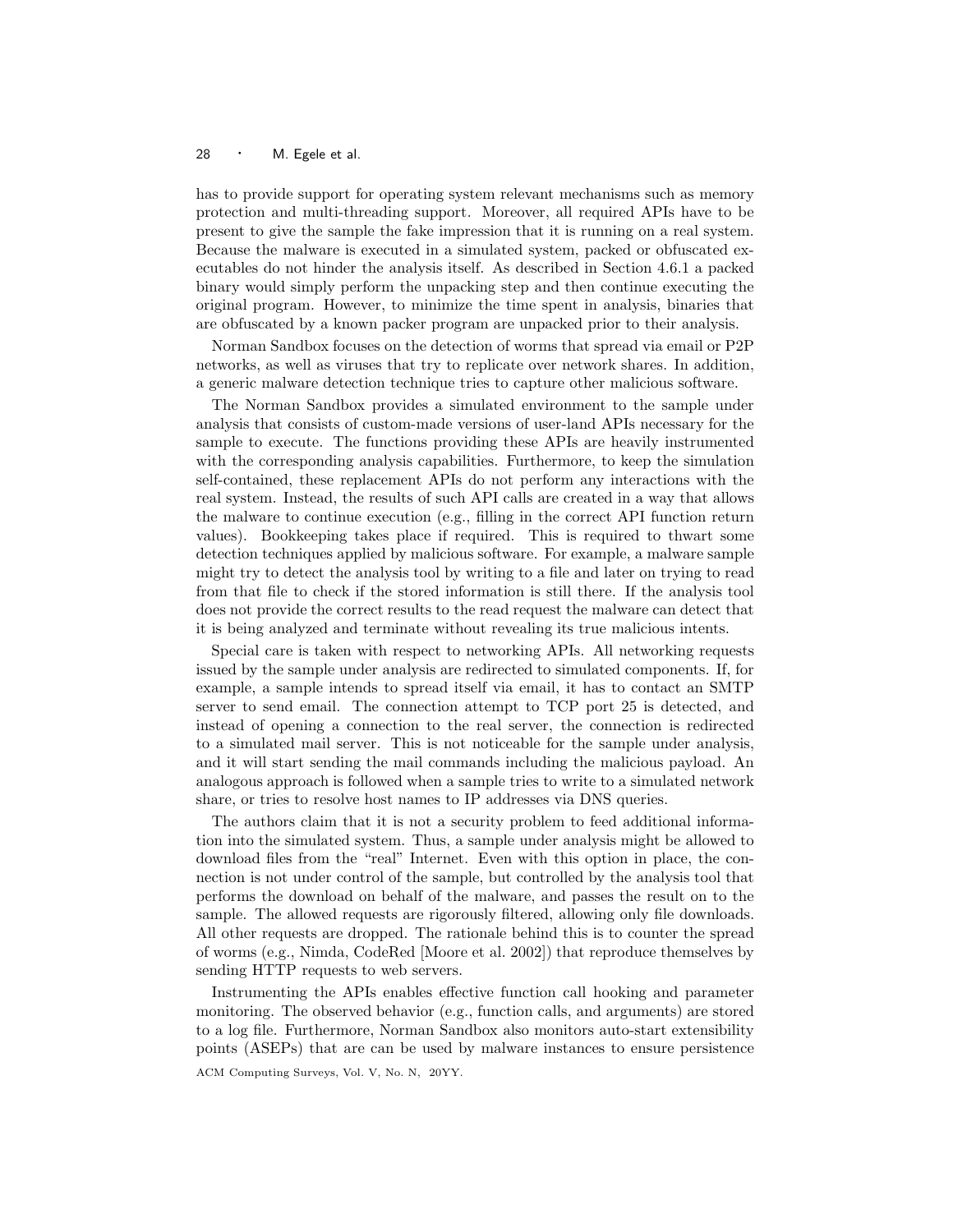has to provide support for operating system relevant mechanisms such as memory protection and multi-threading support. Moreover, all required APIs have to be present to give the sample the fake impression that it is running on a real system. Because the malware is executed in a simulated system, packed or obfuscated executables do not hinder the analysis itself. As described in Section 4.6.1 a packed binary would simply perform the unpacking step and then continue executing the original program. However, to minimize the time spent in analysis, binaries that are obfuscated by a known packer program are unpacked prior to their analysis.

Norman Sandbox focuses on the detection of worms that spread via email or P2P networks, as well as viruses that try to replicate over network shares. In addition, a generic malware detection technique tries to capture other malicious software.

The Norman Sandbox provides a simulated environment to the sample under analysis that consists of custom-made versions of user-land APIs necessary for the sample to execute. The functions providing these APIs are heavily instrumented with the corresponding analysis capabilities. Furthermore, to keep the simulation self-contained, these replacement APIs do not perform any interactions with the real system. Instead, the results of such API calls are created in a way that allows the malware to continue execution (e.g., filling in the correct API function return values). Bookkeeping takes place if required. This is required to thwart some detection techniques applied by malicious software. For example, a malware sample might try to detect the analysis tool by writing to a file and later on trying to read from that file to check if the stored information is still there. If the analysis tool does not provide the correct results to the read request the malware can detect that it is being analyzed and terminate without revealing its true malicious intents.

Special care is taken with respect to networking APIs. All networking requests issued by the sample under analysis are redirected to simulated components. If, for example, a sample intends to spread itself via email, it has to contact an SMTP server to send email. The connection attempt to TCP port 25 is detected, and instead of opening a connection to the real server, the connection is redirected to a simulated mail server. This is not noticeable for the sample under analysis, and it will start sending the mail commands including the malicious payload. An analogous approach is followed when a sample tries to write to a simulated network share, or tries to resolve host names to IP addresses via DNS queries.

The authors claim that it is not a security problem to feed additional information into the simulated system. Thus, a sample under analysis might be allowed to download files from the "real" Internet. Even with this option in place, the connection is not under control of the sample, but controlled by the analysis tool that performs the download on behalf of the malware, and passes the result on to the sample. The allowed requests are rigorously filtered, allowing only file downloads. All other requests are dropped. The rationale behind this is to counter the spread of worms (e.g., Nimda, CodeRed [Moore et al. 2002]) that reproduce themselves by sending HTTP requests to web servers.

Instrumenting the APIs enables effective function call hooking and parameter monitoring. The observed behavior (e.g., function calls, and arguments) are stored to a log file. Furthermore, Norman Sandbox also monitors auto-start extensibility points (ASEPs) that are can be used by malware instances to ensure persistence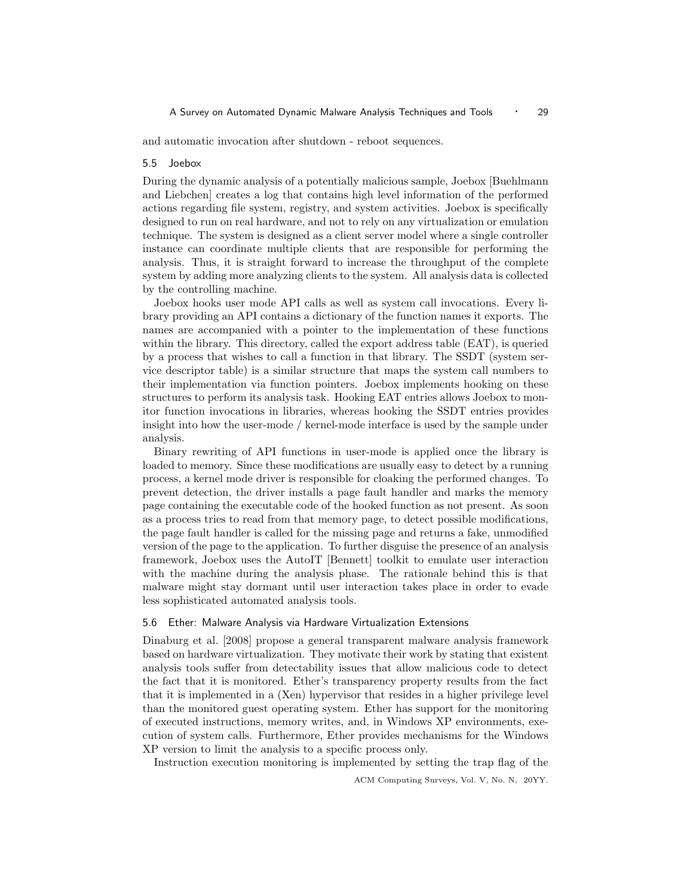and automatic invocation after shutdown - reboot sequences.

### 5.5 Joebox

During the dynamic analysis of a potentially malicious sample, Joebox [Buehlmann and Liebchen] creates a log that contains high level information of the performed actions regarding file system, registry, and system activities. Joebox is specifically designed to run on real hardware, and not to rely on any virtualization or emulation technique. The system is designed as a client server model where a single controller instance can coordinate multiple clients that are responsible for performing the analysis. Thus, it is straight forward to increase the throughput of the complete system by adding more analyzing clients to the system. All analysis data is collected by the controlling machine.

Joebox hooks user mode API calls as well as system call invocations. Every library providing an API contains a dictionary of the function names it exports. The names are accompanied with a pointer to the implementation of these functions within the library. This directory, called the export address table (EAT), is queried by a process that wishes to call a function in that library. The SSDT (system service descriptor table) is a similar structure that maps the system call numbers to their implementation via function pointers. Joebox implements hooking on these structures to perform its analysis task. Hooking EAT entries allows Joebox to monitor function invocations in libraries, whereas hooking the SSDT entries provides insight into how the user-mode / kernel-mode interface is used by the sample under analysis.

Binary rewriting of API functions in user-mode is applied once the library is loaded to memory. Since these modifications are usually easy to detect by a running process, a kernel mode driver is responsible for cloaking the performed changes. To prevent detection, the driver installs a page fault handler and marks the memory page containing the executable code of the hooked function as not present. As soon as a process tries to read from that memory page, to detect possible modifications, the page fault handler is called for the missing page and returns a fake, unmodified version of the page to the application. To further disguise the presence of an analysis framework, Joebox uses the AutoIT [Bennett] toolkit to emulate user interaction with the machine during the analysis phase. The rationale behind this is that malware might stay dormant until user interaction takes place in order to evade less sophisticated automated analysis tools.

### 5.6 Ether: Malware Analysis via Hardware Virtualization Extensions

Dinaburg et al. [2008] propose a general transparent malware analysis framework based on hardware virtualization. They motivate their work by stating that existent analysis tools suffer from detectability issues that allow malicious code to detect the fact that it is monitored. Ether's transparency property results from the fact that it is implemented in a (Xen) hypervisor that resides in a higher privilege level than the monitored guest operating system. Ether has support for the monitoring of executed instructions, memory writes, and, in Windows XP environments, execution of system calls. Furthermore, Ether provides mechanisms for the Windows XP version to limit the analysis to a specific process only.

Instruction execution monitoring is implemented by setting the trap flag of the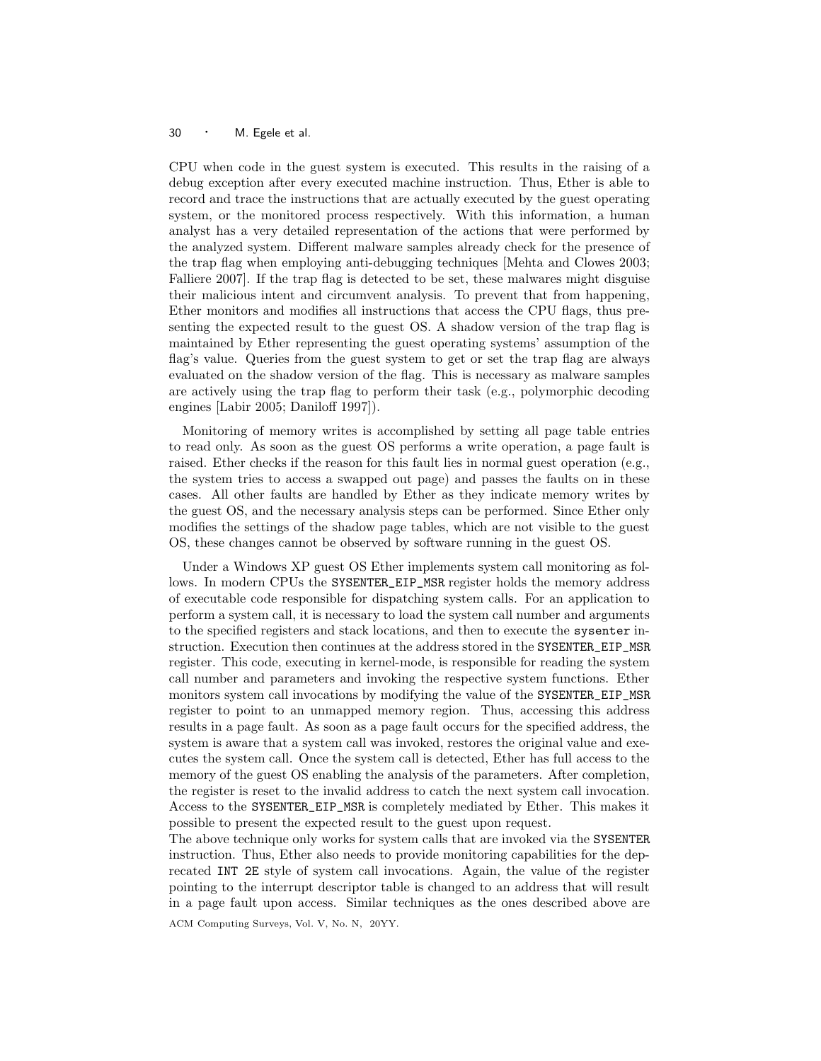CPU when code in the guest system is executed. This results in the raising of a debug exception after every executed machine instruction. Thus, Ether is able to record and trace the instructions that are actually executed by the guest operating system, or the monitored process respectively. With this information, a human analyst has a very detailed representation of the actions that were performed by the analyzed system. Different malware samples already check for the presence of the trap flag when employing anti-debugging techniques [Mehta and Clowes 2003; Falliere 2007]. If the trap flag is detected to be set, these malwares might disguise their malicious intent and circumvent analysis. To prevent that from happening, Ether monitors and modifies all instructions that access the CPU flags, thus presenting the expected result to the guest OS. A shadow version of the trap flag is maintained by Ether representing the guest operating systems' assumption of the flag's value. Queries from the guest system to get or set the trap flag are always evaluated on the shadow version of the flag. This is necessary as malware samples are actively using the trap flag to perform their task (e.g., polymorphic decoding engines [Labir 2005; Daniloff 1997]).

Monitoring of memory writes is accomplished by setting all page table entries to read only. As soon as the guest OS performs a write operation, a page fault is raised. Ether checks if the reason for this fault lies in normal guest operation (e.g., the system tries to access a swapped out page) and passes the faults on in these cases. All other faults are handled by Ether as they indicate memory writes by the guest OS, and the necessary analysis steps can be performed. Since Ether only modifies the settings of the shadow page tables, which are not visible to the guest OS, these changes cannot be observed by software running in the guest OS.

Under a Windows XP guest OS Ether implements system call monitoring as follows. In modern CPUs the `SYSENTER_EIP_MSR` register holds the memory address of executable code responsible for dispatching system calls. For an application to perform a system call, it is necessary to load the system call number and arguments to the specified registers and stack locations, and then to execute the `sysenter` instruction. Execution then continues at the address stored in the `SYSENTER_EIP_MSR` register. This code, executing in kernel-mode, is responsible for reading the system call number and parameters and invoking the respective system functions. Ether monitors system call invocations by modifying the value of the `SYSENTER_EIP_MSR` register to point to an unmapped memory region. Thus, accessing this address results in a page fault. As soon as a page fault occurs for the specified address, the system is aware that a system call was invoked, restores the original value and executes the system call. Once the system call is detected, Ether has full access to the memory of the guest OS enabling the analysis of the parameters. After completion, the register is reset to the invalid address to catch the next system call invocation. Access to the `SYSENTER_EIP_MSR` is completely mediated by Ether. This makes it possible to present the expected result to the guest upon request.

The above technique only works for system calls that are invoked via the `SYSENTER` instruction. Thus, Ether also needs to provide monitoring capabilities for the deprecated `INT 2E` style of system call invocations. Again, the value of the register pointing to the interrupt descriptor table is changed to an address that will result in a page fault upon access. Similar techniques as the ones described above are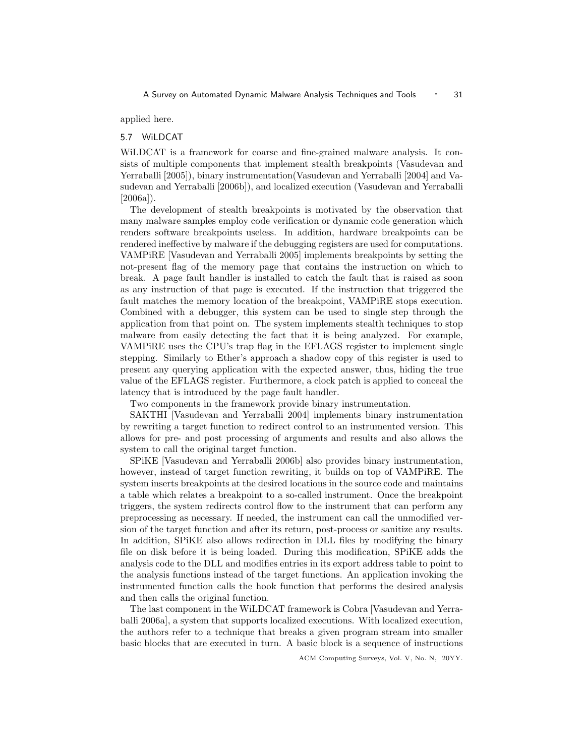applied here.

## 5.7 WiLDCAT

WiLDCAT is a framework for coarse and fine-grained malware analysis. It consists of multiple components that implement stealth breakpoints (Vasudevan and Yerraballi [2005]), binary instrumentation(Vasudevan and Yerraballi [2004] and Vasudevan and Yerraballi [2006b]), and localized execution (Vasudevan and Yerraballi [2006a]).

The development of stealth breakpoints is motivated by the observation that many malware samples employ code verification or dynamic code generation which renders software breakpoints useless. In addition, hardware breakpoints can be rendered ineffective by malware if the debugging registers are used for computations. VAMPiRE [Vasudevan and Yerraballi 2005] implements breakpoints by setting the not-present flag of the memory page that contains the instruction on which to break. A page fault handler is installed to catch the fault that is raised as soon as any instruction of that page is executed. If the instruction that triggered the fault matches the memory location of the breakpoint, VAMPiRE stops execution. Combined with a debugger, this system can be used to single step through the application from that point on. The system implements stealth techniques to stop malware from easily detecting the fact that it is being analyzed. For example, VAMPiRE uses the CPU's trap flag in the EFLAGS register to implement single stepping. Similarly to Ether's approach a shadow copy of this register is used to present any querying application with the expected answer, thus, hiding the true value of the EFLAGS register. Furthermore, a clock patch is applied to conceal the latency that is introduced by the page fault handler.

Two components in the framework provide binary instrumentation.

SAKTHI [Vasudevan and Yerraballi 2004] implements binary instrumentation by rewriting a target function to redirect control to an instrumented version. This allows for pre- and post processing of arguments and results and also allows the system to call the original target function.

SPiKE [Vasudevan and Yerraballi 2006b] also provides binary instrumentation, however, instead of target function rewriting, it builds on top of VAMPiRE. The system inserts breakpoints at the desired locations in the source code and maintains a table which relates a breakpoint to a so-called instrument. Once the breakpoint triggers, the system redirects control flow to the instrument that can perform any preprocessing as necessary. If needed, the instrument can call the unmodified version of the target function and after its return, post-process or sanitize any results. In addition, SPiKE also allows redirection in DLL files by modifying the binary file on disk before it is being loaded. During this modification, SPiKE adds the analysis code to the DLL and modifies entries in its export address table to point to the analysis functions instead of the target functions. An application invoking the instrumented function calls the hook function that performs the desired analysis and then calls the original function.

The last component in the WiLDCAT framework is Cobra [Vasudevan and Yerraballi 2006a], a system that supports localized executions. With localized execution, the authors refer to a technique that breaks a given program stream into smaller basic blocks that are executed in turn. A basic block is a sequence of instructions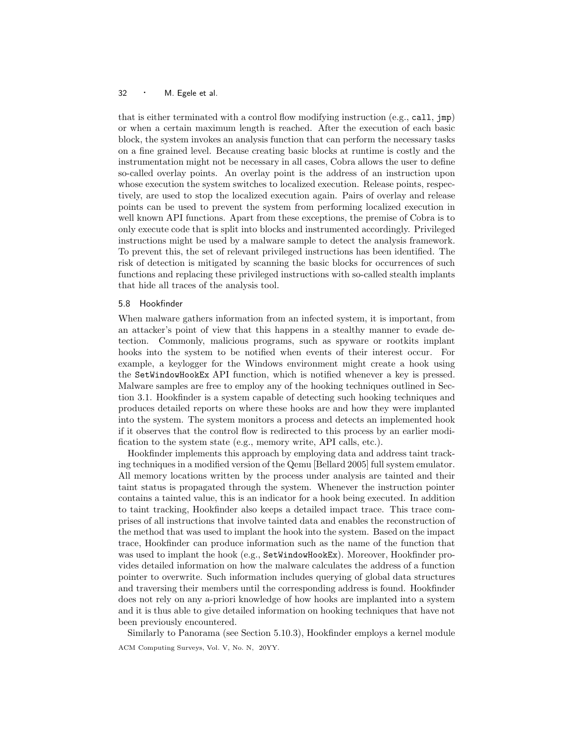that is either terminated with a control flow modifying instruction (e.g., `call`, `jmp`) or when a certain maximum length is reached. After the execution of each basic block, the system invokes an analysis function that can perform the necessary tasks on a fine grained level. Because creating basic blocks at runtime is costly and the instrumentation might not be necessary in all cases, Cobra allows the user to define so-called overlay points. An overlay point is the address of an instruction upon whose execution the system switches to localized execution. Release points, respectively, are used to stop the localized execution again. Pairs of overlay and release points can be used to prevent the system from performing localized execution in well known API functions. Apart from these exceptions, the premise of Cobra is to only execute code that is split into blocks and instrumented accordingly. Privileged instructions might be used by a malware sample to detect the analysis framework. To prevent this, the set of relevant privileged instructions has been identified. The risk of detection is mitigated by scanning the basic blocks for occurrences of such functions and replacing these privileged instructions with so-called stealth implants that hide all traces of the analysis tool.

### 5.8 Hookfinder

When malware gathers information from an infected system, it is important, from an attacker's point of view that this happens in a stealthy manner to evade detection. Commonly, malicious programs, such as spyware or rootkits implant hooks into the system to be notified when events of their interest occur. For example, a keylogger for the Windows environment might create a hook using the `SetWindowHookEx` API function, which is notified whenever a key is pressed. Malware samples are free to employ any of the hooking techniques outlined in Section 3.1. Hookfinder is a system capable of detecting such hooking techniques and produces detailed reports on where these hooks are and how they were implanted into the system. The system monitors a process and detects an implemented hook if it observes that the control flow is redirected to this process by an earlier modification to the system state (e.g., memory write, API calls, etc.).

Hookfinder implements this approach by employing data and address taint tracking techniques in a modified version of the Qemu [Bellard 2005] full system emulator. All memory locations written by the process under analysis are tainted and their taint status is propagated through the system. Whenever the instruction pointer contains a tainted value, this is an indicator for a hook being executed. In addition to taint tracking, Hookfinder also keeps a detailed impact trace. This trace comprises of all instructions that involve tainted data and enables the reconstruction of the method that was used to implant the hook into the system. Based on the impact trace, Hookfinder can produce information such as the name of the function that was used to implant the hook (e.g., `SetWindowHookEx`). Moreover, Hookfinder provides detailed information on how the malware calculates the address of a function pointer to overwrite. Such information includes querying of global data structures and traversing their members until the corresponding address is found. Hookfinder does not rely on any a-priori knowledge of how hooks are implanted into a system and it is thus able to give detailed information on hooking techniques that have not been previously encountered.

Similarly to Panorama (see Section 5.10.3), Hookfinder employs a kernel module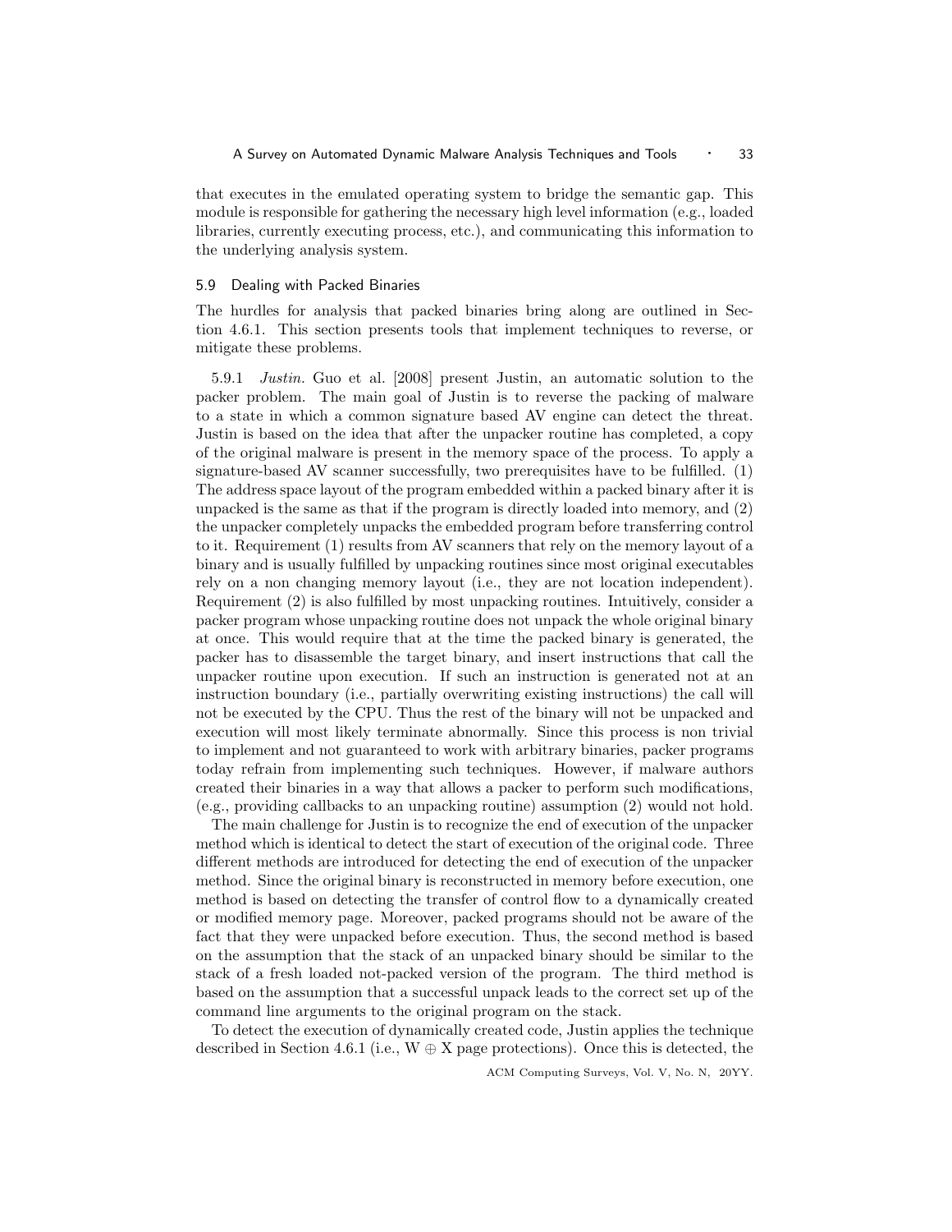that executes in the emulated operating system to bridge the semantic gap. This module is responsible for gathering the necessary high level information (e.g., loaded libraries, currently executing process, etc.), and communicating this information to the underlying analysis system.

### 5.9 Dealing with Packed Binaries

The hurdles for analysis that packed binaries bring along are outlined in Section 4.6.1. This section presents tools that implement techniques to reverse, or mitigate these problems.

5.9.1 *Justin.* Guo et al. [2008] present Justin, an automatic solution to the packer problem. The main goal of Justin is to reverse the packing of malware to a state in which a common signature based AV engine can detect the threat. Justin is based on the idea that after the unpacker routine has completed, a copy of the original malware is present in the memory space of the process. To apply a signature-based AV scanner successfully, two prerequisites have to be fulfilled. (1) The address space layout of the program embedded within a packed binary after it is unpacked is the same as that if the program is directly loaded into memory, and (2) the unpacker completely unpacks the embedded program before transferring control to it. Requirement (1) results from AV scanners that rely on the memory layout of a binary and is usually fulfilled by unpacking routines since most original executables rely on a non changing memory layout (i.e., they are not location independent). Requirement (2) is also fulfilled by most unpacking routines. Intuitively, consider a packer program whose unpacking routine does not unpack the whole original binary at once. This would require that at the time the packed binary is generated, the packer has to disassemble the target binary, and insert instructions that call the unpacker routine upon execution. If such an instruction is generated not at an instruction boundary (i.e., partially overwriting existing instructions) the call will not be executed by the CPU. Thus the rest of the binary will not be unpacked and execution will most likely terminate abnormally. Since this process is non trivial to implement and not guaranteed to work with arbitrary binaries, packer programs today refrain from implementing such techniques. However, if malware authors created their binaries in a way that allows a packer to perform such modifications, (e.g., providing callbacks to an unpacking routine) assumption (2) would not hold.

The main challenge for Justin is to recognize the end of execution of the unpacker method which is identical to detect the start of execution of the original code. Three different methods are introduced for detecting the end of execution of the unpacker method. Since the original binary is reconstructed in memory before execution, one method is based on detecting the transfer of control flow to a dynamically created or modified memory page. Moreover, packed programs should not be aware of the fact that they were unpacked before execution. Thus, the second method is based on the assumption that the stack of an unpacked binary should be similar to the stack of a fresh loaded not-packed version of the program. The third method is based on the assumption that a successful unpack leads to the correct set up of the command line arguments to the original program on the stack.

To detect the execution of dynamically created code, Justin applies the technique described in Section 4.6.1 (i.e., $W \oplus X$ page protections). Once this is detected, the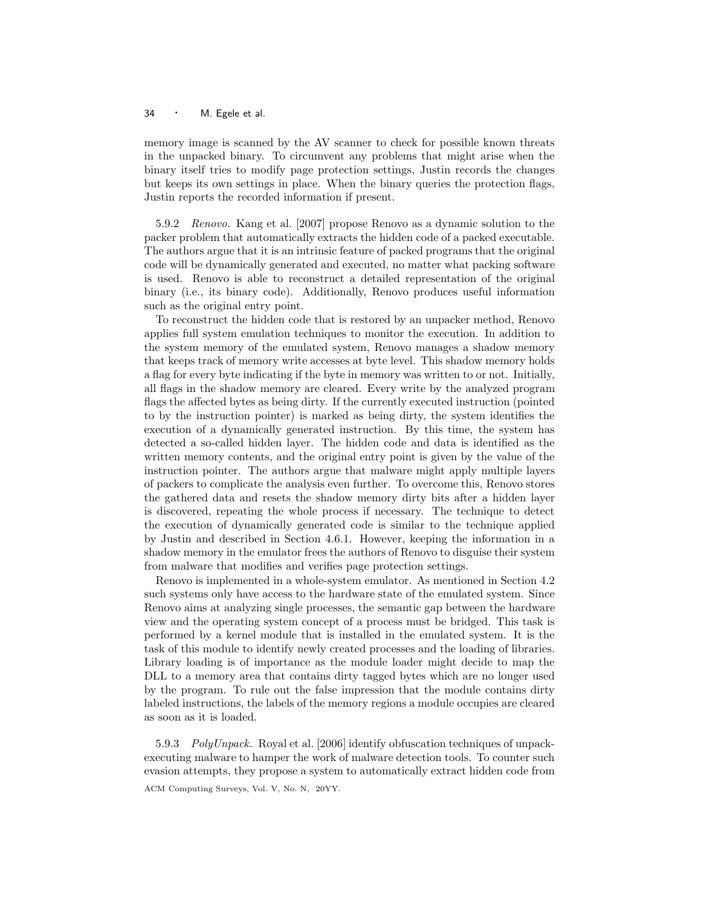memory image is scanned by the AV scanner to check for possible known threats in the unpacked binary. To circumvent any problems that might arise when the binary itself tries to modify page protection settings, Justin records the changes but keeps its own settings in place. When the binary queries the protection flags, Justin reports the recorded information if present.

5.9.2 *Renovo.* Kang et al. [2007] propose Renovo as a dynamic solution to the packer problem that automatically extracts the hidden code of a packed executable. The authors argue that it is an intrinsic feature of packed programs that the original code will be dynamically generated and executed, no matter what packing software is used. Renovo is able to reconstruct a detailed representation of the original binary (i.e., its binary code). Additionally, Renovo produces useful information such as the original entry point.

To reconstruct the hidden code that is restored by an unpacker method, Renovo applies full system emulation techniques to monitor the execution. In addition to the system memory of the emulated system, Renovo manages a shadow memory that keeps track of memory write accesses at byte level. This shadow memory holds a flag for every byte indicating if the byte in memory was written to or not. Initially, all flags in the shadow memory are cleared. Every write by the analyzed program flags the affected bytes as being dirty. If the currently executed instruction (pointed to by the instruction pointer) is marked as being dirty, the system identifies the execution of a dynamically generated instruction. By this time, the system has detected a so-called hidden layer. The hidden code and data is identified as the written memory contents, and the original entry point is given by the value of the instruction pointer. The authors argue that malware might apply multiple layers of packers to complicate the analysis even further. To overcome this, Renovo stores the gathered data and resets the shadow memory dirty bits after a hidden layer is discovered, repeating the whole process if necessary. The technique to detect the execution of dynamically generated code is similar to the technique applied by Justin and described in Section 4.6.1. However, keeping the information in a shadow memory in the emulator frees the authors of Renovo to disguise their system from malware that modifies and verifies page protection settings.

Renovo is implemented in a whole-system emulator. As mentioned in Section 4.2 such systems only have access to the hardware state of the emulated system. Since Renovo aims at analyzing single processes, the semantic gap between the hardware view and the operating system concept of a process must be bridged. This task is performed by a kernel module that is installed in the emulated system. It is the task of this module to identify newly created processes and the loading of libraries. Library loading is of importance as the module loader might decide to map the DLL to a memory area that contains dirty tagged bytes which are no longer used by the program. To rule out the false impression that the module contains dirty labeled instructions, the labels of the memory regions a module occupies are cleared as soon as it is loaded.

5.9.3 *PolyUnpack.* Royal et al. [2006] identify obfuscation techniques of unpack-executing malware to hamper the work of malware detection tools. To counter such evasion attempts, they propose a system to automatically extract hidden code from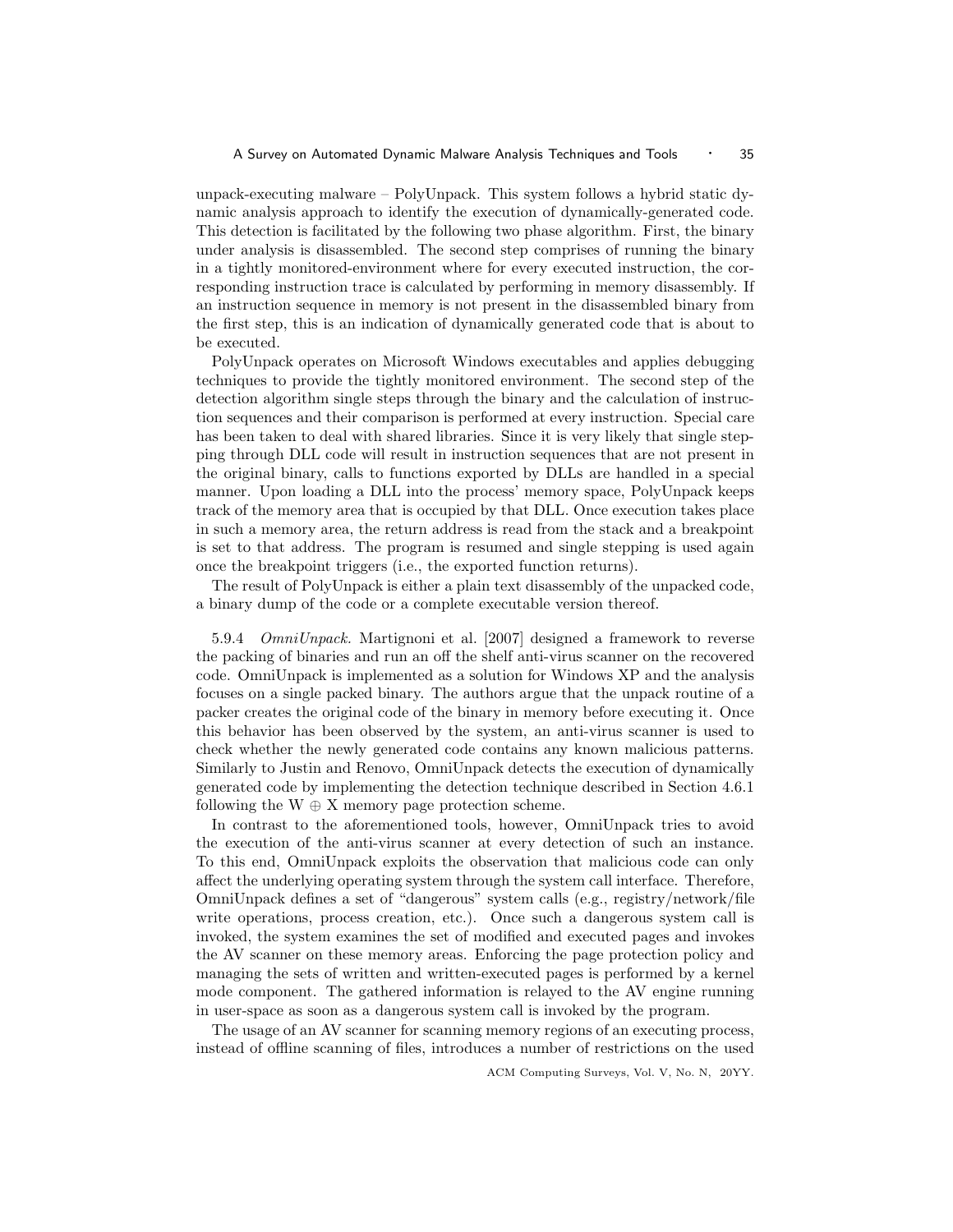unpack-executing malware – PolyUnpack. This system follows a hybrid static dynamic analysis approach to identify the execution of dynamically-generated code. This detection is facilitated by the following two phase algorithm. First, the binary under analysis is disassembled. The second step comprises of running the binary in a tightly monitored-environment where for every executed instruction, the corresponding instruction trace is calculated by performing in memory disassembly. If an instruction sequence in memory is not present in the disassembled binary from the first step, this is an indication of dynamically generated code that is about to be executed.

PolyUnpack operates on Microsoft Windows executables and applies debugging techniques to provide the tightly monitored environment. The second step of the detection algorithm single steps through the binary and the calculation of instruction sequences and their comparison is performed at every instruction. Special care has been taken to deal with shared libraries. Since it is very likely that single stepping through DLL code will result in instruction sequences that are not present in the original binary, calls to functions exported by DLLs are handled in a special manner. Upon loading a DLL into the process' memory space, PolyUnpack keeps track of the memory area that is occupied by that DLL. Once execution takes place in such a memory area, the return address is read from the stack and a breakpoint is set to that address. The program is resumed and single stepping is used again once the breakpoint triggers (i.e., the exported function returns).

The result of PolyUnpack is either a plain text disassembly of the unpacked code, a binary dump of the code or a complete executable version thereof.

#### 5.9.4 *OmniUnpack*.

Martignoni et al. [2007] designed a framework to reverse the packing of binaries and run an off the shelf anti-virus scanner on the recovered code. OmniUnpack is implemented as a solution for Windows XP and the analysis focuses on a single packed binary. The authors argue that the unpack routine of a packer creates the original code of the binary in memory before executing it. Once this behavior has been observed by the system, an anti-virus scanner is used to check whether the newly generated code contains any known malicious patterns. Similarly to Justin and Renovo, OmniUnpack detects the execution of dynamically generated code by implementing the detection technique described in Section 4.6.1 following the $W \oplus X$ memory page protection scheme.

In contrast to the aforementioned tools, however, OmniUnpack tries to avoid the execution of the anti-virus scanner at every detection of such an instance. To this end, OmniUnpack exploits the observation that malicious code can only affect the underlying operating system through the system call interface. Therefore, OmniUnpack defines a set of "dangerous" system calls (e.g., registry/network/file write operations, process creation, etc.). Once such a dangerous system call is invoked, the system examines the set of modified and executed pages and invokes the AV scanner on these memory areas. Enforcing the page protection policy and managing the sets of written and written-executed pages is performed by a kernel mode component. The gathered information is relayed to the AV engine running in user-space as soon as a dangerous system call is invoked by the program.

The usage of an AV scanner for scanning memory regions of an executing process, instead of offline scanning of files, introduces a number of restrictions on the used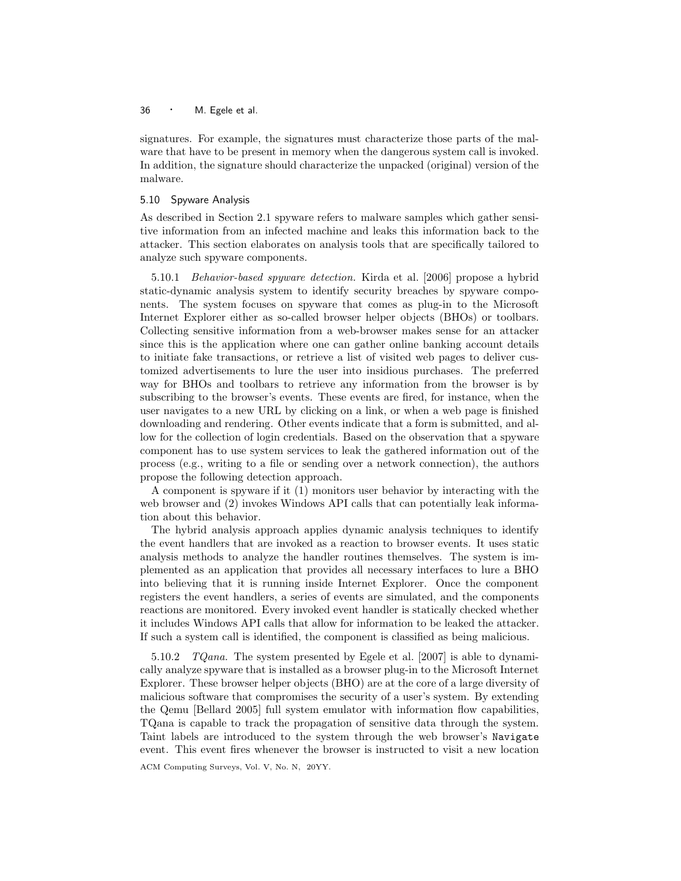signatures. For example, the signatures must characterize those parts of the malware that have to be present in memory when the dangerous system call is invoked. In addition, the signature should characterize the unpacked (original) version of the malware.

### 5.10 Spyware Analysis

As described in Section 2.1 spyware refers to malware samples which gather sensitive information from an infected machine and leaks this information back to the attacker. This section elaborates on analysis tools that are specifically tailored to analyze such spyware components.

5.10.1 *Behavior-based spyware detection.* Kirda et al. [2006] propose a hybrid static-dynamic analysis system to identify security breaches by spyware components. The system focuses on spyware that comes as plug-in to the Microsoft Internet Explorer either as so-called browser helper objects (BHOs) or toolbars. Collecting sensitive information from a web-browser makes sense for an attacker since this is the application where one can gather online banking account details to initiate fake transactions, or retrieve a list of visited web pages to deliver customized advertisements to lure the user into insidious purchases. The preferred way for BHOs and toolbars to retrieve any information from the browser is by subscribing to the browser's events. These events are fired, for instance, when the user navigates to a new URL by clicking on a link, or when a web page is finished downloading and rendering. Other events indicate that a form is submitted, and allow for the collection of login credentials. Based on the observation that a spyware component has to use system services to leak the gathered information out of the process (e.g., writing to a file or sending over a network connection), the authors propose the following detection approach.

A component is spyware if it (1) monitors user behavior by interacting with the web browser and (2) invokes Windows API calls that can potentially leak information about this behavior.

The hybrid analysis approach applies dynamic analysis techniques to identify the event handlers that are invoked as a reaction to browser events. It uses static analysis methods to analyze the handler routines themselves. The system is implemented as an application that provides all necessary interfaces to lure a BHO into believing that it is running inside Internet Explorer. Once the component registers the event handlers, a series of events are simulated, and the components reactions are monitored. Every invoked event handler is statically checked whether it includes Windows API calls that allow for information to be leaked the attacker. If such a system call is identified, the component is classified as being malicious.

5.10.2 *TQana.* The system presented by Egele et al. [2007] is able to dynamically analyze spyware that is installed as a browser plug-in to the Microsoft Internet Explorer. These browser helper objects (BHO) are at the core of a large diversity of malicious software that compromises the security of a user's system. By extending the Qemu [Bellard 2005] full system emulator with information flow capabilities, TQana is capable to track the propagation of sensitive data through the system. Taint labels are introduced to the system through the web browser's `Navigate` event. This event fires whenever the browser is instructed to visit a new location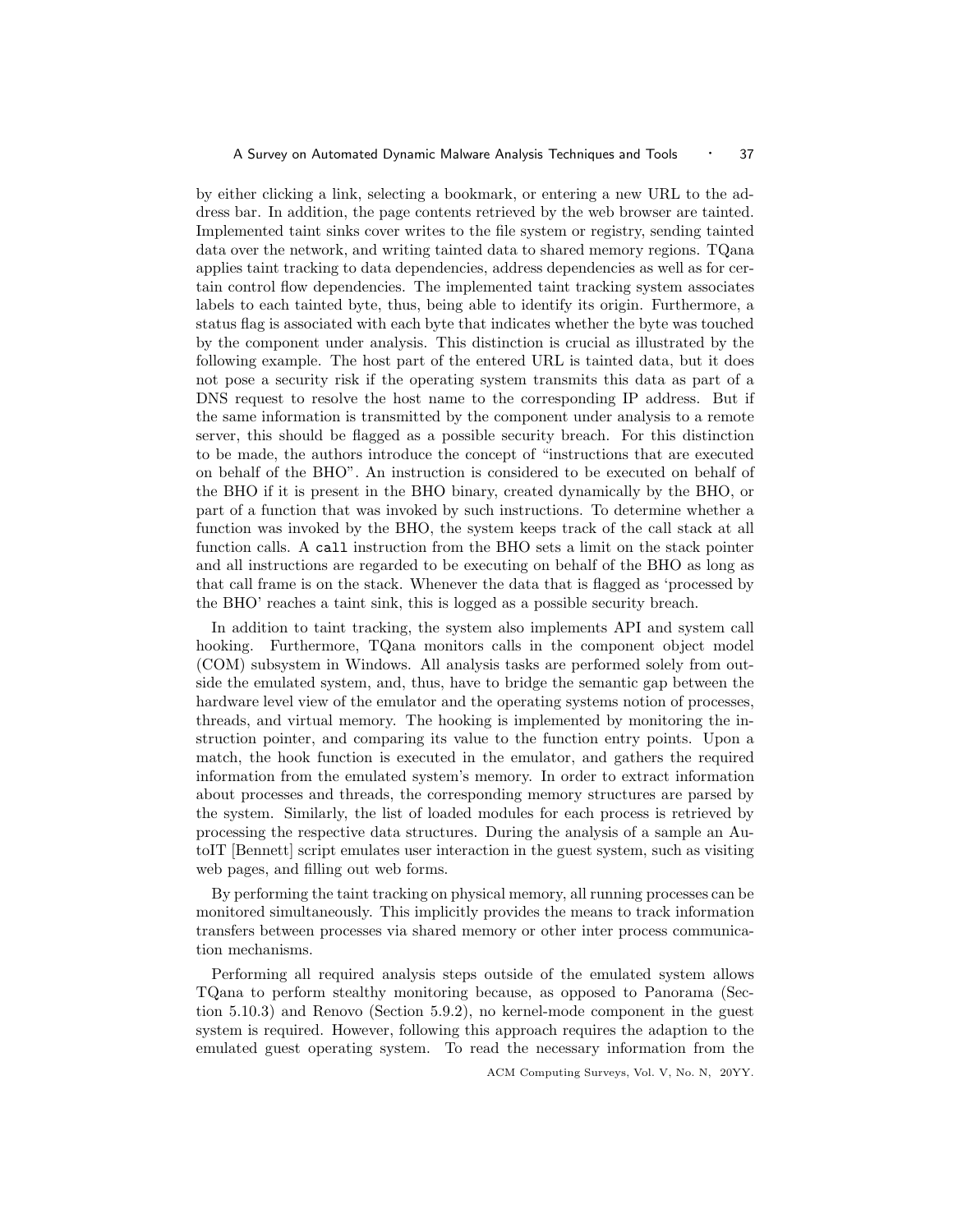by either clicking a link, selecting a bookmark, or entering a new URL to the address bar. In addition, the page contents retrieved by the web browser are tainted. Implemented taint sinks cover writes to the file system or registry, sending tainted data over the network, and writing tainted data to shared memory regions. TQana applies taint tracking to data dependencies, address dependencies as well as for certain control flow dependencies. The implemented taint tracking system associates labels to each tainted byte, thus, being able to identify its origin. Furthermore, a status flag is associated with each byte that indicates whether the byte was touched by the component under analysis. This distinction is crucial as illustrated by the following example. The host part of the entered URL is tainted data, but it does not pose a security risk if the operating system transmits this data as part of a DNS request to resolve the host name to the corresponding IP address. But if the same information is transmitted by the component under analysis to a remote server, this should be flagged as a possible security breach. For this distinction to be made, the authors introduce the concept of "instructions that are executed on behalf of the BHO". An instruction is considered to be executed on behalf of the BHO if it is present in the BHO binary, created dynamically by the BHO, or part of a function that was invoked by such instructions. To determine whether a function was invoked by the BHO, the system keeps track of the call stack at all function calls. A `call` instruction from the BHO sets a limit on the stack pointer and all instructions are regarded to be executing on behalf of the BHO as long as that call frame is on the stack. Whenever the data that is flagged as 'processed by the BHO' reaches a taint sink, this is logged as a possible security breach.

In addition to taint tracking, the system also implements API and system call hooking. Furthermore, TQana monitors calls in the component object model (COM) subsystem in Windows. All analysis tasks are performed solely from outside the emulated system, and, thus, have to bridge the semantic gap between the hardware level view of the emulator and the operating systems notion of processes, threads, and virtual memory. The hooking is implemented by monitoring the instruction pointer, and comparing its value to the function entry points. Upon a match, the hook function is executed in the emulator, and gathers the required information from the emulated system's memory. In order to extract information about processes and threads, the corresponding memory structures are parsed by the system. Similarly, the list of loaded modules for each process is retrieved by processing the respective data structures. During the analysis of a sample an AutoIT [Bennett] script emulates user interaction in the guest system, such as visiting web pages, and filling out web forms.

By performing the taint tracking on physical memory, all running processes can be monitored simultaneously. This implicitly provides the means to track information transfers between processes via shared memory or other inter process communication mechanisms.

Performing all required analysis steps outside of the emulated system allows TQana to perform stealthy monitoring because, as opposed to Panorama (Section 5.10.3) and Renovo (Section 5.9.2), no kernel-mode component in the guest system is required. However, following this approach requires the adaption to the emulated guest operating system. To read the necessary information from the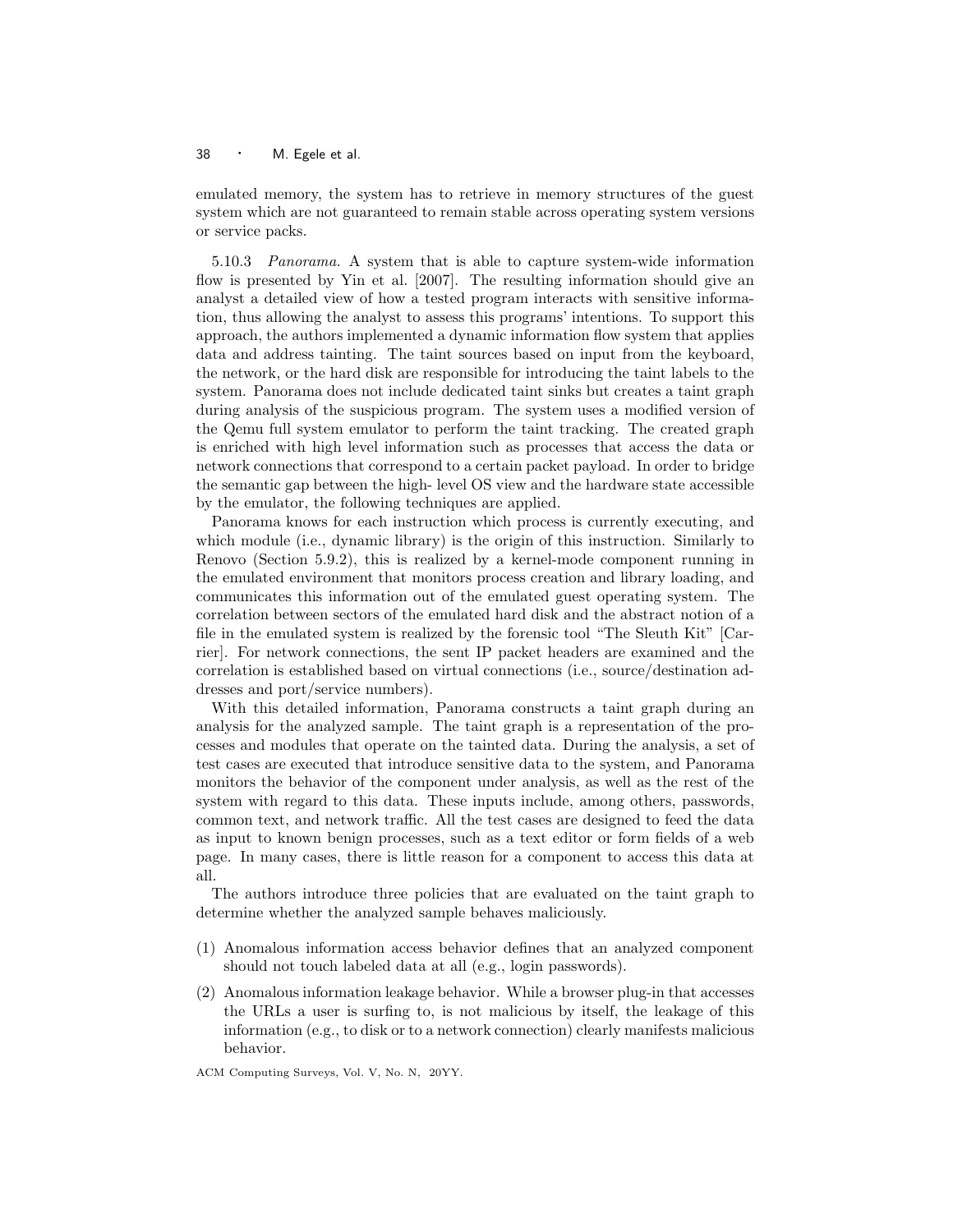emulated memory, the system has to retrieve in memory structures of the guest system which are not guaranteed to remain stable across operating system versions or service packs.

5.10.3 *Panorama.* A system that is able to capture system-wide information flow is presented by Yin et al. [2007]. The resulting information should give an analyst a detailed view of how a tested program interacts with sensitive information, thus allowing the analyst to assess this programs' intentions. To support this approach, the authors implemented a dynamic information flow system that applies data and address tainting. The taint sources based on input from the keyboard, the network, or the hard disk are responsible for introducing the taint labels to the system. Panorama does not include dedicated taint sinks but creates a taint graph during analysis of the suspicious program. The system uses a modified version of the Qemu full system emulator to perform the taint tracking. The created graph is enriched with high level information such as processes that access the data or network connections that correspond to a certain packet payload. In order to bridge the semantic gap between the high- level OS view and the hardware state accessible by the emulator, the following techniques are applied.

Panorama knows for each instruction which process is currently executing, and which module (i.e., dynamic library) is the origin of this instruction. Similarly to Renovo (Section 5.9.2), this is realized by a kernel-mode component running in the emulated environment that monitors process creation and library loading, and communicates this information out of the emulated guest operating system. The correlation between sectors of the emulated hard disk and the abstract notion of a file in the emulated system is realized by the forensic tool "The Sleuth Kit" [Carrier]. For network connections, the sent IP packet headers are examined and the correlation is established based on virtual connections (i.e., source/destination addresses and port/service numbers).

With this detailed information, Panorama constructs a taint graph during an analysis for the analyzed sample. The taint graph is a representation of the processes and modules that operate on the tainted data. During the analysis, a set of test cases are executed that introduce sensitive data to the system, and Panorama monitors the behavior of the component under analysis, as well as the rest of the system with regard to this data. These inputs include, among others, passwords, common text, and network traffic. All the test cases are designed to feed the data as input to known benign processes, such as a text editor or form fields of a web page. In many cases, there is little reason for a component to access this data at all.

The authors introduce three policies that are evaluated on the taint graph to determine whether the analyzed sample behaves maliciously.

(1) Anomalous information access behavior defines that an analyzed component should not touch labeled data at all (e.g., login passwords).

(2) Anomalous information leakage behavior. While a browser plug-in that accesses the URLs a user is surfing to, is not malicious by itself, the leakage of this information (e.g., to disk or to a network connection) clearly manifests malicious behavior.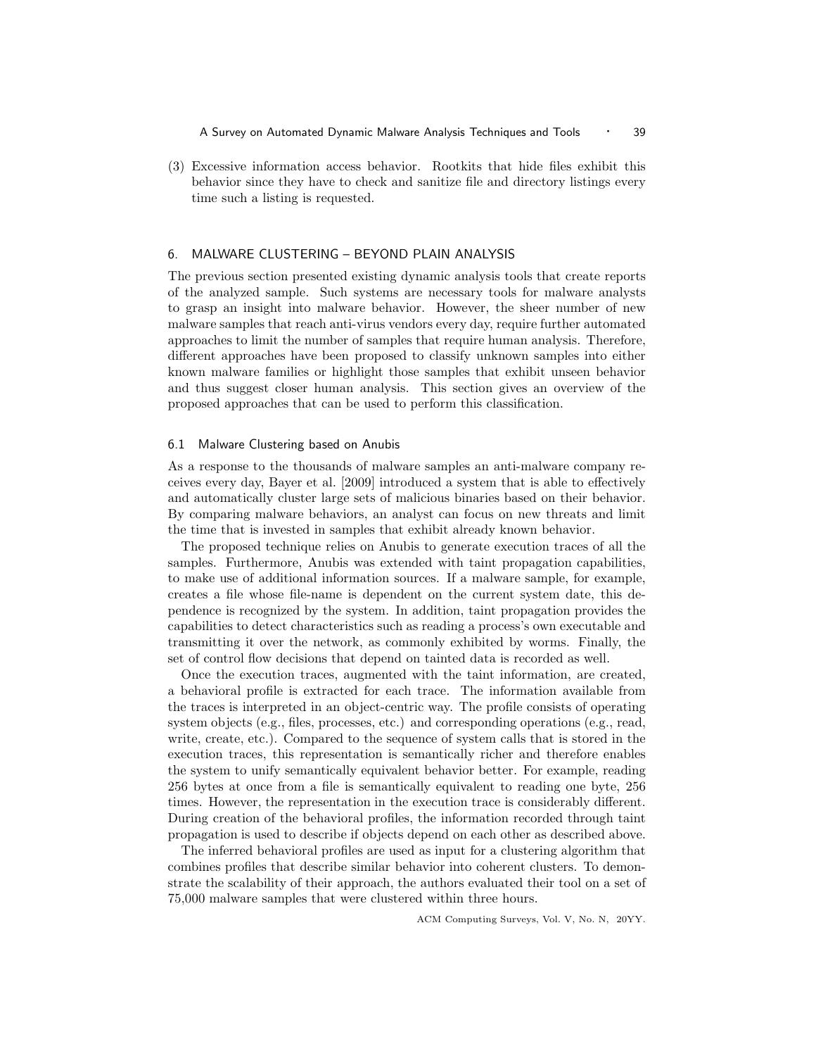(3) Excessive information access behavior. Rootkits that hide files exhibit this behavior since they have to check and sanitize file and directory listings every time such a listing is requested.

## 6. MALWARE CLUSTERING – BEYOND PLAIN ANALYSIS

The previous section presented existing dynamic analysis tools that create reports of the analyzed sample. Such systems are necessary tools for malware analysts to grasp an insight into malware behavior. However, the sheer number of new malware samples that reach anti-virus vendors every day, require further automated approaches to limit the number of samples that require human analysis. Therefore, different approaches have been proposed to classify unknown samples into either known malware families or highlight those samples that exhibit unseen behavior and thus suggest closer human analysis. This section gives an overview of the proposed approaches that can be used to perform this classification.

### 6.1 Malware Clustering based on Anubis

As a response to the thousands of malware samples an anti-malware company receives every day, Bayer et al. [2009] introduced a system that is able to effectively and automatically cluster large sets of malicious binaries based on their behavior. By comparing malware behaviors, an analyst can focus on new threats and limit the time that is invested in samples that exhibit already known behavior.

The proposed technique relies on Anubis to generate execution traces of all the samples. Furthermore, Anubis was extended with taint propagation capabilities, to make use of additional information sources. If a malware sample, for example, creates a file whose file-name is dependent on the current system date, this dependence is recognized by the system. In addition, taint propagation provides the capabilities to detect characteristics such as reading a process's own executable and transmitting it over the network, as commonly exhibited by worms. Finally, the set of control flow decisions that depend on tainted data is recorded as well.

Once the execution traces, augmented with the taint information, are created, a behavioral profile is extracted for each trace. The information available from the traces is interpreted in an object-centric way. The profile consists of operating system objects (e.g., files, processes, etc.) and corresponding operations (e.g., read, write, create, etc.). Compared to the sequence of system calls that is stored in the execution traces, this representation is semantically richer and therefore enables the system to unify semantically equivalent behavior better. For example, reading 256 bytes at once from a file is semantically equivalent to reading one byte, 256 times. However, the representation in the execution trace is considerably different. During creation of the behavioral profiles, the information recorded through taint propagation is used to describe if objects depend on each other as described above.

The inferred behavioral profiles are used as input for a clustering algorithm that combines profiles that describe similar behavior into coherent clusters. To demonstrate the scalability of their approach, the authors evaluated their tool on a set of 75,000 malware samples that were clustered within three hours.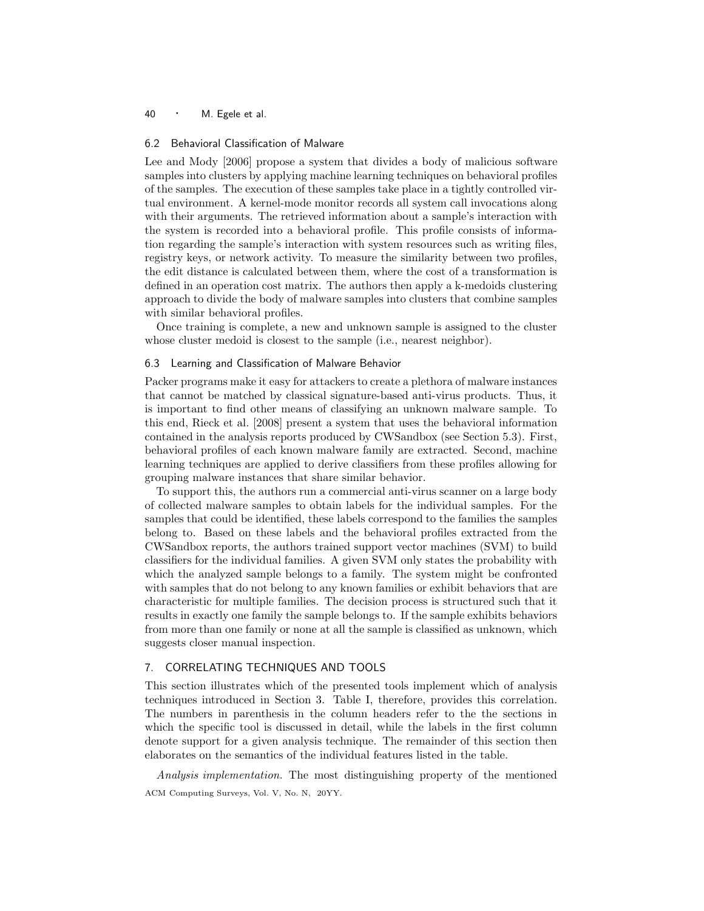### 6.2 Behavioral Classification of Malware

Lee and Mody [2006] propose a system that divides a body of malicious software samples into clusters by applying machine learning techniques on behavioral profiles of the samples. The execution of these samples take place in a tightly controlled virtual environment. A kernel-mode monitor records all system call invocations along with their arguments. The retrieved information about a sample's interaction with the system is recorded into a behavioral profile. This profile consists of information regarding the sample's interaction with system resources such as writing files, registry keys, or network activity. To measure the similarity between two profiles, the edit distance is calculated between them, where the cost of a transformation is defined in an operation cost matrix. The authors then apply a k-medoids clustering approach to divide the body of malware samples into clusters that combine samples with similar behavioral profiles.

Once training is complete, a new and unknown sample is assigned to the cluster whose cluster medoid is closest to the sample (i.e., nearest neighbor).

### 6.3 Learning and Classification of Malware Behavior

Packer programs make it easy for attackers to create a plethora of malware instances that cannot be matched by classical signature-based anti-virus products. Thus, it is important to find other means of classifying an unknown malware sample. To this end, Rieck et al. [2008] present a system that uses the behavioral information contained in the analysis reports produced by CWSandbox (see Section 5.3). First, behavioral profiles of each known malware family are extracted. Second, machine learning techniques are applied to derive classifiers from these profiles allowing for grouping malware instances that share similar behavior.

To support this, the authors run a commercial anti-virus scanner on a large body of collected malware samples to obtain labels for the individual samples. For the samples that could be identified, these labels correspond to the families the samples belong to. Based on these labels and the behavioral profiles extracted from the CWSandbox reports, the authors trained support vector machines (SVM) to build classifiers for the individual families. A given SVM only states the probability with which the analyzed sample belongs to a family. The system might be confronted with samples that do not belong to any known families or exhibit behaviors that are characteristic for multiple families. The decision process is structured such that it results in exactly one family the sample belongs to. If the sample exhibits behaviors from more than one family or none at all the sample is classified as unknown, which suggests closer manual inspection.

## 7. CORRELATING TECHNIQUES AND TOOLS

This section illustrates which of the presented tools implement which of analysis techniques introduced in Section 3. Table I, therefore, provides this correlation. The numbers in parenthesis in the column headers refer to the the sections in which the specific tool is discussed in detail, while the labels in the first column denote support for a given analysis technique. The remainder of this section then elaborates on the semantics of the individual features listed in the table.

*Analysis implementation.* The most distinguishing property of the mentioned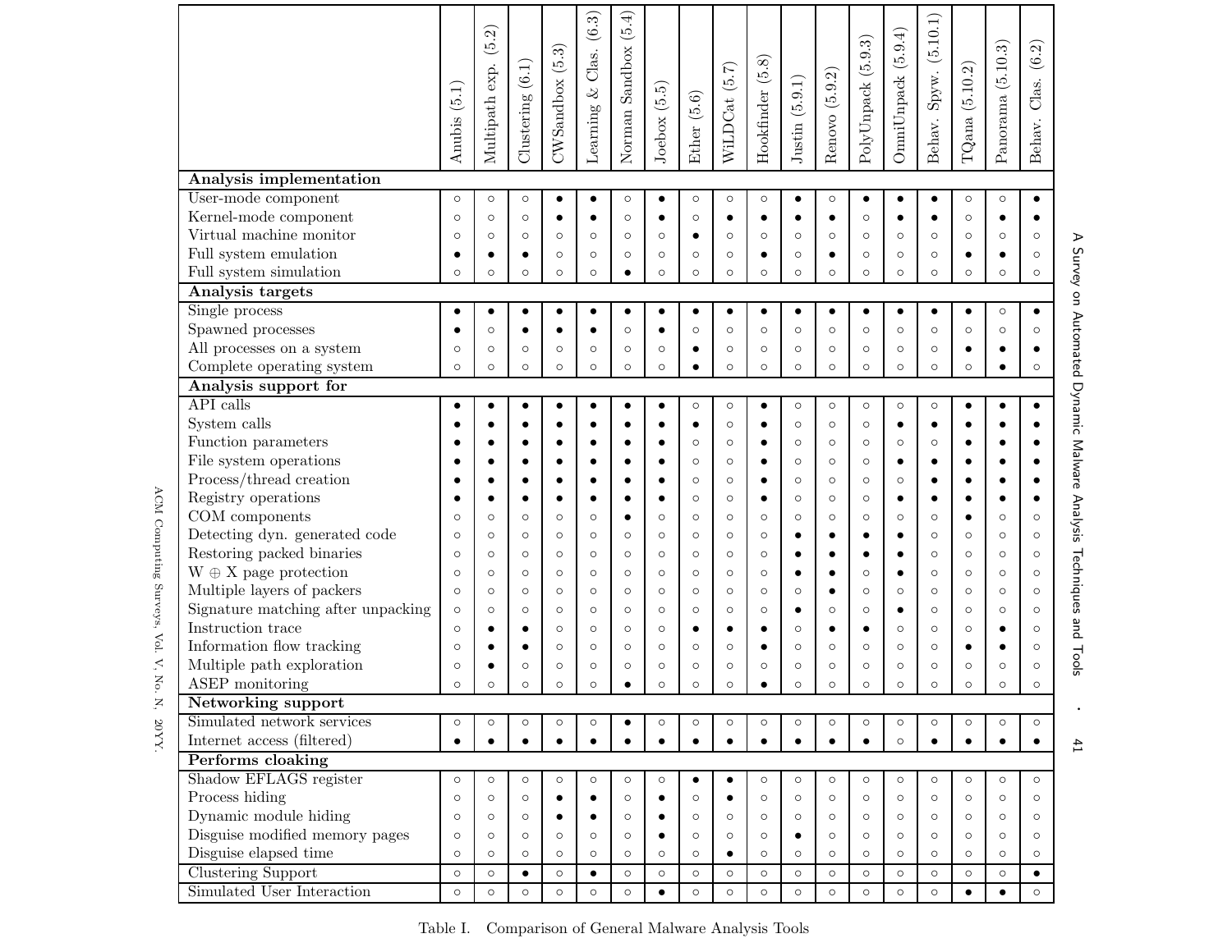| | Anubis (5.1) | Multipath exp. (5.2) | Clustering (6.1) | CWSandbox (5.3) | Learning & Clas. (6.3) | Norman Sandbox (5.4) | Joebox (5.5) | Ether (5.6) | WiLDCat (5.7) | Hookfinder (5.8) | Justin (5.9.1) | Renovo (5.9.2) | PolyUnpack (5.9.3) | OmniUnpack (5.9.4) | Behav. Spyw. (5.10.1) | TQana (5.10.2) | Panorama (5.10.3) | Behav. Clas. (6.2) |
|---|---|---|---|---|---|---|---|---|---|---|---|---|---|---|---|---|---|---|
| **Analysis implementation** | | | | | | | | | | | | | | | | | | |
| User-mode component | ○ | ○ | ○ | ● | ● | ○ | ● | ○ | ○ | ○ | ● | ○ | ● | ● | ● | ○ | ○ | ● |
| Kernel-mode component | ○ | ○ | ○ | ● | ● | ○ | ● | ○ | ● | ● | ● | ● | ○ | ● | ● | ○ | ● | ● |
| Virtual machine monitor | ○ | ○ | ○ | ○ | ○ | ○ | ○ | ● | ○ | ○ | ○ | ○ | ○ | ○ | ○ | ○ | ○ | ○ |
| Full system emulation | ● | ● | ● | ○ | ○ | ○ | ○ | ○ | ○ | ● | ○ | ● | ○ | ○ | ○ | ● | ● | ○ |
| Full system simulation | ○ | ○ | ○ | ○ | ○ | ● | ○ | ○ | ○ | ○ | ○ | ○ | ○ | ○ | ○ | ○ | ○ | ○ |
| **Analysis targets** | | | | | | | | | | | | | | | | | | |
| Single process | ● | ● | ● | ● | ● | ● | ● | ● | ● | ● | ● | ● | ● | ● | ● | ● | ○ | ● |
| Spawned processes | ● | ○ | ● | ● | ● | ○ | ● | ○ | ○ | ○ | ○ | ○ | ○ | ○ | ○ | ○ | ○ | ○ |
| All processes on a system | ○ | ○ | ○ | ○ | ○ | ○ | ○ | ● | ○ | ○ | ○ | ○ | ○ | ○ | ○ | ● | ● | ● |
| Complete operating system | ○ | ○ | ○ | ○ | ○ | ○ | ○ | ● | ○ | ○ | ○ | ○ | ○ | ○ | ○ | ○ | ● | ○ |
| **Analysis support for** | | | | | | | | | | | | | | | | | | |
| API calls | ● | ● | ● | ● | ● | ● | ● | ○ | ○ | ● | ○ | ○ | ○ | ○ | ○ | ● | ● | ● |
| System calls | ● | ● | ● | ● | ● | ● | ● | ● | ○ | ● | ○ | ○ | ○ | ● | ● | ● | ● | ● |
| Function parameters | ● | ● | ● | ● | ● | ● | ● | ○ | ○ | ● | ○ | ○ | ○ | ○ | ○ | ● | ● | ● |
| File system operations | ● | ● | ● | ● | ● | ● | ● | ○ | ○ | ● | ○ | ○ | ○ | ● | ● | ● | ● | ● |
| Process/thread creation | ● | ● | ● | ● | ● | ● | ● | ○ | ○ | ● | ○ | ○ | ○ | ○ | ● | ● | ● | ● |
| Registry operations | ● | ● | ● | ● | ● | ● | ● | ○ | ○ | ● | ○ | ○ | ○ | ● | ● | ● | ● | ● |
| COM components | ○ | ○ | ○ | ○ | ○ | ● | ○ | ○ | ○ | ○ | ○ | ○ | ○ | ○ | ○ | ● | ○ | ○ |
| Detecting dyn. generated code | ○ | ○ | ○ | ○ | ○ | ○ | ○ | ○ | ○ | ○ | ● | ● | ● | ● | ○ | ○ | ○ | ○ |
| Restoring packed binaries | ○ | ○ | ○ | ○ | ○ | ○ | ○ | ○ | ○ | ○ | ● | ● | ● | ● | ○ | ○ | ○ | ○ |
| W ⊕ X page protection | ○ | ○ | ○ | ○ | ○ | ○ | ○ | ○ | ○ | ○ | ● | ● | ○ | ● | ○ | ○ | ○ | ○ |
| Multiple layers of packers | ○ | ○ | ○ | ○ | ○ | ○ | ○ | ○ | ○ | ○ | ○ | ● | ○ | ○ | ○ | ○ | ○ | ○ |
| Signature matching after unpacking | ○ | ○ | ○ | ○ | ○ | ○ | ○ | ○ | ○ | ○ | ● | ○ | ○ | ● | ○ | ○ | ○ | ○ |
| Instruction trace | ○ | ● | ● | ○ | ○ | ○ | ○ | ● | ● | ● | ○ | ● | ● | ○ | ○ | ○ | ● | ○ |
| Information flow tracking | ○ | ● | ● | ○ | ○ | ○ | ○ | ○ | ○ | ● | ○ | ○ | ○ | ○ | ○ | ● | ● | ○ |
| Multiple path exploration | ○ | ● | ○ | ○ | ○ | ○ | ○ | ○ | ○ | ○ | ○ | ○ | ○ | ○ | ○ | ○ | ○ | ○ |
| ASEP monitoring | ○ | ○ | ○ | ○ | ○ | ● | ○ | ○ | ○ | ● | ○ | ○ | ○ | ○ | ○ | ○ | ○ | ○ |
| **Networking support** | | | | | | | | | | | | | | | | | | |
| Simulated network services | ○ | ○ | ○ | ○ | ○ | ● | ○ | ○ | ○ | ○ | ○ | ○ | ○ | ○ | ○ | ○ | ○ | ○ |
| Internet access (filtered) | ● | ● | ● | ● | ● | ● | ● | ● | ● | ● | ● | ● | ● | ○ | ● | ● | ● | ● |
| **Performs cloaking** | | | | | | | | | | | | | | | | | | |
| Shadow EFLAGS register | ○ | ○ | ○ | ○ | ○ | ○ | ○ | ● | ● | ○ | ○ | ○ | ○ | ○ | ○ | ○ | ○ | ○ |
| Process hiding | ○ | ○ | ○ | ● | ● | ○ | ● | ○ | ● | ○ | ○ | ○ | ○ | ○ | ○ | ○ | ○ | ○ |
| Dynamic module hiding | ○ | ○ | ○ | ● | ● | ○ | ● | ○ | ○ | ○ | ○ | ○ | ○ | ○ | ○ | ○ | ○ | ○ |
| Disguise modified memory pages | ○ | ○ | ○ | ○ | ○ | ○ | ● | ○ | ○ | ○ | ● | ○ | ○ | ○ | ○ | ○ | ○ | ○ |
| Disguise elapsed time | ○ | ○ | ○ | ○ | ○ | ○ | ○ | ○ | ● | ○ | ○ | ○ | ○ | ○ | ○ | ○ | ○ | ○ |
| Clustering Support | ○ | ○ | ● | ○ | ● | ○ | ○ | ○ | ○ | ○ | ○ | ○ | ○ | ○ | ○ | ○ | ○ | ● |
| Simulated User Interaction | ○ | ○ | ○ | ○ | ○ | ○ | ● | ○ | ○ | ○ | ○ | ○ | ○ | ○ | ○ | ● | ● | ○ |

Table I. Comparison of General Malware Analysis Tools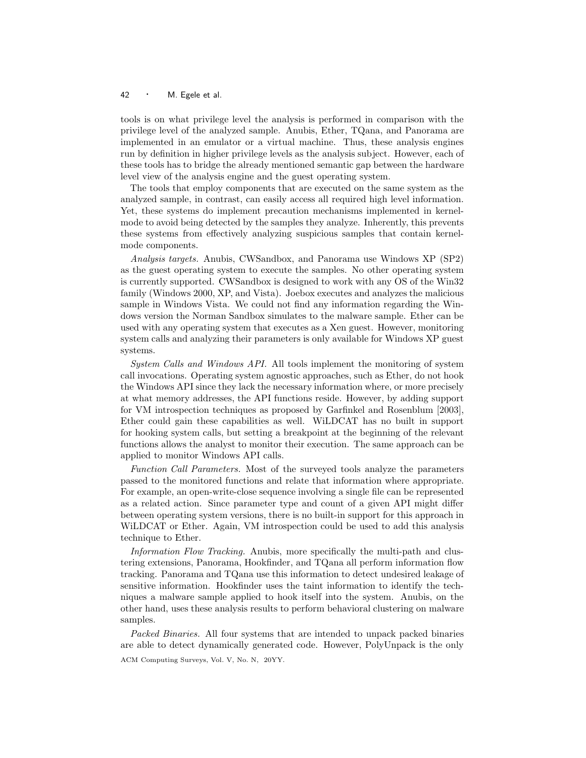tools is on what privilege level the analysis is performed in comparison with the privilege level of the analyzed sample. Anubis, Ether, TQana, and Panorama are implemented in an emulator or a virtual machine. Thus, these analysis engines run by definition in higher privilege levels as the analysis subject. However, each of these tools has to bridge the already mentioned semantic gap between the hardware level view of the analysis engine and the guest operating system.

The tools that employ components that are executed on the same system as the analyzed sample, in contrast, can easily access all required high level information. Yet, these systems do implement precaution mechanisms implemented in kernel-mode to avoid being detected by the samples they analyze. Inherently, this prevents these systems from effectively analyzing suspicious samples that contain kernel-mode components.

*Analysis targets.* Anubis, CWSandbox, and Panorama use Windows XP (SP2) as the guest operating system to execute the samples. No other operating system is currently supported. CWSandbox is designed to work with any OS of the Win32 family (Windows 2000, XP, and Vista). Joebox executes and analyzes the malicious sample in Windows Vista. We could not find any information regarding the Windows version the Norman Sandbox simulates to the malware sample. Ether can be used with any operating system that executes as a Xen guest. However, monitoring system calls and analyzing their parameters is only available for Windows XP guest systems.

*System Calls and Windows API.* All tools implement the monitoring of system call invocations. Operating system agnostic approaches, such as Ether, do not hook the Windows API since they lack the necessary information where, or more precisely at what memory addresses, the API functions reside. However, by adding support for VM introspection techniques as proposed by Garfinkel and Rosenblum [2003], Ether could gain these capabilities as well. WiLDCAT has no built in support for hooking system calls, but setting a breakpoint at the beginning of the relevant functions allows the analyst to monitor their execution. The same approach can be applied to monitor Windows API calls.

*Function Call Parameters.* Most of the surveyed tools analyze the parameters passed to the monitored functions and relate that information where appropriate. For example, an open-write-close sequence involving a single file can be represented as a related action. Since parameter type and count of a given API might differ between operating system versions, there is no built-in support for this approach in WiLDCAT or Ether. Again, VM introspection could be used to add this analysis technique to Ether.

*Information Flow Tracking.* Anubis, more specifically the multi-path and clustering extensions, Panorama, Hookfinder, and TQana all perform information flow tracking. Panorama and TQana use this information to detect undesired leakage of sensitive information. Hookfinder uses the taint information to identify the techniques a malware sample applied to hook itself into the system. Anubis, on the other hand, uses these analysis results to perform behavioral clustering on malware samples.

*Packed Binaries.* All four systems that are intended to unpack packed binaries are able to detect dynamically generated code. However, PolyUnpack is the only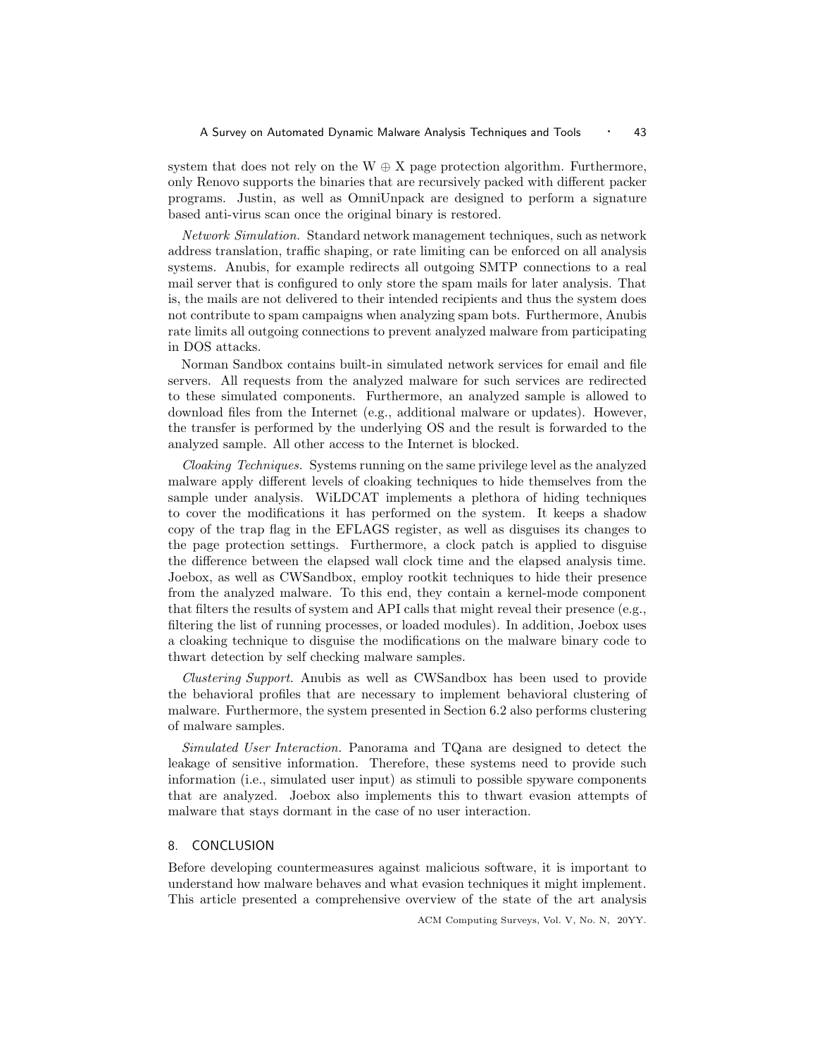system that does not rely on the W $\oplus$ X page protection algorithm. Furthermore, only Renovo supports the binaries that are recursively packed with different packer programs. Justin, as well as OmniUnpack are designed to perform a signature based anti-virus scan once the original binary is restored.

*Network Simulation.* Standard network management techniques, such as network address translation, traffic shaping, or rate limiting can be enforced on all analysis systems. Anubis, for example redirects all outgoing SMTP connections to a real mail server that is configured to only store the spam mails for later analysis. That is, the mails are not delivered to their intended recipients and thus the system does not contribute to spam campaigns when analyzing spam bots. Furthermore, Anubis rate limits all outgoing connections to prevent analyzed malware from participating in DOS attacks.

Norman Sandbox contains built-in simulated network services for email and file servers. All requests from the analyzed malware for such services are redirected to these simulated components. Furthermore, an analyzed sample is allowed to download files from the Internet (e.g., additional malware or updates). However, the transfer is performed by the underlying OS and the result is forwarded to the analyzed sample. All other access to the Internet is blocked.

*Cloaking Techniques.* Systems running on the same privilege level as the analyzed malware apply different levels of cloaking techniques to hide themselves from the sample under analysis. WiLDCAT implements a plethora of hiding techniques to cover the modifications it has performed on the system. It keeps a shadow copy of the trap flag in the EFLAGS register, as well as disguises its changes to the page protection settings. Furthermore, a clock patch is applied to disguise the difference between the elapsed wall clock time and the elapsed analysis time. Joebox, as well as CWSandbox, employ rootkit techniques to hide their presence from the analyzed malware. To this end, they contain a kernel-mode component that filters the results of system and API calls that might reveal their presence (e.g., filtering the list of running processes, or loaded modules). In addition, Joebox uses a cloaking technique to disguise the modifications on the malware binary code to thwart detection by self checking malware samples.

*Clustering Support.* Anubis as well as CWSandbox has been used to provide the behavioral profiles that are necessary to implement behavioral clustering of malware. Furthermore, the system presented in Section 6.2 also performs clustering of malware samples.

*Simulated User Interaction.* Panorama and TQana are designed to detect the leakage of sensitive information. Therefore, these systems need to provide such information (i.e., simulated user input) as stimuli to possible spyware components that are analyzed. Joebox also implements this to thwart evasion attempts of malware that stays dormant in the case of no user interaction.

## 8. CONCLUSION

Before developing countermeasures against malicious software, it is important to understand how malware behaves and what evasion techniques it might implement. This article presented a comprehensive overview of the state of the art analysis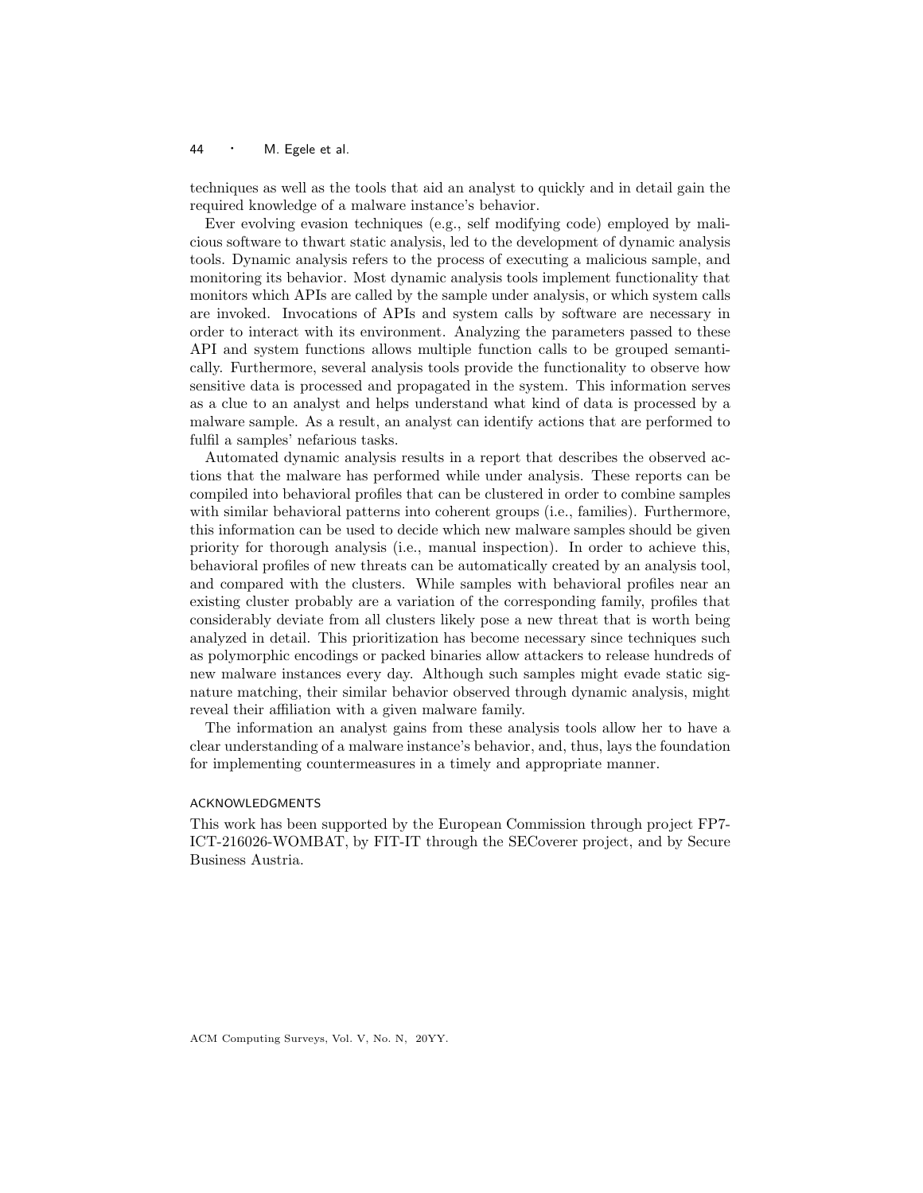techniques as well as the tools that aid an analyst to quickly and in detail gain the required knowledge of a malware instance's behavior.

Ever evolving evasion techniques (e.g., self modifying code) employed by malicious software to thwart static analysis, led to the development of dynamic analysis tools. Dynamic analysis refers to the process of executing a malicious sample, and monitoring its behavior. Most dynamic analysis tools implement functionality that monitors which APIs are called by the sample under analysis, or which system calls are invoked. Invocations of APIs and system calls by software are necessary in order to interact with its environment. Analyzing the parameters passed to these API and system functions allows multiple function calls to be grouped semantically. Furthermore, several analysis tools provide the functionality to observe how sensitive data is processed and propagated in the system. This information serves as a clue to an analyst and helps understand what kind of data is processed by a malware sample. As a result, an analyst can identify actions that are performed to fulfil a samples' nefarious tasks.

Automated dynamic analysis results in a report that describes the observed actions that the malware has performed while under analysis. These reports can be compiled into behavioral profiles that can be clustered in order to combine samples with similar behavioral patterns into coherent groups (i.e., families). Furthermore, this information can be used to decide which new malware samples should be given priority for thorough analysis (i.e., manual inspection). In order to achieve this, behavioral profiles of new threats can be automatically created by an analysis tool, and compared with the clusters. While samples with behavioral profiles near an existing cluster probably are a variation of the corresponding family, profiles that considerably deviate from all clusters likely pose a new threat that is worth being analyzed in detail. This prioritization has become necessary since techniques such as polymorphic encodings or packed binaries allow attackers to release hundreds of new malware instances every day. Although such samples might evade static signature matching, their similar behavior observed through dynamic analysis, might reveal their affiliation with a given malware family.

The information an analyst gains from these analysis tools allow her to have a clear understanding of a malware instance's behavior, and, thus, lays the foundation for implementing countermeasures in a timely and appropriate manner.

## ACKNOWLEDGMENTS

This work has been supported by the European Commission through project FP7-ICT-216026-WOMBAT, by FIT-IT through the SECoverer project, and by Secure Business Austria.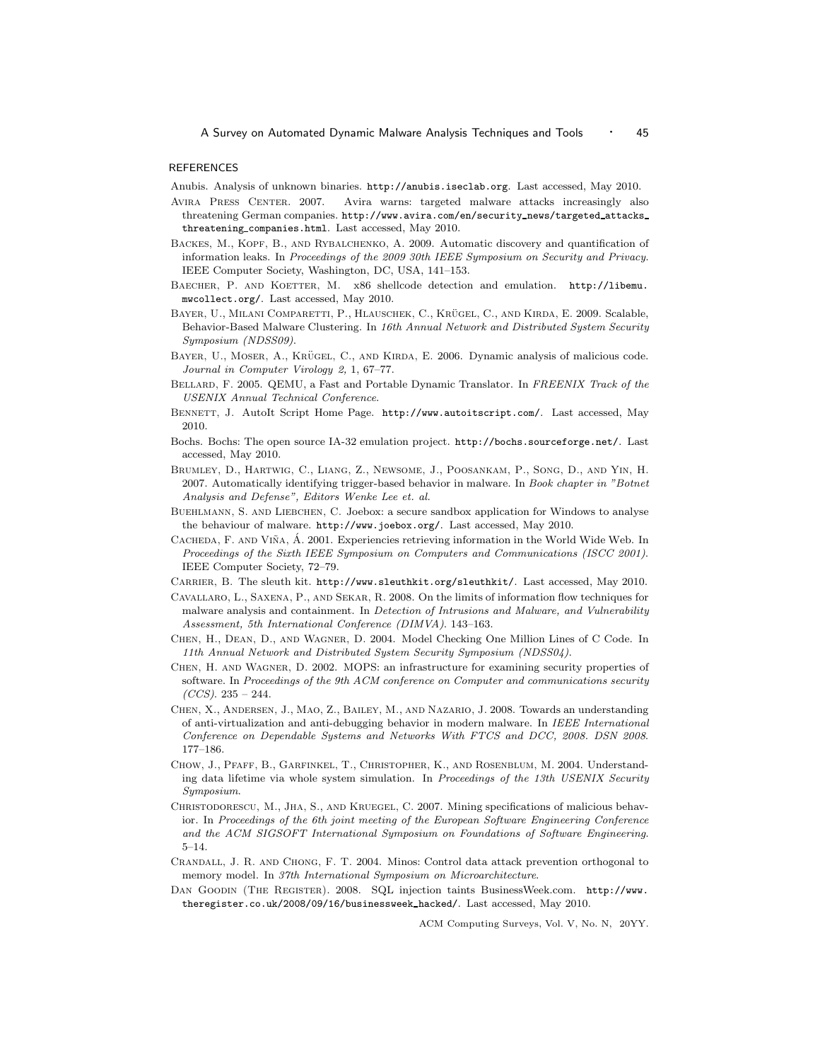## REFERENCES

Anubis. Analysis of unknown binaries. http://anubis.iseclab.org. Last accessed, May 2010.

Avira Press Center. 2007. Avira warns: targeted malware attacks increasingly also threatening German companies. http://www.avira.com/en/security_news/targeted_attacks_threatening_companies.html. Last accessed, May 2010.

Backes, M., Kopf, B., and Rybalchenko, A. 2009. Automatic discovery and quantification of information leaks. In *Proceedings of the 2009 30th IEEE Symposium on Security and Privacy*. IEEE Computer Society, Washington, DC, USA, 141–153.

Baecher, P. and Koetter, M. x86 shellcode detection and emulation. http://libemu.mwcollect.org/. Last accessed, May 2010.

Bayer, U., Milani Comparetti, P., Hlauschek, C., Krügel, C., and Kirda, E. 2009. Scalable, Behavior-Based Malware Clustering. In *16th Annual Network and Distributed System Security Symposium (NDSS09)*.

Bayer, U., Moser, A., Krügel, C., and Kirda, E. 2006. Dynamic analysis of malicious code. *Journal in Computer Virology 2,* 1, 67–77.

Bellard, F. 2005. QEMU, a Fast and Portable Dynamic Translator. In *FREENIX Track of the USENIX Annual Technical Conference*.

Bennett, J. AutoIt Script Home Page. http://www.autoitscript.com/. Last accessed, May 2010.

Bochs. Bochs: The open source IA-32 emulation project. http://bochs.sourceforge.net/. Last accessed, May 2010.

Brumley, D., Hartwig, C., Liang, Z., Newsome, J., Poosankam, P., Song, D., and Yin, H. 2007. Automatically identifying trigger-based behavior in malware. In *Book chapter in "Botnet Analysis and Defense", Editors Wenke Lee et. al.*

Buehlmann, S. and Liebchen, C. Joebox: a secure sandbox application for Windows to analyse the behaviour of malware. http://www.joebox.org/. Last accessed, May 2010.

Cacheda, F. and Viña, Á. 2001. Experiencies retrieving information in the World Wide Web. In *Proceedings of the Sixth IEEE Symposium on Computers and Communications (ISCC 2001)*. IEEE Computer Society, 72–79.

Carrier, B. The sleuth kit. http://www.sleuthkit.org/sleuthkit/. Last accessed, May 2010.

Cavallaro, L., Saxena, P., and Sekar, R. 2008. On the limits of information flow techniques for malware analysis and containment. In *Detection of Intrusions and Malware, and Vulnerability Assessment, 5th International Conference (DIMVA)*. 143–163.

Chen, H., Dean, D., and Wagner, D. 2004. Model Checking One Million Lines of C Code. In *11th Annual Network and Distributed System Security Symposium (NDSS04)*.

Chen, H. and Wagner, D. 2002. MOPS: an infrastructure for examining security properties of software. In *Proceedings of the 9th ACM conference on Computer and communications security (CCS)*. 235 – 244.

Chen, X., Andersen, J., Mao, Z., Bailey, M., and Nazario, J. 2008. Towards an understanding of anti-virtualization and anti-debugging behavior in modern malware. In *IEEE International Conference on Dependable Systems and Networks With FTCS and DCC, 2008. DSN 2008*. 177–186.

Chow, J., Pfaff, B., Garfinkel, T., Christopher, K., and Rosenblum, M. 2004. Understanding data lifetime via whole system simulation. In *Proceedings of the 13th USENIX Security Symposium*.

Christodorescu, M., Jha, S., and Kruegel, C. 2007. Mining specifications of malicious behavior. In *Proceedings of the 6th joint meeting of the European Software Engineering Conference and the ACM SIGSOFT International Symposium on Foundations of Software Engineering*. 5–14.

Crandall, J. R. and Chong, F. T. 2004. Minos: Control data attack prevention orthogonal to memory model. In *37th International Symposium on Microarchitecture*.

Dan Goodin (The Register). 2008. SQL injection taints BusinessWeek.com. http://www.theregister.co.uk/2008/09/16/businessweek_hacked/. Last accessed, May 2010.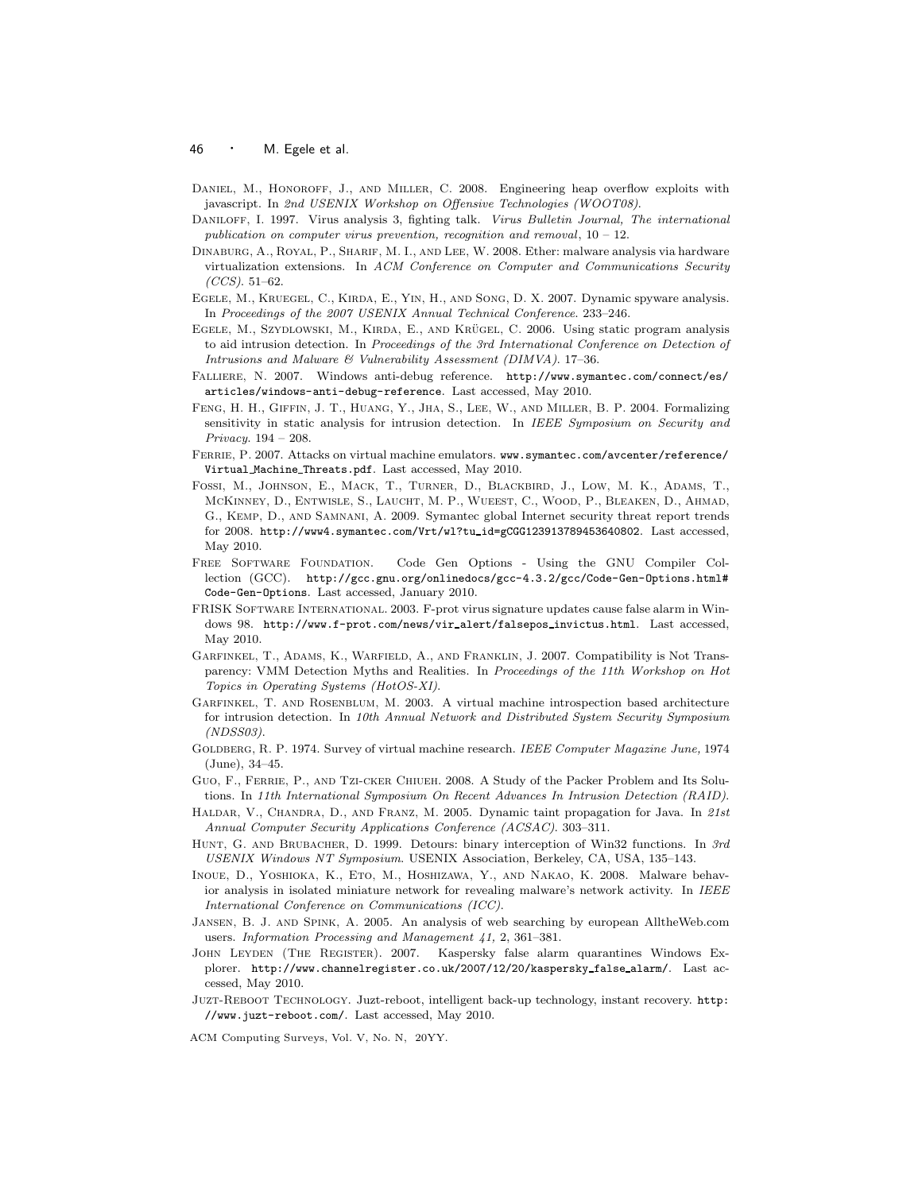Daniel, M., Honoroff, J., and Miller, C. 2008. Engineering heap overflow exploits with javascript. In *2nd USENIX Workshop on Offensive Technologies (WOOT08)*.

Daniloff, I. 1997. Virus analysis 3, fighting talk. *Virus Bulletin Journal, The international publication on computer virus prevention, recognition and removal*, 10 – 12.

Dinaburg, A., Royal, P., Sharif, M. I., and Lee, W. 2008. Ether: malware analysis via hardware virtualization extensions. In *ACM Conference on Computer and Communications Security (CCS)*. 51–62.

Egele, M., Kruegel, C., Kirda, E., Yin, H., and Song, D. X. 2007. Dynamic spyware analysis. In *Proceedings of the 2007 USENIX Annual Technical Conference*. 233–246.

Egele, M., Szydlowski, M., Kirda, E., and Krügel, C. 2006. Using static program analysis to aid intrusion detection. In *Proceedings of the 3rd International Conference on Detection of Intrusions and Malware & Vulnerability Assessment (DIMVA)*. 17–36.

Falliere, N. 2007. Windows anti-debug reference. http://www.symantec.com/connect/es/articles/windows-anti-debug-reference. Last accessed, May 2010.

Feng, H. H., Giffin, J. T., Huang, Y., Jha, S., Lee, W., and Miller, B. P. 2004. Formalizing sensitivity in static analysis for intrusion detection. In *IEEE Symposium on Security and Privacy*. 194 – 208.

Ferrie, P. 2007. Attacks on virtual machine emulators. www.symantec.com/avcenter/reference/Virtual_Machine_Threats.pdf. Last accessed, May 2010.

Fossi, M., Johnson, E., Mack, T., Turner, D., Blackbird, J., Low, M. K., Adams, T., McKinney, D., Entwisle, S., Laucht, M. P., Wueest, C., Wood, P., Bleaken, D., Ahmad, G., Kemp, D., and Samnani, A. 2009. Symantec global Internet security threat report trends for 2008. http://www4.symantec.com/Vrt/wl?tu_id=gCGG123913789453640802. Last accessed, May 2010.

Free Software Foundation. Code Gen Options - Using the GNU Compiler Collection (GCC). http://gcc.gnu.org/onlinedocs/gcc-4.3.2/gcc/Code-Gen-Options.html#Code-Gen-Options. Last accessed, January 2010.

FRISK Software International. 2003. F-prot virus signature updates cause false alarm in Windows 98. http://www.f-prot.com/news/vir_alert/falsepos_invictus.html. Last accessed, May 2010.

Garfinkel, T., Adams, K., Warfield, A., and Franklin, J. 2007. Compatibility is Not Transparency: VMM Detection Myths and Realities. In *Proceedings of the 11th Workshop on Hot Topics in Operating Systems (HotOS-XI)*.

Garfinkel, T. and Rosenblum, M. 2003. A virtual machine introspection based architecture for intrusion detection. In *10th Annual Network and Distributed System Security Symposium (NDSS03)*.

Goldberg, R. P. 1974. Survey of virtual machine research. *IEEE Computer Magazine June,* 1974 (June), 34–45.

Guo, F., Ferrie, P., and Tzi-cker Chiueh. 2008. A Study of the Packer Problem and Its Solutions. In *11th International Symposium On Recent Advances In Intrusion Detection (RAID)*.

Haldar, V., Chandra, D., and Franz, M. 2005. Dynamic taint propagation for Java. In *21st Annual Computer Security Applications Conference (ACSAC)*. 303–311.

Hunt, G. and Brubacher, D. 1999. Detours: binary interception of Win32 functions. In *3rd USENIX Windows NT Symposium*. USENIX Association, Berkeley, CA, USA, 135–143.

Inoue, D., Yoshioka, K., Eto, M., Hoshizawa, Y., and Nakao, K. 2008. Malware behavior analysis in isolated miniature network for revealing malware's network activity. In *IEEE International Conference on Communications (ICC)*.

Jansen, B. J. and Spink, A. 2005. An analysis of web searching by european AlltheWeb.com users. *Information Processing and Management 41,* 2, 361–381.

John Leyden (The Register). 2007. Kaspersky false alarm quarantines Windows Explorer. http://www.channelregister.co.uk/2007/12/20/kaspersky_false_alarm/. Last accessed, May 2010.

Juzt-Reboot Technology. Juzt-reboot, intelligent back-up technology, instant recovery. http://www.juzt-reboot.com/. Last accessed, May 2010.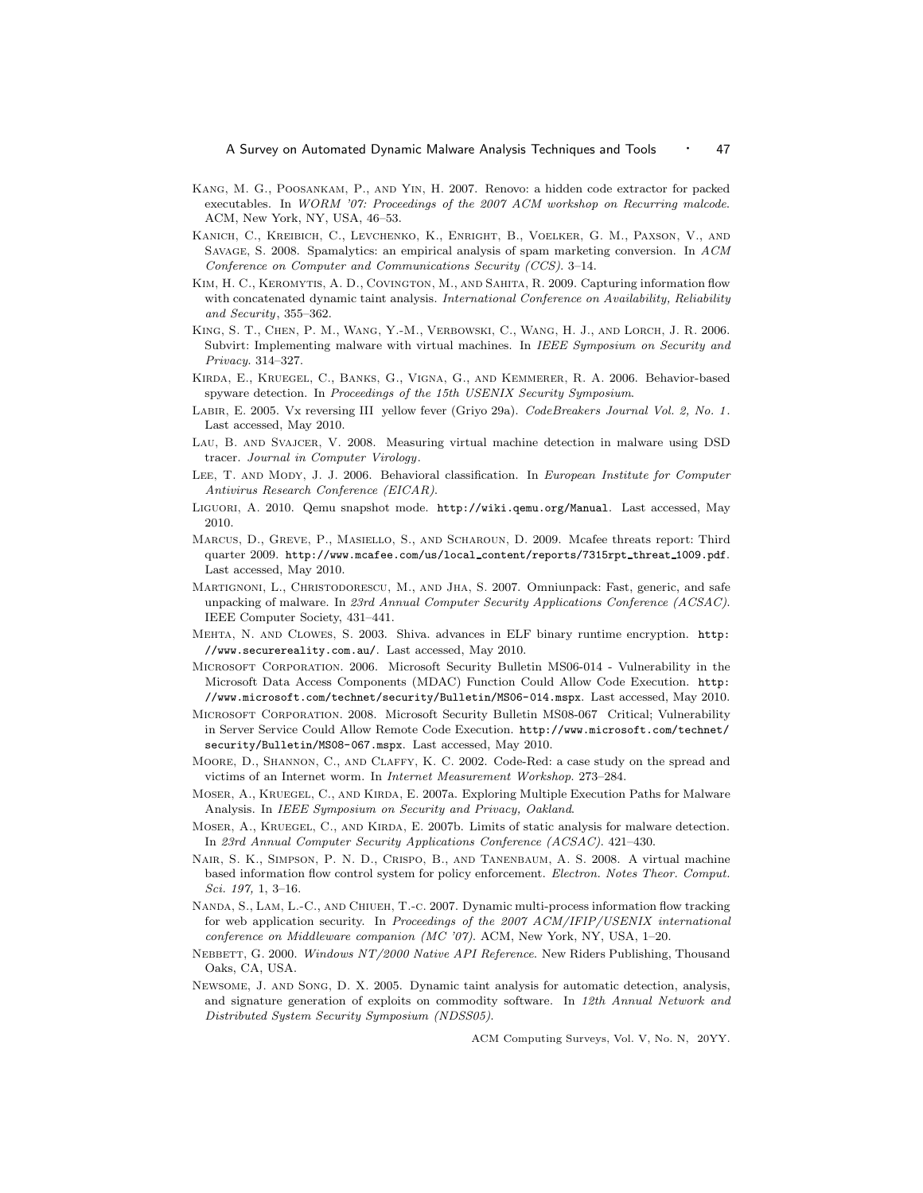Kang, M. G., Poosankam, P., and Yin, H. 2007. Renovo: a hidden code extractor for packed executables. In *WORM '07: Proceedings of the 2007 ACM workshop on Recurring malcode*. ACM, New York, NY, USA, 46–53.

Kanich, C., Kreibich, C., Levchenko, K., Enright, B., Voelker, G. M., Paxson, V., and Savage, S. 2008. Spamalytics: an empirical analysis of spam marketing conversion. In *ACM Conference on Computer and Communications Security (CCS)*. 3–14.

Kim, H. C., Keromytis, A. D., Covington, M., and Sahita, R. 2009. Capturing information flow with concatenated dynamic taint analysis. *International Conference on Availability, Reliability and Security*, 355–362.

King, S. T., Chen, P. M., Wang, Y.-M., Verbowski, C., Wang, H. J., and Lorch, J. R. 2006. Subvirt: Implementing malware with virtual machines. In *IEEE Symposium on Security and Privacy*. 314–327.

Kirda, E., Kruegel, C., Banks, G., Vigna, G., and Kemmerer, R. A. 2006. Behavior-based spyware detection. In *Proceedings of the 15th USENIX Security Symposium*.

Labir, E. 2005. Vx reversing III yellow fever (Griyo 29a). *CodeBreakers Journal Vol. 2, No. 1*. Last accessed, May 2010.

Lau, B. and Svajcer, V. 2008. Measuring virtual machine detection in malware using DSD tracer. *Journal in Computer Virology*.

Lee, T. and Mody, J. J. 2006. Behavioral classification. In *European Institute for Computer Antivirus Research Conference (EICAR)*.

Liguori, A. 2010. Qemu snapshot mode. http://wiki.qemu.org/Manual. Last accessed, May 2010.

Marcus, D., Greve, P., Masiello, S., and Scharoun, D. 2009. Mcafee threats report: Third quarter 2009. http://www.mcafee.com/us/local_content/reports/7315rpt_threat_1009.pdf. Last accessed, May 2010.

Martignoni, L., Christodorescu, M., and Jha, S. 2007. Omniunpack: Fast, generic, and safe unpacking of malware. In *23rd Annual Computer Security Applications Conference (ACSAC)*. IEEE Computer Society, 431–441.

Mehta, N. and Clowes, S. 2003. Shiva. advances in ELF binary runtime encryption. http://www.securereality.com.au/. Last accessed, May 2010.

Microsoft Corporation. 2006. Microsoft Security Bulletin MS06-014 - Vulnerability in the Microsoft Data Access Components (MDAC) Function Could Allow Code Execution. http://www.microsoft.com/technet/security/Bulletin/MS06-014.mspx. Last accessed, May 2010.

Microsoft Corporation. 2008. Microsoft Security Bulletin MS08-067 Critical; Vulnerability in Server Service Could Allow Remote Code Execution. http://www.microsoft.com/technet/security/Bulletin/MS08-067.mspx. Last accessed, May 2010.

Moore, D., Shannon, C., and Claffy, K. C. 2002. Code-Red: a case study on the spread and victims of an Internet worm. In *Internet Measurement Workshop*. 273–284.

Moser, A., Kruegel, C., and Kirda, E. 2007a. Exploring Multiple Execution Paths for Malware Analysis. In *IEEE Symposium on Security and Privacy, Oakland*.

Moser, A., Kruegel, C., and Kirda, E. 2007b. Limits of static analysis for malware detection. In *23rd Annual Computer Security Applications Conference (ACSAC)*. 421–430.

Nair, S. K., Simpson, P. N. D., Crispo, B., and Tanenbaum, A. S. 2008. A virtual machine based information flow control system for policy enforcement. *Electron. Notes Theor. Comput. Sci. 197,* 1, 3–16.

Nanda, S., Lam, L.-C., and Chiueh, T.-c. 2007. Dynamic multi-process information flow tracking for web application security. In *Proceedings of the 2007 ACM/IFIP/USENIX international conference on Middleware companion (MC '07)*. ACM, New York, NY, USA, 1–20.

Nebbett, G. 2000. *Windows NT/2000 Native API Reference*. New Riders Publishing, Thousand Oaks, CA, USA.

Newsome, J. and Song, D. X. 2005. Dynamic taint analysis for automatic detection, analysis, and signature generation of exploits on commodity software. In *12th Annual Network and Distributed System Security Symposium (NDSS05)*.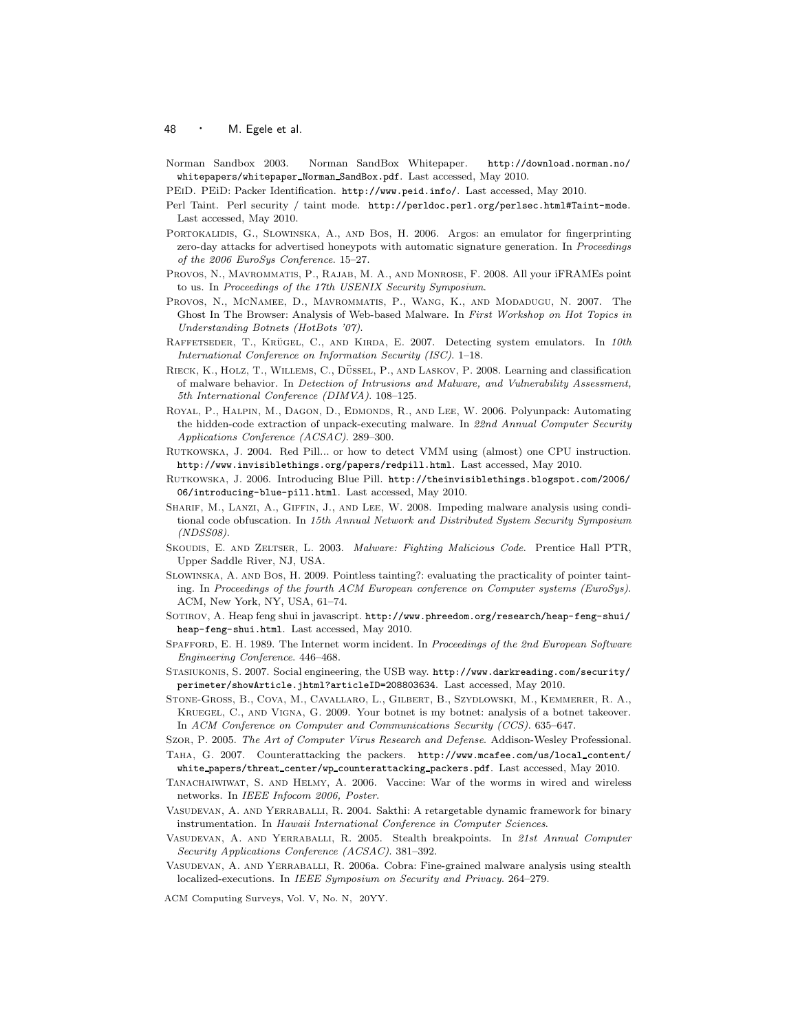Norman Sandbox 2003. Norman SandBox Whitepaper. http://download.norman.no/whitepapers/whitepaper_Norman_SandBox.pdf. Last accessed, May 2010.

PEiD. PEiD: Packer Identification. http://www.peid.info/. Last accessed, May 2010.

Perl Taint. Perl security / taint mode. http://perldoc.perl.org/perlsec.html#Taint-mode. Last accessed, May 2010.

Portokalidis, G., Slowinska, A., and Bos, H. 2006. Argos: an emulator for fingerprinting zero-day attacks for advertised honeypots with automatic signature generation. In *Proceedings of the 2006 EuroSys Conference*. 15–27.

Provos, N., Mavrommatis, P., Rajab, M. A., and Monrose, F. 2008. All your iFRAMEs point to us. In *Proceedings of the 17th USENIX Security Symposium*.

Provos, N., McNamee, D., Mavrommatis, P., Wang, K., and Modadugu, N. 2007. The Ghost In The Browser: Analysis of Web-based Malware. In *First Workshop on Hot Topics in Understanding Botnets (HotBots '07)*.

Raffetseder, T., Krügel, C., and Kirda, E. 2007. Detecting system emulators. In *10th International Conference on Information Security (ISC)*. 1–18.

Rieck, K., Holz, T., Willems, C., Düssel, P., and Laskov, P. 2008. Learning and classification of malware behavior. In *Detection of Intrusions and Malware, and Vulnerability Assessment, 5th International Conference (DIMVA)*. 108–125.

Royal, P., Halpin, M., Dagon, D., Edmonds, R., and Lee, W. 2006. Polyunpack: Automating the hidden-code extraction of unpack-executing malware. In *22nd Annual Computer Security Applications Conference (ACSAC)*. 289–300.

Rutkowska, J. 2004. Red Pill... or how to detect VMM using (almost) one CPU instruction. http://www.invisiblethings.org/papers/redpill.html. Last accessed, May 2010.

Rutkowska, J. 2006. Introducing Blue Pill. http://theinvisiblethings.blogspot.com/2006/06/introducing-blue-pill.html. Last accessed, May 2010.

Sharif, M., Lanzi, A., Giffin, J., and Lee, W. 2008. Impeding malware analysis using conditional code obfuscation. In *15th Annual Network and Distributed System Security Symposium (NDSS08)*.

Skoudis, E. and Zeltser, L. 2003. *Malware: Fighting Malicious Code*. Prentice Hall PTR, Upper Saddle River, NJ, USA.

Slowinska, A. and Bos, H. 2009. Pointless tainting?: evaluating the practicality of pointer tainting. In *Proceedings of the fourth ACM European conference on Computer systems (EuroSys)*. ACM, New York, NY, USA, 61–74.

Sotirov, A. Heap feng shui in javascript. http://www.phreedom.org/research/heap-feng-shui/heap-feng-shui.html. Last accessed, May 2010.

Spafford, E. H. 1989. The Internet worm incident. In *Proceedings of the 2nd European Software Engineering Conference*. 446–468.

Stasiukonis, S. 2007. Social engineering, the USB way. http://www.darkreading.com/security/perimeter/showArticle.jhtml?articleID=208803634. Last accessed, May 2010.

Stone-Gross, B., Cova, M., Cavallaro, L., Gilbert, B., Szydlowski, M., Kemmerer, R. A., Kruegel, C., and Vigna, G. 2009. Your botnet is my botnet: analysis of a botnet takeover. In *ACM Conference on Computer and Communications Security (CCS)*. 635–647.

Szor, P. 2005. *The Art of Computer Virus Research and Defense*. Addison-Wesley Professional.

Taha, G. 2007. Counterattacking the packers. http://www.mcafee.com/us/local_content/white_papers/threat_center/wp_counterattacking_packers.pdf. Last accessed, May 2010.

Tanachaiwiwat, S. and Helmy, A. 2006. Vaccine: War of the worms in wired and wireless networks. In *IEEE Infocom 2006, Poster*.

Vasudevan, A. and Yerraballi, R. 2004. Sakthi: A retargetable dynamic framework for binary instrumentation. In *Hawaii International Conference in Computer Sciences*.

Vasudevan, A. and Yerraballi, R. 2005. Stealth breakpoints. In *21st Annual Computer Security Applications Conference (ACSAC)*. 381–392.

Vasudevan, A. and Yerraballi, R. 2006a. Cobra: Fine-grained malware analysis using stealth localized-executions. In *IEEE Symposium on Security and Privacy*. 264–279.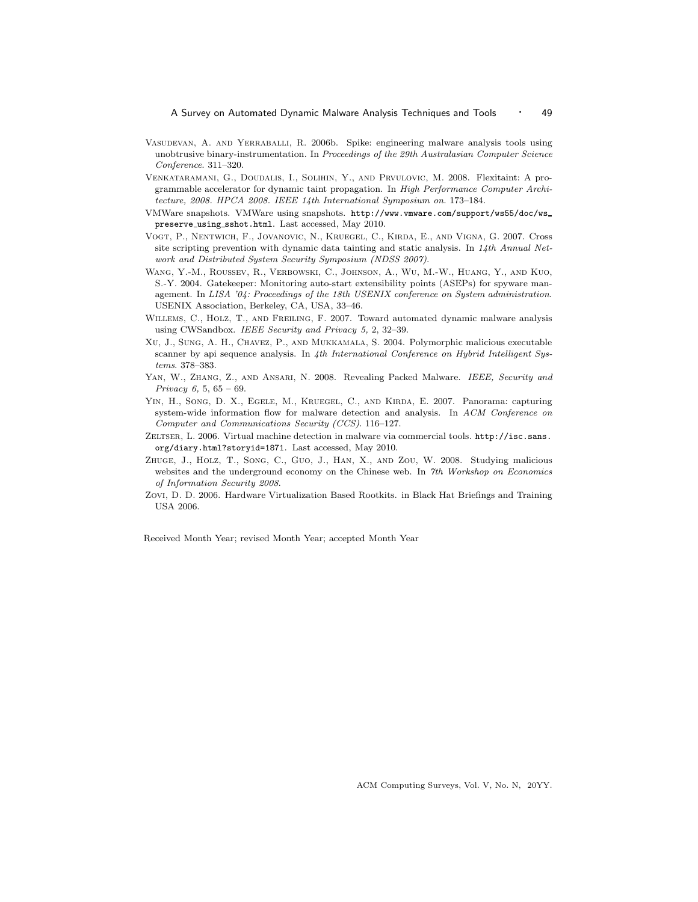Vasudevan, A. and Yerraballi, R. 2006b. Spike: engineering malware analysis tools using unobtrusive binary-instrumentation. In *Proceedings of the 29th Australasian Computer Science Conference*. 311–320.

Venkataramani, G., Doudalis, I., Solihin, Y., and Prvulovic, M. 2008. Flexitaint: A programmable accelerator for dynamic taint propagation. In *High Performance Computer Architecture, 2008. HPCA 2008. IEEE 14th International Symposium on*. 173–184.

VMWare snapshots. VMWare using snapshots. `http://www.vmware.com/support/ws55/doc/ws_preserve_using_sshot.html`. Last accessed, May 2010.

Vogt, P., Nentwich, F., Jovanovic, N., Kruegel, C., Kirda, E., and Vigna, G. 2007. Cross site scripting prevention with dynamic data tainting and static analysis. In *14th Annual Network and Distributed System Security Symposium (NDSS 2007)*.

Wang, Y.-M., Roussev, R., Verbowski, C., Johnson, A., Wu, M.-W., Huang, Y., and Kuo, S.-Y. 2004. Gatekeeper: Monitoring auto-start extensibility points (ASEPs) for spyware management. In *LISA '04: Proceedings of the 18th USENIX conference on System administration*. USENIX Association, Berkeley, CA, USA, 33–46.

Willems, C., Holz, T., and Freiling, F. 2007. Toward automated dynamic malware analysis using CWSandbox. *IEEE Security and Privacy 5,* 2, 32–39.

Xu, J., Sung, A. H., Chavez, P., and Mukkamala, S. 2004. Polymorphic malicious executable scanner by api sequence analysis. In *4th International Conference on Hybrid Intelligent Systems*. 378–383.

Yan, W., Zhang, Z., and Ansari, N. 2008. Revealing Packed Malware. *IEEE, Security and Privacy 6,* 5, 65 – 69.

Yin, H., Song, D. X., Egele, M., Kruegel, C., and Kirda, E. 2007. Panorama: capturing system-wide information flow for malware detection and analysis. In *ACM Conference on Computer and Communications Security (CCS)*. 116–127.

Zeltser, L. 2006. Virtual machine detection in malware via commercial tools. `http://isc.sans.org/diary.html?storyid=1871`. Last accessed, May 2010.

Zhuge, J., Holz, T., Song, C., Guo, J., Han, X., and Zou, W. 2008. Studying malicious websites and the underground economy on the Chinese web. In *7th Workshop on Economics of Information Security 2008*.

Zovi, D. D. 2006. Hardware Virtualization Based Rootkits. in Black Hat Briefings and Training USA 2006.

Received Month Year; revised Month Year; accepted Month Year